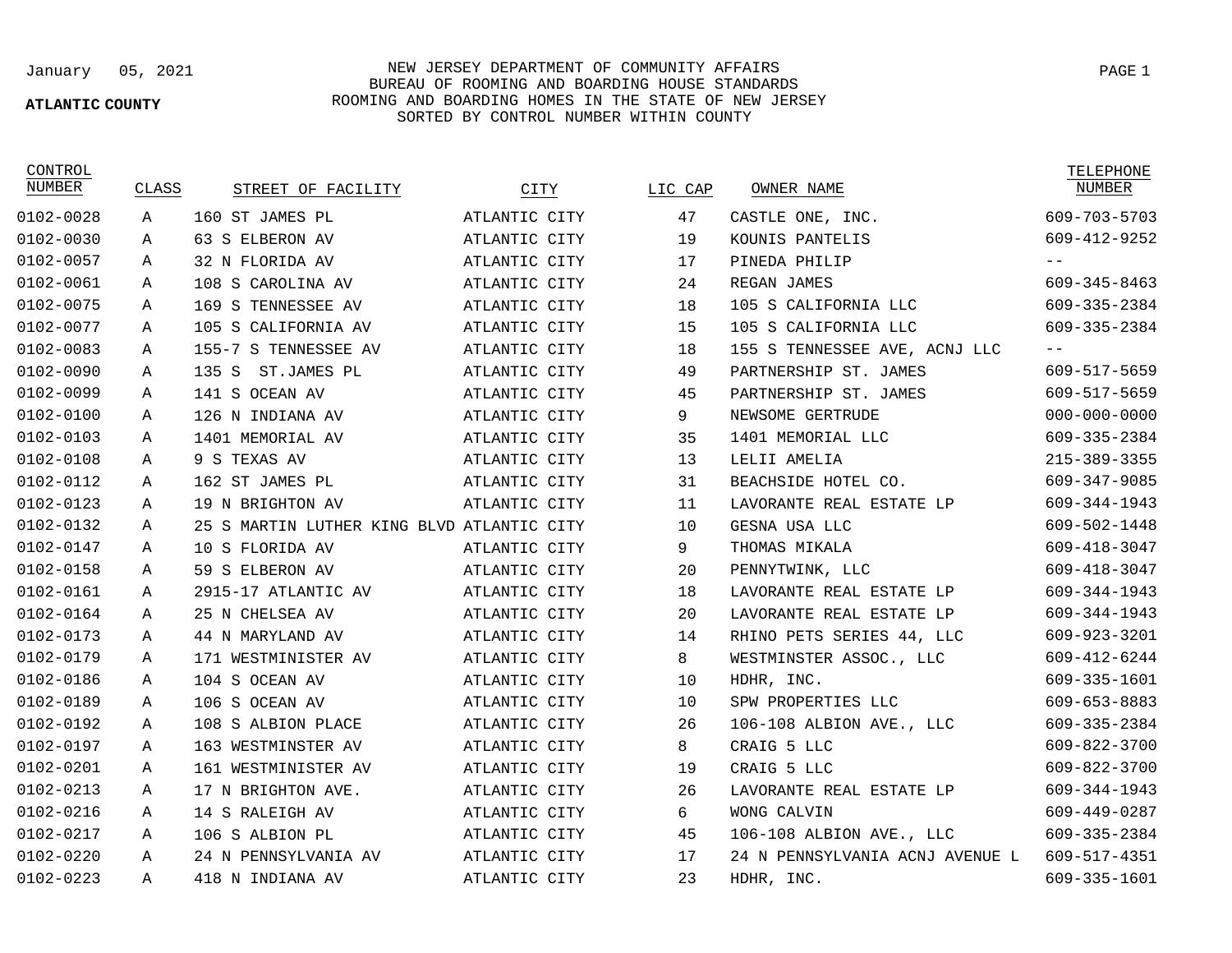January 05, 2021

**ATLANTIC COUNTY**

NEW JERSEY DEPARTMENT OF COMMUNITY AFFAIRS
BUREAU OF ROOMING AND BOARDING HOUSE STANDARDS
ROOMING AND BOARDING HOMES IN THE STATE OF NEW JERSEY
SORTED BY CONTROL NUMBER WITHIN COUNTY

| CONTROL NUMBER | CLASS | STREET OF FACILITY | CITY | LIC CAP | OWNER NAME | TELEPHONE NUMBER |
|---|---|---|---|---|---|---|
| 0102-0028 | A | 160 ST JAMES PL | ATLANTIC CITY | 47 | CASTLE ONE, INC. | 609-703-5703 |
| 0102-0030 | A | 63 S ELBERON AV | ATLANTIC CITY | 19 | KOUNIS PANTELIS | 609-412-9252 |
| 0102-0057 | A | 32 N FLORIDA AV | ATLANTIC CITY | 17 | PINEDA PHILIP | -- |
| 0102-0061 | A | 108 S CAROLINA AV | ATLANTIC CITY | 24 | REGAN JAMES | 609-345-8463 |
| 0102-0075 | A | 169 S TENNESSEE AV | ATLANTIC CITY | 18 | 105 S CALIFORNIA LLC | 609-335-2384 |
| 0102-0077 | A | 105 S CALIFORNIA AV | ATLANTIC CITY | 15 | 105 S CALIFORNIA LLC | 609-335-2384 |
| 0102-0083 | A | 155-7 S TENNESSEE AV | ATLANTIC CITY | 18 | 155 S TENNESSEE AVE, ACNJ LLC | -- |
| 0102-0090 | A | 135 S ST.JAMES PL | ATLANTIC CITY | 49 | PARTNERSHIP ST. JAMES | 609-517-5659 |
| 0102-0099 | A | 141 S OCEAN AV | ATLANTIC CITY | 45 | PARTNERSHIP ST. JAMES | 609-517-5659 |
| 0102-0100 | A | 126 N INDIANA AV | ATLANTIC CITY | 9 | NEWSOME GERTRUDE | 000-000-0000 |
| 0102-0103 | A | 1401 MEMORIAL AV | ATLANTIC CITY | 35 | 1401 MEMORIAL LLC | 609-335-2384 |
| 0102-0108 | A | 9 S TEXAS AV | ATLANTIC CITY | 13 | LELII AMELIA | 215-389-3355 |
| 0102-0112 | A | 162 ST JAMES PL | ATLANTIC CITY | 31 | BEACHSIDE HOTEL CO. | 609-347-9085 |
| 0102-0123 | A | 19 N BRIGHTON AV | ATLANTIC CITY | 11 | LAVORANTE REAL ESTATE LP | 609-344-1943 |
| 0102-0132 | A | 25 S MARTIN LUTHER KING BLVD | ATLANTIC CITY | 10 | GESNA USA LLC | 609-502-1448 |
| 0102-0147 | A | 10 S FLORIDA AV | ATLANTIC CITY | 9 | THOMAS MIKALA | 609-418-3047 |
| 0102-0158 | A | 59 S ELBERON AV | ATLANTIC CITY | 20 | PENNYTWINK, LLC | 609-418-3047 |
| 0102-0161 | A | 2915-17 ATLANTIC AV | ATLANTIC CITY | 18 | LAVORANTE REAL ESTATE LP | 609-344-1943 |
| 0102-0164 | A | 25 N CHELSEA AV | ATLANTIC CITY | 20 | LAVORANTE REAL ESTATE LP | 609-344-1943 |
| 0102-0173 | A | 44 N MARYLAND AV | ATLANTIC CITY | 14 | RHINO PETS SERIES 44, LLC | 609-923-3201 |
| 0102-0179 | A | 171 WESTMINISTER AV | ATLANTIC CITY | 8 | WESTMINSTER ASSOC., LLC | 609-412-6244 |
| 0102-0186 | A | 104 S OCEAN AV | ATLANTIC CITY | 10 | HDHR, INC. | 609-335-1601 |
| 0102-0189 | A | 106 S OCEAN AV | ATLANTIC CITY | 10 | SPW PROPERTIES LLC | 609-653-8883 |
| 0102-0192 | A | 108 S ALBION PLACE | ATLANTIC CITY | 26 | 106-108 ALBION AVE., LLC | 609-335-2384 |
| 0102-0197 | A | 163 WESTMINSTER AV | ATLANTIC CITY | 8 | CRAIG 5 LLC | 609-822-3700 |
| 0102-0201 | A | 161 WESTMINISTER AV | ATLANTIC CITY | 19 | CRAIG 5 LLC | 609-822-3700 |
| 0102-0213 | A | 17 N BRIGHTON AVE. | ATLANTIC CITY | 26 | LAVORANTE REAL ESTATE LP | 609-344-1943 |
| 0102-0216 | A | 14 S RALEIGH AV | ATLANTIC CITY | 6 | WONG CALVIN | 609-449-0287 |
| 0102-0217 | A | 106 S ALBION PL | ATLANTIC CITY | 45 | 106-108 ALBION AVE., LLC | 609-335-2384 |
| 0102-0220 | A | 24 N PENNSYLVANIA AV | ATLANTIC CITY | 17 | 24 N PENNSYLVANIA ACNJ AVENUE L | 609-517-4351 |
| 0102-0223 | A | 418 N INDIANA AV | ATLANTIC CITY | 23 | HDHR, INC. | 609-335-1601 |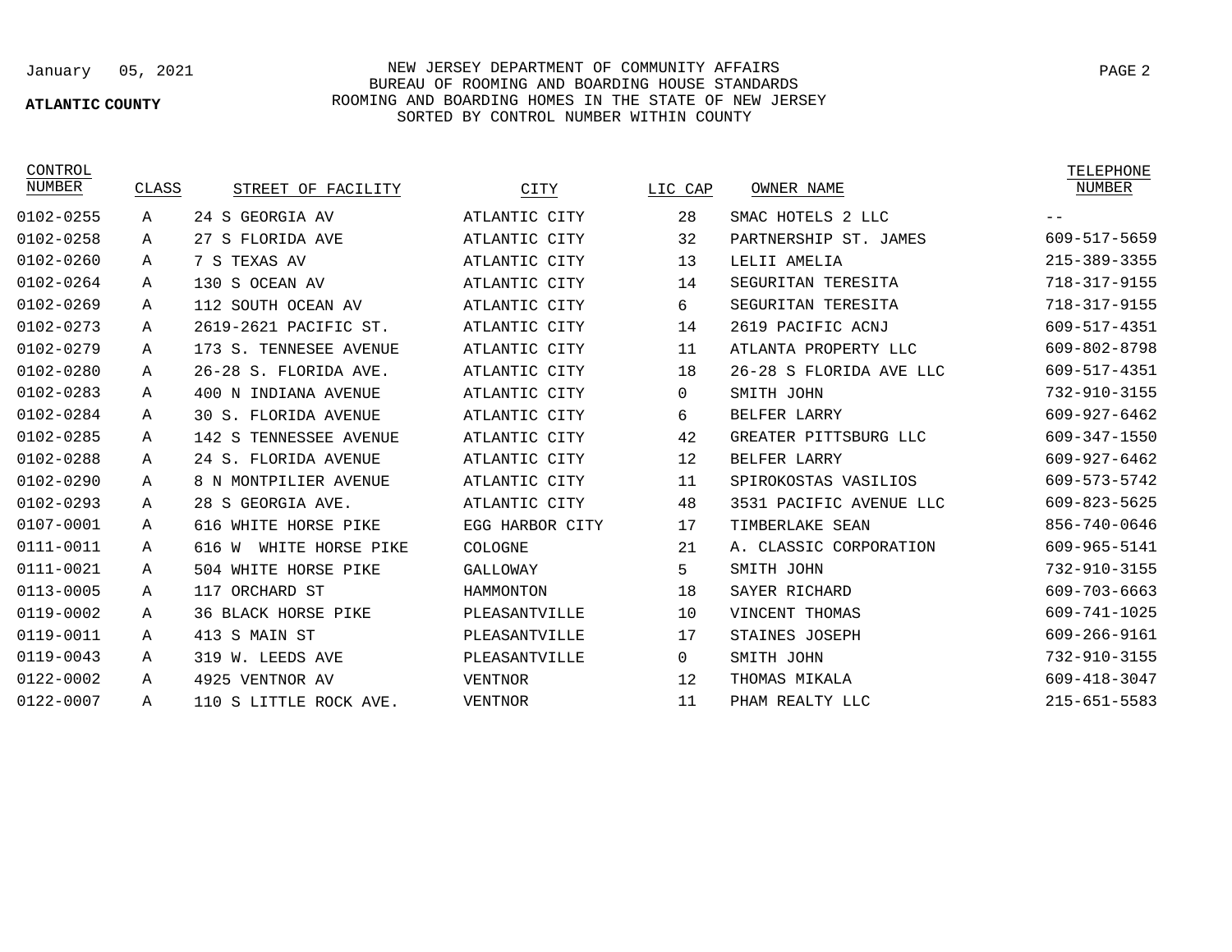NEW JERSEY DEPARTMENT OF COMMUNITY AFFAIRS
BUREAU OF ROOMING AND BOARDING HOUSE STANDARDS
ROOMING AND BOARDING HOMES IN THE STATE OF NEW JERSEY
SORTED BY CONTROL NUMBER WITHIN COUNTY

January 05, 2021

**ATLANTIC COUNTY**

| CONTROL NUMBER | CLASS | STREET OF FACILITY | CITY | LIC CAP | OWNER NAME | TELEPHONE NUMBER |
|---|---|---|---|---|---|---|
| 0102-0255 | A | 24 S GEORGIA AV | ATLANTIC CITY | 28 | SMAC HOTELS 2 LLC | -- |
| 0102-0258 | A | 27 S FLORIDA AVE | ATLANTIC CITY | 32 | PARTNERSHIP ST. JAMES | 609-517-5659 |
| 0102-0260 | A | 7 S TEXAS AV | ATLANTIC CITY | 13 | LELII AMELIA | 215-389-3355 |
| 0102-0264 | A | 130 S OCEAN AV | ATLANTIC CITY | 14 | SEGURITAN TERESITA | 718-317-9155 |
| 0102-0269 | A | 112 SOUTH OCEAN AV | ATLANTIC CITY | 6 | SEGURITAN TERESITA | 718-317-9155 |
| 0102-0273 | A | 2619-2621 PACIFIC ST. | ATLANTIC CITY | 14 | 2619 PACIFIC ACNJ | 609-517-4351 |
| 0102-0279 | A | 173 S. TENNESEE AVENUE | ATLANTIC CITY | 11 | ATLANTA PROPERTY LLC | 609-802-8798 |
| 0102-0280 | A | 26-28 S. FLORIDA AVE. | ATLANTIC CITY | 18 | 26-28 S FLORIDA AVE LLC | 609-517-4351 |
| 0102-0283 | A | 400 N INDIANA AVENUE | ATLANTIC CITY | 0 | SMITH JOHN | 732-910-3155 |
| 0102-0284 | A | 30 S. FLORIDA AVENUE | ATLANTIC CITY | 6 | BELFER LARRY | 609-927-6462 |
| 0102-0285 | A | 142 S TENNESSEE AVENUE | ATLANTIC CITY | 42 | GREATER PITTSBURG LLC | 609-347-1550 |
| 0102-0288 | A | 24 S. FLORIDA AVENUE | ATLANTIC CITY | 12 | BELFER LARRY | 609-927-6462 |
| 0102-0290 | A | 8 N MONTPILIER AVENUE | ATLANTIC CITY | 11 | SPIROKOSTAS VASILIOS | 609-573-5742 |
| 0102-0293 | A | 28 S GEORGIA AVE. | ATLANTIC CITY | 48 | 3531 PACIFIC AVENUE LLC | 609-823-5625 |
| 0107-0001 | A | 616 WHITE HORSE PIKE | EGG HARBOR CITY | 17 | TIMBERLAKE SEAN | 856-740-0646 |
| 0111-0011 | A | 616 W WHITE HORSE PIKE | COLOGNE | 21 | A. CLASSIC CORPORATION | 609-965-5141 |
| 0111-0021 | A | 504 WHITE HORSE PIKE | GALLOWAY | 5 | SMITH JOHN | 732-910-3155 |
| 0113-0005 | A | 117 ORCHARD ST | HAMMONTON | 18 | SAYER RICHARD | 609-703-6663 |
| 0119-0002 | A | 36 BLACK HORSE PIKE | PLEASANTVILLE | 10 | VINCENT THOMAS | 609-741-1025 |
| 0119-0011 | A | 413 S MAIN ST | PLEASANTVILLE | 17 | STAINES JOSEPH | 609-266-9161 |
| 0119-0043 | A | 319 W. LEEDS AVE | PLEASANTVILLE | 0 | SMITH JOHN | 732-910-3155 |
| 0122-0002 | A | 4925 VENTNOR AV | VENTNOR | 12 | THOMAS MIKALA | 609-418-3047 |
| 0122-0007 | A | 110 S LITTLE ROCK AVE. | VENTNOR | 11 | PHAM REALTY LLC | 215-651-5583 |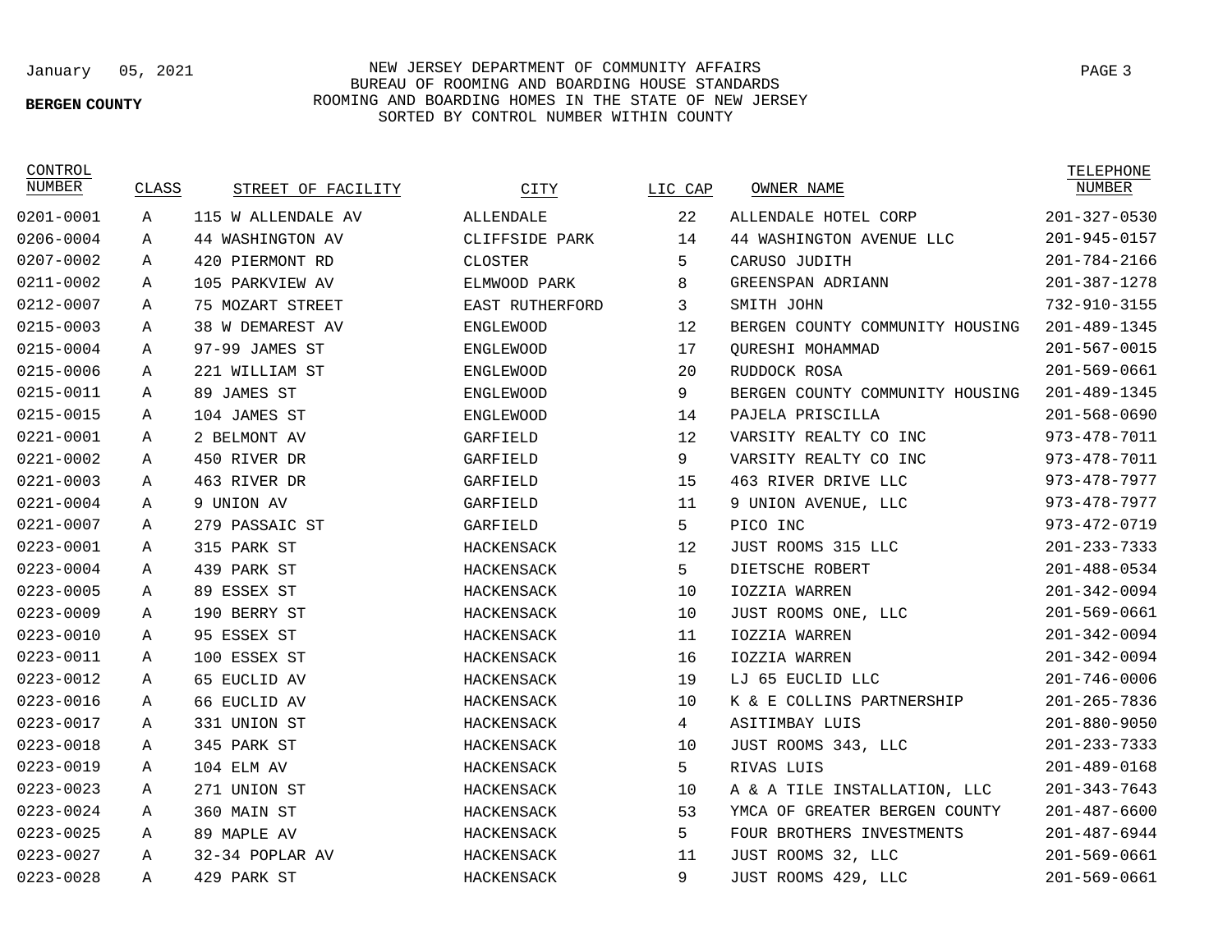January 05, 2021

NEW JERSEY DEPARTMENT OF COMMUNITY AFFAIRS
BUREAU OF ROOMING AND BOARDING HOUSE STANDARDS
ROOMING AND BOARDING HOMES IN THE STATE OF NEW JERSEY
SORTED BY CONTROL NUMBER WITHIN COUNTY

**BERGEN COUNTY**

| CONTROL NUMBER | CLASS | STREET OF FACILITY | CITY | LIC CAP | OWNER NAME | TELEPHONE NUMBER |
|---|---|---|---|---|---|---|
| 0201-0001 | A | 115 W ALLENDALE AV | ALLENDALE | 22 | ALLENDALE HOTEL CORP | 201-327-0530 |
| 0206-0004 | A | 44 WASHINGTON AV | CLIFFSIDE PARK | 14 | 44 WASHINGTON AVENUE LLC | 201-945-0157 |
| 0207-0002 | A | 420 PIERMONT RD | CLOSTER | 5 | CARUSO JUDITH | 201-784-2166 |
| 0211-0002 | A | 105 PARKVIEW AV | ELMWOOD PARK | 8 | GREENSPAN ADRIANN | 201-387-1278 |
| 0212-0007 | A | 75 MOZART STREET | EAST RUTHERFORD | 3 | SMITH JOHN | 732-910-3155 |
| 0215-0003 | A | 38 W DEMAREST AV | ENGLEWOOD | 12 | BERGEN COUNTY COMMUNITY HOUSING | 201-489-1345 |
| 0215-0004 | A | 97-99 JAMES ST | ENGLEWOOD | 17 | QURESHI MOHAMMAD | 201-567-0015 |
| 0215-0006 | A | 221 WILLIAM ST | ENGLEWOOD | 20 | RUDDOCK ROSA | 201-569-0661 |
| 0215-0011 | A | 89 JAMES ST | ENGLEWOOD | 9 | BERGEN COUNTY COMMUNITY HOUSING | 201-489-1345 |
| 0215-0015 | A | 104 JAMES ST | ENGLEWOOD | 14 | PAJELA PRISCILLA | 201-568-0690 |
| 0221-0001 | A | 2 BELMONT AV | GARFIELD | 12 | VARSITY REALTY CO INC | 973-478-7011 |
| 0221-0002 | A | 450 RIVER DR | GARFIELD | 9 | VARSITY REALTY CO INC | 973-478-7011 |
| 0221-0003 | A | 463 RIVER DR | GARFIELD | 15 | 463 RIVER DRIVE LLC | 973-478-7977 |
| 0221-0004 | A | 9 UNION AV | GARFIELD | 11 | 9 UNION AVENUE, LLC | 973-478-7977 |
| 0221-0007 | A | 279 PASSAIC ST | GARFIELD | 5 | PICO INC | 973-472-0719 |
| 0223-0001 | A | 315 PARK ST | HACKENSACK | 12 | JUST ROOMS 315 LLC | 201-233-7333 |
| 0223-0004 | A | 439 PARK ST | HACKENSACK | 5 | DIETSCHE ROBERT | 201-488-0534 |
| 0223-0005 | A | 89 ESSEX ST | HACKENSACK | 10 | IOZZIA WARREN | 201-342-0094 |
| 0223-0009 | A | 190 BERRY ST | HACKENSACK | 10 | JUST ROOMS ONE, LLC | 201-569-0661 |
| 0223-0010 | A | 95 ESSEX ST | HACKENSACK | 11 | IOZZIA WARREN | 201-342-0094 |
| 0223-0011 | A | 100 ESSEX ST | HACKENSACK | 16 | IOZZIA WARREN | 201-342-0094 |
| 0223-0012 | A | 65 EUCLID AV | HACKENSACK | 19 | LJ 65 EUCLID LLC | 201-746-0006 |
| 0223-0016 | A | 66 EUCLID AV | HACKENSACK | 10 | K & E COLLINS PARTNERSHIP | 201-265-7836 |
| 0223-0017 | A | 331 UNION ST | HACKENSACK | 4 | ASITIMBAY LUIS | 201-880-9050 |
| 0223-0018 | A | 345 PARK ST | HACKENSACK | 10 | JUST ROOMS 343, LLC | 201-233-7333 |
| 0223-0019 | A | 104 ELM AV | HACKENSACK | 5 | RIVAS LUIS | 201-489-0168 |
| 0223-0023 | A | 271 UNION ST | HACKENSACK | 10 | A & A TILE INSTALLATION, LLC | 201-343-7643 |
| 0223-0024 | A | 360 MAIN ST | HACKENSACK | 53 | YMCA OF GREATER BERGEN COUNTY | 201-487-6600 |
| 0223-0025 | A | 89 MAPLE AV | HACKENSACK | 5 | FOUR BROTHERS INVESTMENTS | 201-487-6944 |
| 0223-0027 | A | 32-34 POPLAR AV | HACKENSACK | 11 | JUST ROOMS 32, LLC | 201-569-0661 |
| 0223-0028 | A | 429 PARK ST | HACKENSACK | 9 | JUST ROOMS 429, LLC | 201-569-0661 |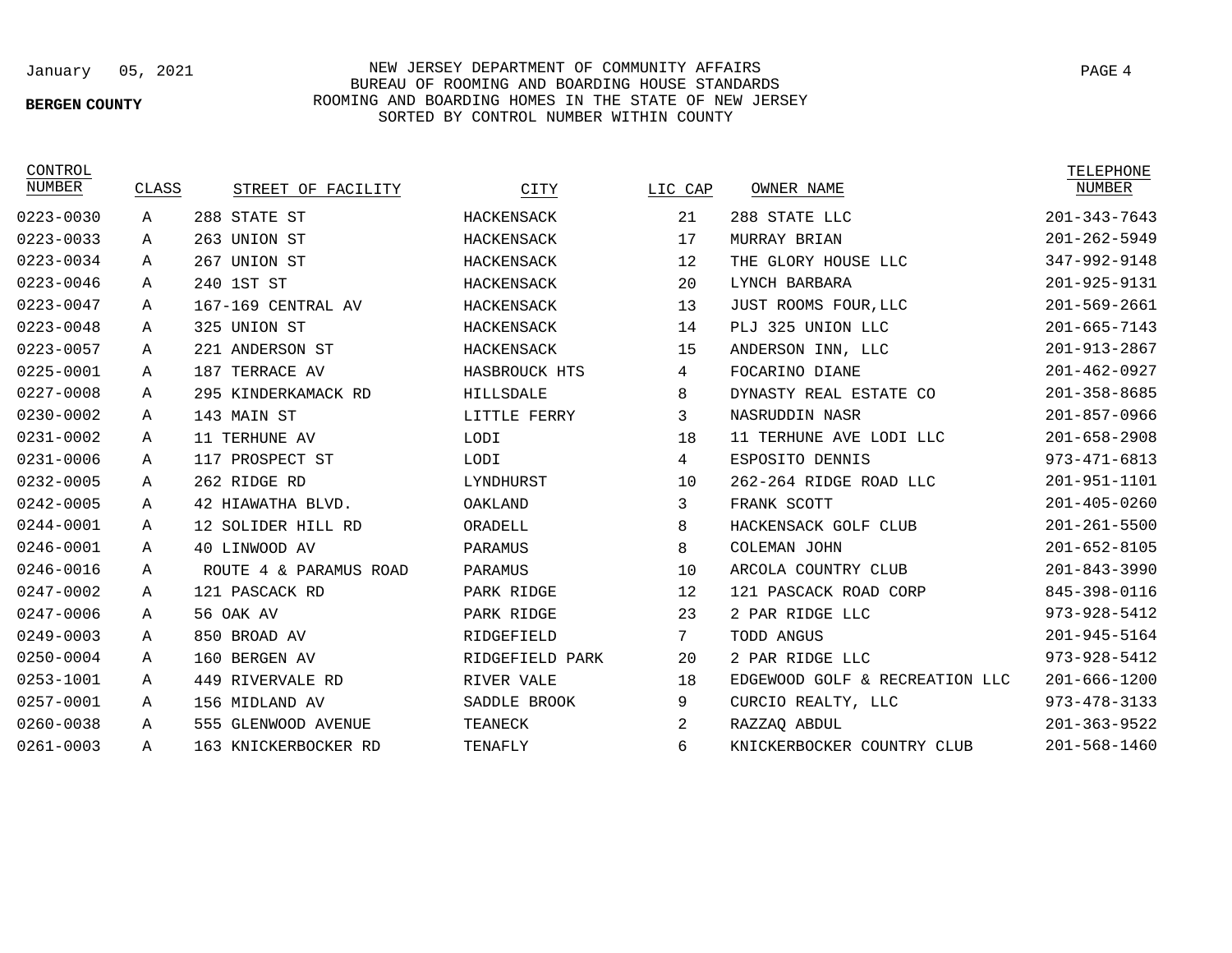January 05, 2021

**BERGEN COUNTY**

NEW JERSEY DEPARTMENT OF COMMUNITY AFFAIRS
BUREAU OF ROOMING AND BOARDING HOUSE STANDARDS
ROOMING AND BOARDING HOMES IN THE STATE OF NEW JERSEY
SORTED BY CONTROL NUMBER WITHIN COUNTY

| CONTROL NUMBER | CLASS | STREET OF FACILITY | CITY | LIC CAP | OWNER NAME | TELEPHONE NUMBER |
|---|---|---|---|---|---|---|
| 0223-0030 | A | 288 STATE ST | HACKENSACK | 21 | 288 STATE LLC | 201-343-7643 |
| 0223-0033 | A | 263 UNION ST | HACKENSACK | 17 | MURRAY BRIAN | 201-262-5949 |
| 0223-0034 | A | 267 UNION ST | HACKENSACK | 12 | THE GLORY HOUSE LLC | 347-992-9148 |
| 0223-0046 | A | 240 1ST ST | HACKENSACK | 20 | LYNCH BARBARA | 201-925-9131 |
| 0223-0047 | A | 167-169 CENTRAL AV | HACKENSACK | 13 | JUST ROOMS FOUR,LLC | 201-569-2661 |
| 0223-0048 | A | 325 UNION ST | HACKENSACK | 14 | PLJ 325 UNION LLC | 201-665-7143 |
| 0223-0057 | A | 221 ANDERSON ST | HACKENSACK | 15 | ANDERSON INN, LLC | 201-913-2867 |
| 0225-0001 | A | 187 TERRACE AV | HASBROUCK HTS | 4 | FOCARINO DIANE | 201-462-0927 |
| 0227-0008 | A | 295 KINDERKAMACK RD | HILLSDALE | 8 | DYNASTY REAL ESTATE CO | 201-358-8685 |
| 0230-0002 | A | 143 MAIN ST | LITTLE FERRY | 3 | NASRUDDIN NASR | 201-857-0966 |
| 0231-0002 | A | 11 TERHUNE AV | LODI | 18 | 11 TERHUNE AVE LODI LLC | 201-658-2908 |
| 0231-0006 | A | 117 PROSPECT ST | LODI | 4 | ESPOSITO DENNIS | 973-471-6813 |
| 0232-0005 | A | 262 RIDGE RD | LYNDHURST | 10 | 262-264 RIDGE ROAD LLC | 201-951-1101 |
| 0242-0005 | A | 42 HIAWATHA BLVD. | OAKLAND | 3 | FRANK SCOTT | 201-405-0260 |
| 0244-0001 | A | 12 SOLIDER HILL RD | ORADELL | 8 | HACKENSACK GOLF CLUB | 201-261-5500 |
| 0246-0001 | A | 40 LINWOOD AV | PARAMUS | 8 | COLEMAN JOHN | 201-652-8105 |
| 0246-0016 | A | ROUTE 4 & PARAMUS ROAD | PARAMUS | 10 | ARCOLA COUNTRY CLUB | 201-843-3990 |
| 0247-0002 | A | 121 PASCACK RD | PARK RIDGE | 12 | 121 PASCACK ROAD CORP | 845-398-0116 |
| 0247-0006 | A | 56 OAK AV | PARK RIDGE | 23 | 2 PAR RIDGE LLC | 973-928-5412 |
| 0249-0003 | A | 850 BROAD AV | RIDGEFIELD | 7 | TODD ANGUS | 201-945-5164 |
| 0250-0004 | A | 160 BERGEN AV | RIDGEFIELD PARK | 20 | 2 PAR RIDGE LLC | 973-928-5412 |
| 0253-1001 | A | 449 RIVERVALE RD | RIVER VALE | 18 | EDGEWOOD GOLF & RECREATION LLC | 201-666-1200 |
| 0257-0001 | A | 156 MIDLAND AV | SADDLE BROOK | 9 | CURCIO REALTY, LLC | 973-478-3133 |
| 0260-0038 | A | 555 GLENWOOD AVENUE | TEANECK | 2 | RAZZAQ ABDUL | 201-363-9522 |
| 0261-0003 | A | 163 KNICKERBOCKER RD | TENAFLY | 6 | KNICKERBOCKER COUNTRY CLUB | 201-568-1460 |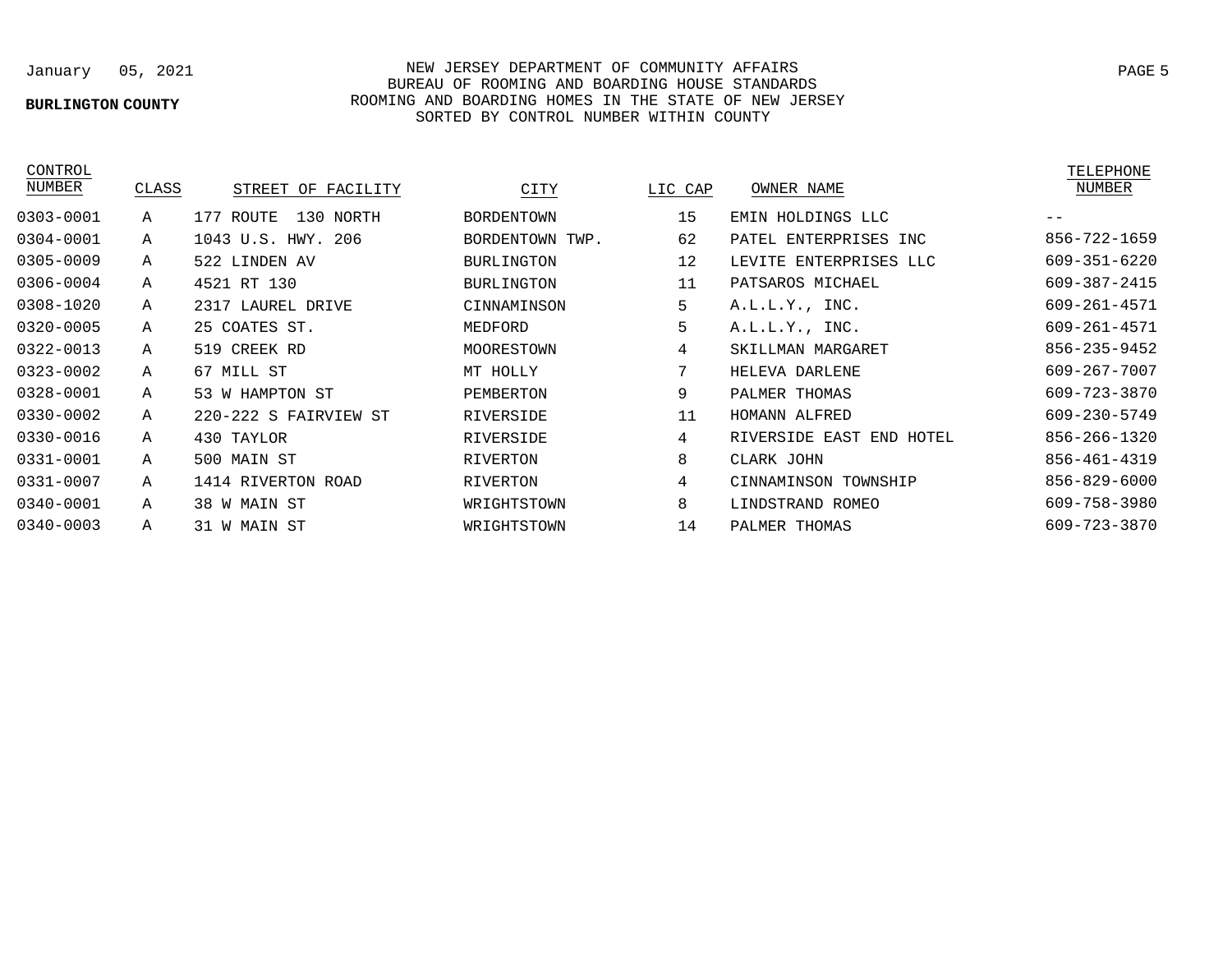January 05, 2021

**BURLINGTON COUNTY**

NEW JERSEY DEPARTMENT OF COMMUNITY AFFAIRS
BUREAU OF ROOMING AND BOARDING HOUSE STANDARDS
ROOMING AND BOARDING HOMES IN THE STATE OF NEW JERSEY
SORTED BY CONTROL NUMBER WITHIN COUNTY

| CONTROL NUMBER | CLASS | STREET OF FACILITY | CITY | LIC CAP | OWNER NAME | TELEPHONE NUMBER |
|---|---|---|---|---|---|---|
| 0303-0001 | A | 177 ROUTE 130 NORTH | BORDENTOWN | 15 | EMIN HOLDINGS LLC | -- |
| 0304-0001 | A | 1043 U.S. HWY. 206 | BORDENTOWN TWP. | 62 | PATEL ENTERPRISES INC | 856-722-1659 |
| 0305-0009 | A | 522 LINDEN AV | BURLINGTON | 12 | LEVITE ENTERPRISES LLC | 609-351-6220 |
| 0306-0004 | A | 4521 RT 130 | BURLINGTON | 11 | PATSAROS MICHAEL | 609-387-2415 |
| 0308-1020 | A | 2317 LAUREL DRIVE | CINNAMINSON | 5 | A.L.L.Y., INC. | 609-261-4571 |
| 0320-0005 | A | 25 COATES ST. | MEDFORD | 5 | A.L.L.Y., INC. | 609-261-4571 |
| 0322-0013 | A | 519 CREEK RD | MOORESTOWN | 4 | SKILLMAN MARGARET | 856-235-9452 |
| 0323-0002 | A | 67 MILL ST | MT HOLLY | 7 | HELEVA DARLENE | 609-267-7007 |
| 0328-0001 | A | 53 W HAMPTON ST | PEMBERTON | 9 | PALMER THOMAS | 609-723-3870 |
| 0330-0002 | A | 220-222 S FAIRVIEW ST | RIVERSIDE | 11 | HOMANN ALFRED | 609-230-5749 |
| 0330-0016 | A | 430 TAYLOR | RIVERSIDE | 4 | RIVERSIDE EAST END HOTEL | 856-266-1320 |
| 0331-0001 | A | 500 MAIN ST | RIVERTON | 8 | CLARK JOHN | 856-461-4319 |
| 0331-0007 | A | 1414 RIVERTON ROAD | RIVERTON | 4 | CINNAMINSON TOWNSHIP | 856-829-6000 |
| 0340-0001 | A | 38 W MAIN ST | WRIGHTSTOWN | 8 | LINDSTRAND ROMEO | 609-758-3980 |
| 0340-0003 | A | 31 W MAIN ST | WRIGHTSTOWN | 14 | PALMER THOMAS | 609-723-3870 |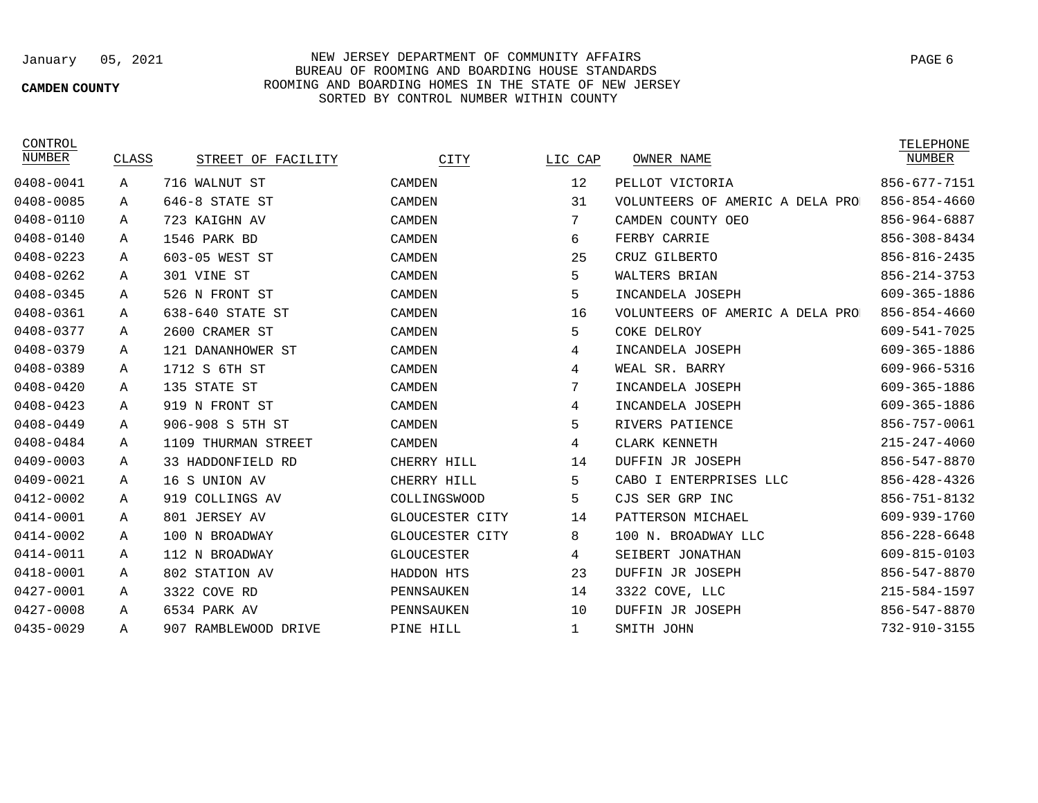January 05, 2021

NEW JERSEY DEPARTMENT OF COMMUNITY AFFAIRS
BUREAU OF ROOMING AND BOARDING HOUSE STANDARDS
ROOMING AND BOARDING HOMES IN THE STATE OF NEW JERSEY
SORTED BY CONTROL NUMBER WITHIN COUNTY

**CAMDEN COUNTY**

| CONTROL NUMBER | CLASS | STREET OF FACILITY | CITY | LIC CAP | OWNER NAME | TELEPHONE NUMBER |
|---|---|---|---|---|---|---|
| 0408-0041 | A | 716 WALNUT ST | CAMDEN | 12 | PELLOT VICTORIA | 856-677-7151 |
| 0408-0085 | A | 646-8 STATE ST | CAMDEN | 31 | VOLUNTEERS OF AMERIC A DELA PRO | 856-854-4660 |
| 0408-0110 | A | 723 KAIGHN AV | CAMDEN | 7 | CAMDEN COUNTY OEO | 856-964-6887 |
| 0408-0140 | A | 1546 PARK BD | CAMDEN | 6 | FERBY CARRIE | 856-308-8434 |
| 0408-0223 | A | 603-05 WEST ST | CAMDEN | 25 | CRUZ GILBERTO | 856-816-2435 |
| 0408-0262 | A | 301 VINE ST | CAMDEN | 5 | WALTERS BRIAN | 856-214-3753 |
| 0408-0345 | A | 526 N FRONT ST | CAMDEN | 5 | INCANDELA JOSEPH | 609-365-1886 |
| 0408-0361 | A | 638-640 STATE ST | CAMDEN | 16 | VOLUNTEERS OF AMERIC A DELA PRO | 856-854-4660 |
| 0408-0377 | A | 2600 CRAMER ST | CAMDEN | 5 | COKE DELROY | 609-541-7025 |
| 0408-0379 | A | 121 DANANHOWER ST | CAMDEN | 4 | INCANDELA JOSEPH | 609-365-1886 |
| 0408-0389 | A | 1712 S 6TH ST | CAMDEN | 4 | WEAL SR. BARRY | 609-966-5316 |
| 0408-0420 | A | 135 STATE ST | CAMDEN | 7 | INCANDELA JOSEPH | 609-365-1886 |
| 0408-0423 | A | 919 N FRONT ST | CAMDEN | 4 | INCANDELA JOSEPH | 609-365-1886 |
| 0408-0449 | A | 906-908 S 5TH ST | CAMDEN | 5 | RIVERS PATIENCE | 856-757-0061 |
| 0408-0484 | A | 1109 THURMAN STREET | CAMDEN | 4 | CLARK KENNETH | 215-247-4060 |
| 0409-0003 | A | 33 HADDONFIELD RD | CHERRY HILL | 14 | DUFFIN JR JOSEPH | 856-547-8870 |
| 0409-0021 | A | 16 S UNION AV | CHERRY HILL | 5 | CABO I ENTERPRISES LLC | 856-428-4326 |
| 0412-0002 | A | 919 COLLINGS AV | COLLINGSWOOD | 5 | CJS SER GRP INC | 856-751-8132 |
| 0414-0001 | A | 801 JERSEY AV | GLOUCESTER CITY | 14 | PATTERSON MICHAEL | 609-939-1760 |
| 0414-0002 | A | 100 N BROADWAY | GLOUCESTER CITY | 8 | 100 N. BROADWAY LLC | 856-228-6648 |
| 0414-0011 | A | 112 N BROADWAY | GLOUCESTER | 4 | SEIBERT JONATHAN | 609-815-0103 |
| 0418-0001 | A | 802 STATION AV | HADDON HTS | 23 | DUFFIN JR JOSEPH | 856-547-8870 |
| 0427-0001 | A | 3322 COVE RD | PENNSAUKEN | 14 | 3322 COVE, LLC | 215-584-1597 |
| 0427-0008 | A | 6534 PARK AV | PENNSAUKEN | 10 | DUFFIN JR JOSEPH | 856-547-8870 |
| 0435-0029 | A | 907 RAMBLEWOOD DRIVE | PINE HILL | 1 | SMITH JOHN | 732-910-3155 |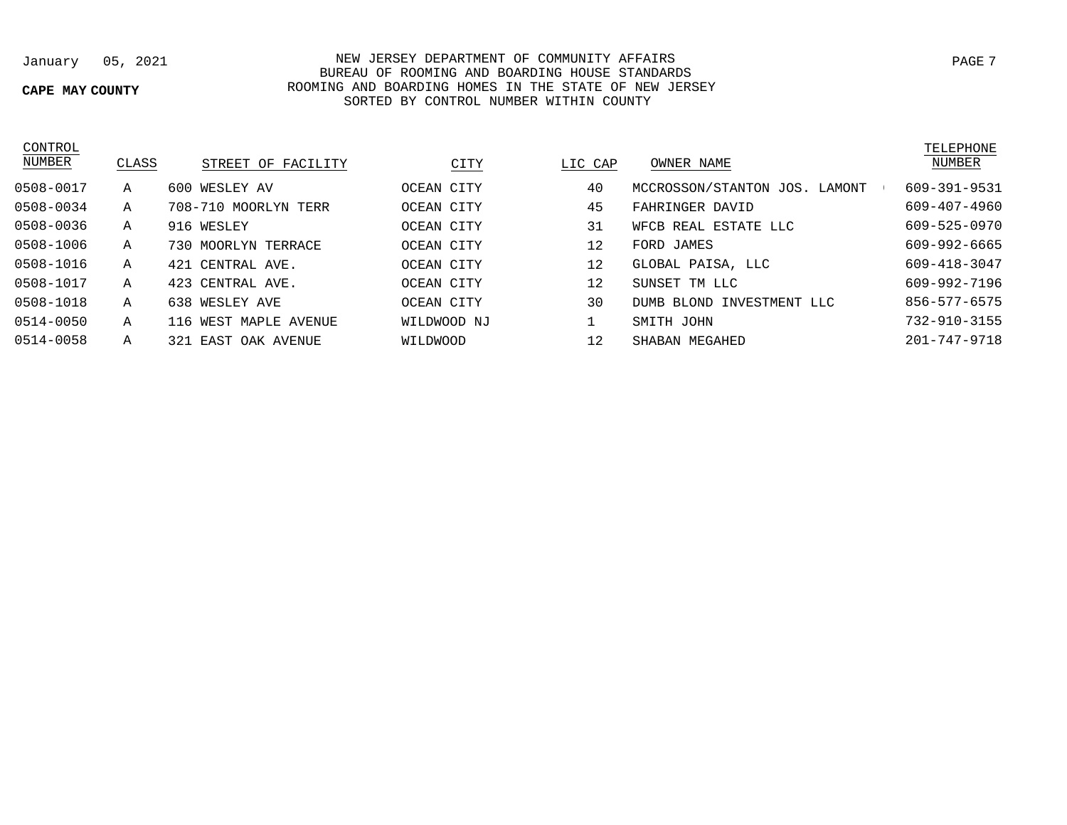January 05, 2021

NEW JERSEY DEPARTMENT OF COMMUNITY AFFAIRS
BUREAU OF ROOMING AND BOARDING HOUSE STANDARDS
ROOMING AND BOARDING HOMES IN THE STATE OF NEW JERSEY
SORTED BY CONTROL NUMBER WITHIN COUNTY

**CAPE MAY COUNTY**

| CONTROL NUMBER | CLASS | STREET OF FACILITY | CITY | LIC CAP | OWNER NAME | TELEPHONE NUMBER |
|---|---|---|---|---|---|---|
| 0508-0017 | A | 600 WESLEY AV | OCEAN CITY | 40 | MCCROSSON/STANTON JOS. LAMONT | 609-391-9531 |
| 0508-0034 | A | 708-710 MOORLYN TERR | OCEAN CITY | 45 | FAHRINGER DAVID | 609-407-4960 |
| 0508-0036 | A | 916 WESLEY | OCEAN CITY | 31 | WFCB REAL ESTATE LLC | 609-525-0970 |
| 0508-1006 | A | 730 MOORLYN TERRACE | OCEAN CITY | 12 | FORD JAMES | 609-992-6665 |
| 0508-1016 | A | 421 CENTRAL AVE. | OCEAN CITY | 12 | GLOBAL PAISA, LLC | 609-418-3047 |
| 0508-1017 | A | 423 CENTRAL AVE. | OCEAN CITY | 12 | SUNSET TM LLC | 609-992-7196 |
| 0508-1018 | A | 638 WESLEY AVE | OCEAN CITY | 30 | DUMB BLOND INVESTMENT LLC | 856-577-6575 |
| 0514-0050 | A | 116 WEST MAPLE AVENUE | WILDWOOD NJ | 1 | SMITH JOHN | 732-910-3155 |
| 0514-0058 | A | 321 EAST OAK AVENUE | WILDWOOD | 12 | SHABAN MEGAHED | 201-747-9718 |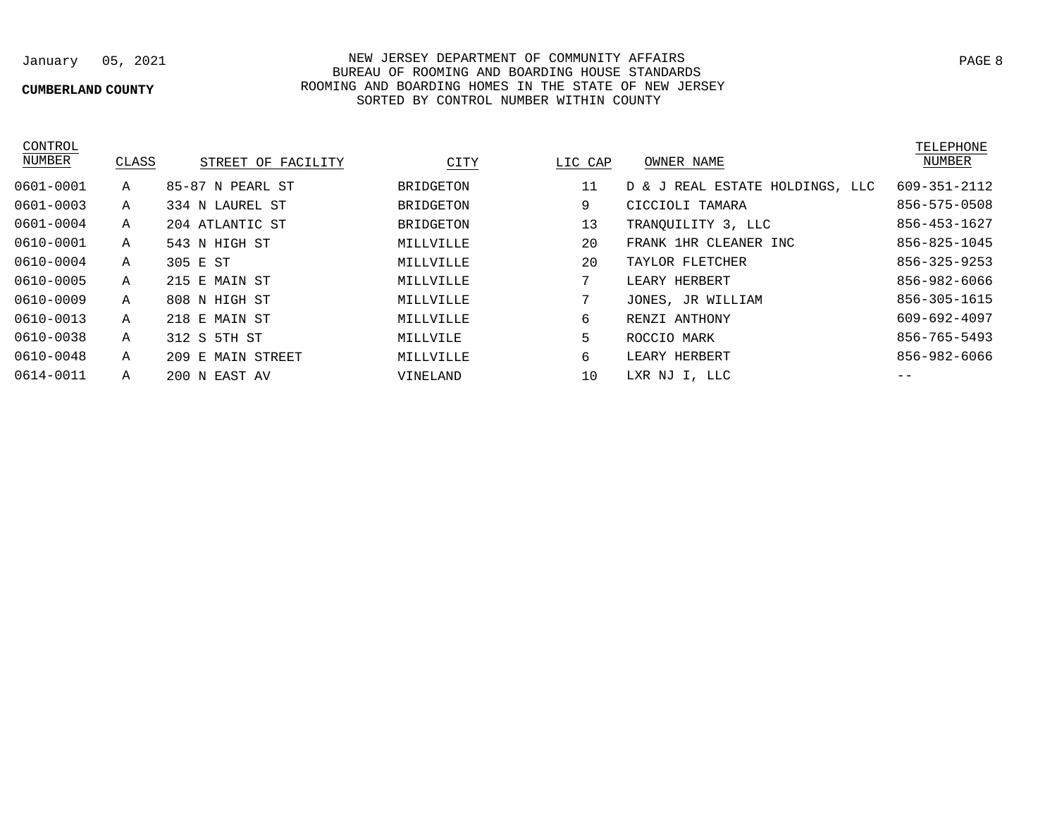January 05, 2021

NEW JERSEY DEPARTMENT OF COMMUNITY AFFAIRS
BUREAU OF ROOMING AND BOARDING HOUSE STANDARDS
ROOMING AND BOARDING HOMES IN THE STATE OF NEW JERSEY
SORTED BY CONTROL NUMBER WITHIN COUNTY

**CUMBERLAND COUNTY**

| CONTROL NUMBER | CLASS | STREET OF FACILITY | CITY | LIC CAP | OWNER NAME | TELEPHONE NUMBER |
|---|---|---|---|---|---|---|
| 0601-0001 | A | 85-87 N PEARL ST | BRIDGETON | 11 | D & J REAL ESTATE HOLDINGS, LLC | 609-351-2112 |
| 0601-0003 | A | 334 N LAUREL ST | BRIDGETON | 9 | CICCIOLI TAMARA | 856-575-0508 |
| 0601-0004 | A | 204 ATLANTIC ST | BRIDGETON | 13 | TRANQUILITY 3, LLC | 856-453-1627 |
| 0610-0001 | A | 543 N HIGH ST | MILLVILLE | 20 | FRANK 1HR CLEANER INC | 856-825-1045 |
| 0610-0004 | A | 305 E ST | MILLVILLE | 20 | TAYLOR FLETCHER | 856-325-9253 |
| 0610-0005 | A | 215 E MAIN ST | MILLVILLE | 7 | LEARY HERBERT | 856-982-6066 |
| 0610-0009 | A | 808 N HIGH ST | MILLVILLE | 7 | JONES, JR WILLIAM | 856-305-1615 |
| 0610-0013 | A | 218 E MAIN ST | MILLVILLE | 6 | RENZI ANTHONY | 609-692-4097 |
| 0610-0038 | A | 312 S 5TH ST | MILLVILE | 5 | ROCCIO MARK | 856-765-5493 |
| 0610-0048 | A | 209 E MAIN STREET | MILLVILLE | 6 | LEARY HERBERT | 856-982-6066 |
| 0614-0011 | A | 200 N EAST AV | VINELAND | 10 | LXR NJ I, LLC | -- |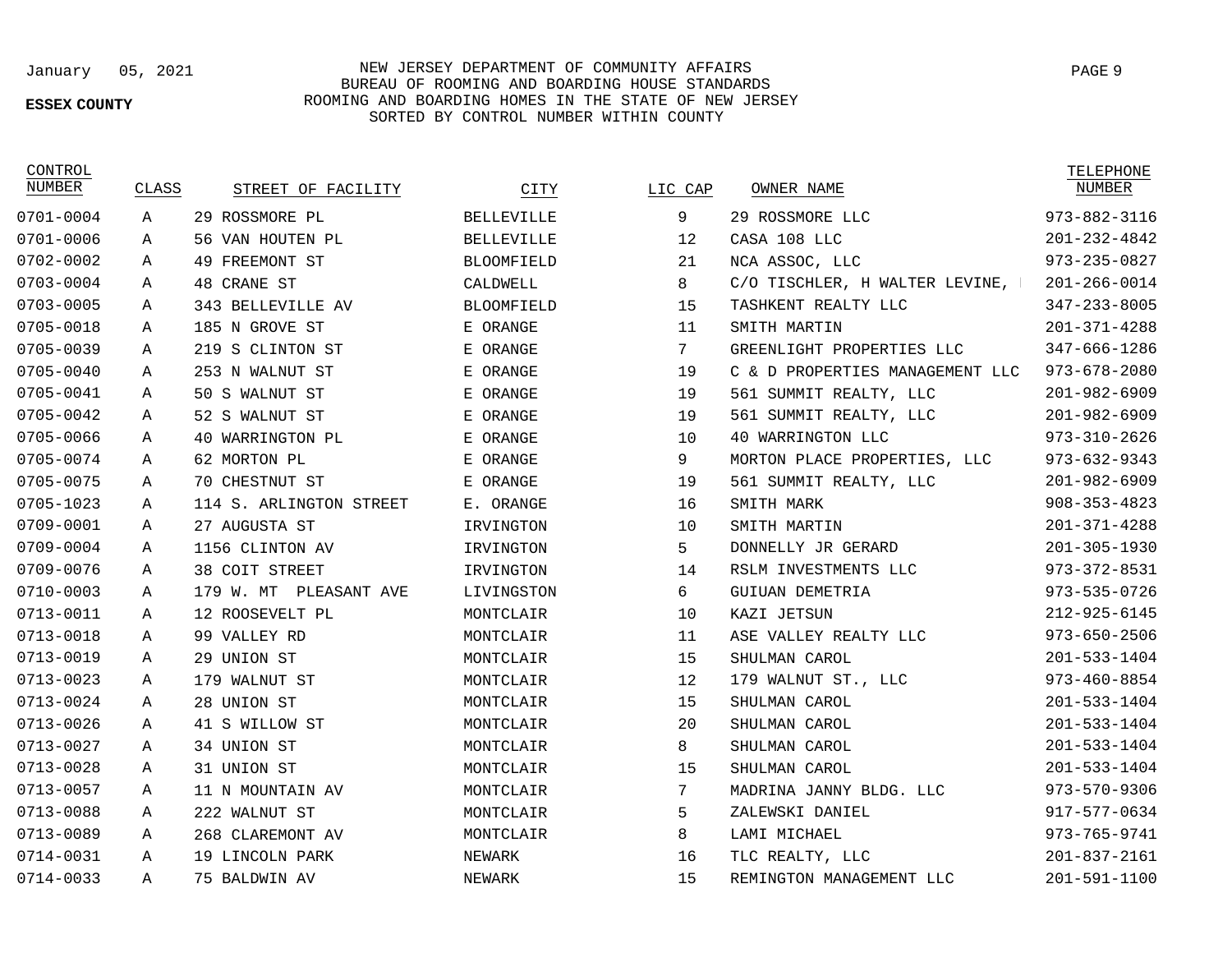January 05, 2021

**ESSEX COUNTY**

NEW JERSEY DEPARTMENT OF COMMUNITY AFFAIRS
BUREAU OF ROOMING AND BOARDING HOUSE STANDARDS
ROOMING AND BOARDING HOMES IN THE STATE OF NEW JERSEY
SORTED BY CONTROL NUMBER WITHIN COUNTY

| CONTROL NUMBER | CLASS | STREET OF FACILITY | CITY | LIC CAP | OWNER NAME | TELEPHONE NUMBER |
|---|---|---|---|---|---|---|
| 0701-0004 | A | 29 ROSSMORE PL | BELLEVILLE | 9 | 29 ROSSMORE LLC | 973-882-3116 |
| 0701-0006 | A | 56 VAN HOUTEN PL | BELLEVILLE | 12 | CASA 108 LLC | 201-232-4842 |
| 0702-0002 | A | 49 FREEMONT ST | BLOOMFIELD | 21 | NCA ASSOC, LLC | 973-235-0827 |
| 0703-0004 | A | 48 CRANE ST | CALDWELL | 8 | C/O TISCHLER, H WALTER LEVINE, | 201-266-0014 |
| 0703-0005 | A | 343 BELLEVILLE AV | BLOOMFIELD | 15 | TASHKENT REALTY LLC | 347-233-8005 |
| 0705-0018 | A | 185 N GROVE ST | E ORANGE | 11 | SMITH MARTIN | 201-371-4288 |
| 0705-0039 | A | 219 S CLINTON ST | E ORANGE | 7 | GREENLIGHT PROPERTIES LLC | 347-666-1286 |
| 0705-0040 | A | 253 N WALNUT ST | E ORANGE | 19 | C & D PROPERTIES MANAGEMENT LLC | 973-678-2080 |
| 0705-0041 | A | 50 S WALNUT ST | E ORANGE | 19 | 561 SUMMIT REALTY, LLC | 201-982-6909 |
| 0705-0042 | A | 52 S WALNUT ST | E ORANGE | 19 | 561 SUMMIT REALTY, LLC | 201-982-6909 |
| 0705-0066 | A | 40 WARRINGTON PL | E ORANGE | 10 | 40 WARRINGTON LLC | 973-310-2626 |
| 0705-0074 | A | 62 MORTON PL | E ORANGE | 9 | MORTON PLACE PROPERTIES, LLC | 973-632-9343 |
| 0705-0075 | A | 70 CHESTNUT ST | E ORANGE | 19 | 561 SUMMIT REALTY, LLC | 201-982-6909 |
| 0705-1023 | A | 114 S. ARLINGTON STREET | E. ORANGE | 16 | SMITH MARK | 908-353-4823 |
| 0709-0001 | A | 27 AUGUSTA ST | IRVINGTON | 10 | SMITH MARTIN | 201-371-4288 |
| 0709-0004 | A | 1156 CLINTON AV | IRVINGTON | 5 | DONNELLY JR GERARD | 201-305-1930 |
| 0709-0076 | A | 38 COIT STREET | IRVINGTON | 14 | RSLM INVESTMENTS LLC | 973-372-8531 |
| 0710-0003 | A | 179 W. MT PLEASANT AVE | LIVINGSTON | 6 | GUIUAN DEMETRIA | 973-535-0726 |
| 0713-0011 | A | 12 ROOSEVELT PL | MONTCLAIR | 10 | KAZI JETSUN | 212-925-6145 |
| 0713-0018 | A | 99 VALLEY RD | MONTCLAIR | 11 | ASE VALLEY REALTY LLC | 973-650-2506 |
| 0713-0019 | A | 29 UNION ST | MONTCLAIR | 15 | SHULMAN CAROL | 201-533-1404 |
| 0713-0023 | A | 179 WALNUT ST | MONTCLAIR | 12 | 179 WALNUT ST., LLC | 973-460-8854 |
| 0713-0024 | A | 28 UNION ST | MONTCLAIR | 15 | SHULMAN CAROL | 201-533-1404 |
| 0713-0026 | A | 41 S WILLOW ST | MONTCLAIR | 20 | SHULMAN CAROL | 201-533-1404 |
| 0713-0027 | A | 34 UNION ST | MONTCLAIR | 8 | SHULMAN CAROL | 201-533-1404 |
| 0713-0028 | A | 31 UNION ST | MONTCLAIR | 15 | SHULMAN CAROL | 201-533-1404 |
| 0713-0057 | A | 11 N MOUNTAIN AV | MONTCLAIR | 7 | MADRINA JANNY BLDG. LLC | 973-570-9306 |
| 0713-0088 | A | 222 WALNUT ST | MONTCLAIR | 5 | ZALEWSKI DANIEL | 917-577-0634 |
| 0713-0089 | A | 268 CLAREMONT AV | MONTCLAIR | 8 | LAMI MICHAEL | 973-765-9741 |
| 0714-0031 | A | 19 LINCOLN PARK | NEWARK | 16 | TLC REALTY, LLC | 201-837-2161 |
| 0714-0033 | A | 75 BALDWIN AV | NEWARK | 15 | REMINGTON MANAGEMENT LLC | 201-591-1100 |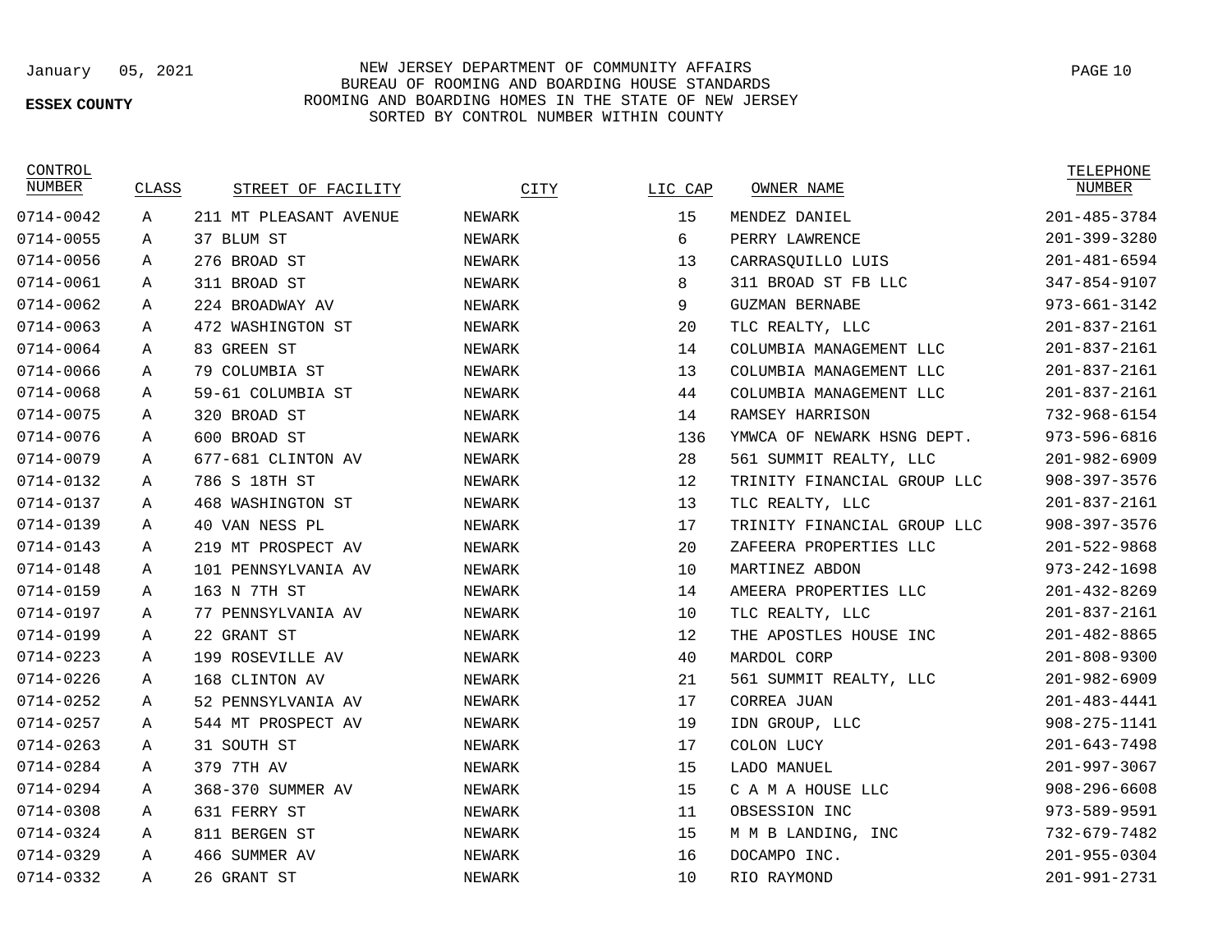January 05, 2021

**ESSEX COUNTY**

NEW JERSEY DEPARTMENT OF COMMUNITY AFFAIRS
BUREAU OF ROOMING AND BOARDING HOUSE STANDARDS
ROOMING AND BOARDING HOMES IN THE STATE OF NEW JERSEY
SORTED BY CONTROL NUMBER WITHIN COUNTY

| CONTROL NUMBER | CLASS | STREET OF FACILITY | CITY | LIC CAP | OWNER NAME | TELEPHONE NUMBER |
|---|---|---|---|---|---|---|
| 0714-0042 | A | 211 MT PLEASANT AVENUE | NEWARK | 15 | MENDEZ DANIEL | 201-485-3784 |
| 0714-0055 | A | 37 BLUM ST | NEWARK | 6 | PERRY LAWRENCE | 201-399-3280 |
| 0714-0056 | A | 276 BROAD ST | NEWARK | 13 | CARRASQUILLO LUIS | 201-481-6594 |
| 0714-0061 | A | 311 BROAD ST | NEWARK | 8 | 311 BROAD ST FB LLC | 347-854-9107 |
| 0714-0062 | A | 224 BROADWAY AV | NEWARK | 9 | GUZMAN BERNABE | 973-661-3142 |
| 0714-0063 | A | 472 WASHINGTON ST | NEWARK | 20 | TLC REALTY, LLC | 201-837-2161 |
| 0714-0064 | A | 83 GREEN ST | NEWARK | 14 | COLUMBIA MANAGEMENT LLC | 201-837-2161 |
| 0714-0066 | A | 79 COLUMBIA ST | NEWARK | 13 | COLUMBIA MANAGEMENT LLC | 201-837-2161 |
| 0714-0068 | A | 59-61 COLUMBIA ST | NEWARK | 44 | COLUMBIA MANAGEMENT LLC | 201-837-2161 |
| 0714-0075 | A | 320 BROAD ST | NEWARK | 14 | RAMSEY HARRISON | 732-968-6154 |
| 0714-0076 | A | 600 BROAD ST | NEWARK | 136 | YMWCA OF NEWARK HSNG DEPT. | 973-596-6816 |
| 0714-0079 | A | 677-681 CLINTON AV | NEWARK | 28 | 561 SUMMIT REALTY, LLC | 201-982-6909 |
| 0714-0132 | A | 786 S 18TH ST | NEWARK | 12 | TRINITY FINANCIAL GROUP LLC | 908-397-3576 |
| 0714-0137 | A | 468 WASHINGTON ST | NEWARK | 13 | TLC REALTY, LLC | 201-837-2161 |
| 0714-0139 | A | 40 VAN NESS PL | NEWARK | 17 | TRINITY FINANCIAL GROUP LLC | 908-397-3576 |
| 0714-0143 | A | 219 MT PROSPECT AV | NEWARK | 20 | ZAFEERA PROPERTIES LLC | 201-522-9868 |
| 0714-0148 | A | 101 PENNSYLVANIA AV | NEWARK | 10 | MARTINEZ ABDON | 973-242-1698 |
| 0714-0159 | A | 163 N 7TH ST | NEWARK | 14 | AMEERA PROPERTIES LLC | 201-432-8269 |
| 0714-0197 | A | 77 PENNSYLVANIA AV | NEWARK | 10 | TLC REALTY, LLC | 201-837-2161 |
| 0714-0199 | A | 22 GRANT ST | NEWARK | 12 | THE APOSTLES HOUSE INC | 201-482-8865 |
| 0714-0223 | A | 199 ROSEVILLE AV | NEWARK | 40 | MARDOL CORP | 201-808-9300 |
| 0714-0226 | A | 168 CLINTON AV | NEWARK | 21 | 561 SUMMIT REALTY, LLC | 201-982-6909 |
| 0714-0252 | A | 52 PENNSYLVANIA AV | NEWARK | 17 | CORREA JUAN | 201-483-4441 |
| 0714-0257 | A | 544 MT PROSPECT AV | NEWARK | 19 | IDN GROUP, LLC | 908-275-1141 |
| 0714-0263 | A | 31 SOUTH ST | NEWARK | 17 | COLON LUCY | 201-643-7498 |
| 0714-0284 | A | 379 7TH AV | NEWARK | 15 | LADO MANUEL | 201-997-3067 |
| 0714-0294 | A | 368-370 SUMMER AV | NEWARK | 15 | C A M A HOUSE LLC | 908-296-6608 |
| 0714-0308 | A | 631 FERRY ST | NEWARK | 11 | OBSESSION INC | 973-589-9591 |
| 0714-0324 | A | 811 BERGEN ST | NEWARK | 15 | M M B LANDING, INC | 732-679-7482 |
| 0714-0329 | A | 466 SUMMER AV | NEWARK | 16 | DOCAMPO INC. | 201-955-0304 |
| 0714-0332 | A | 26 GRANT ST | NEWARK | 10 | RIO RAYMOND | 201-991-2731 |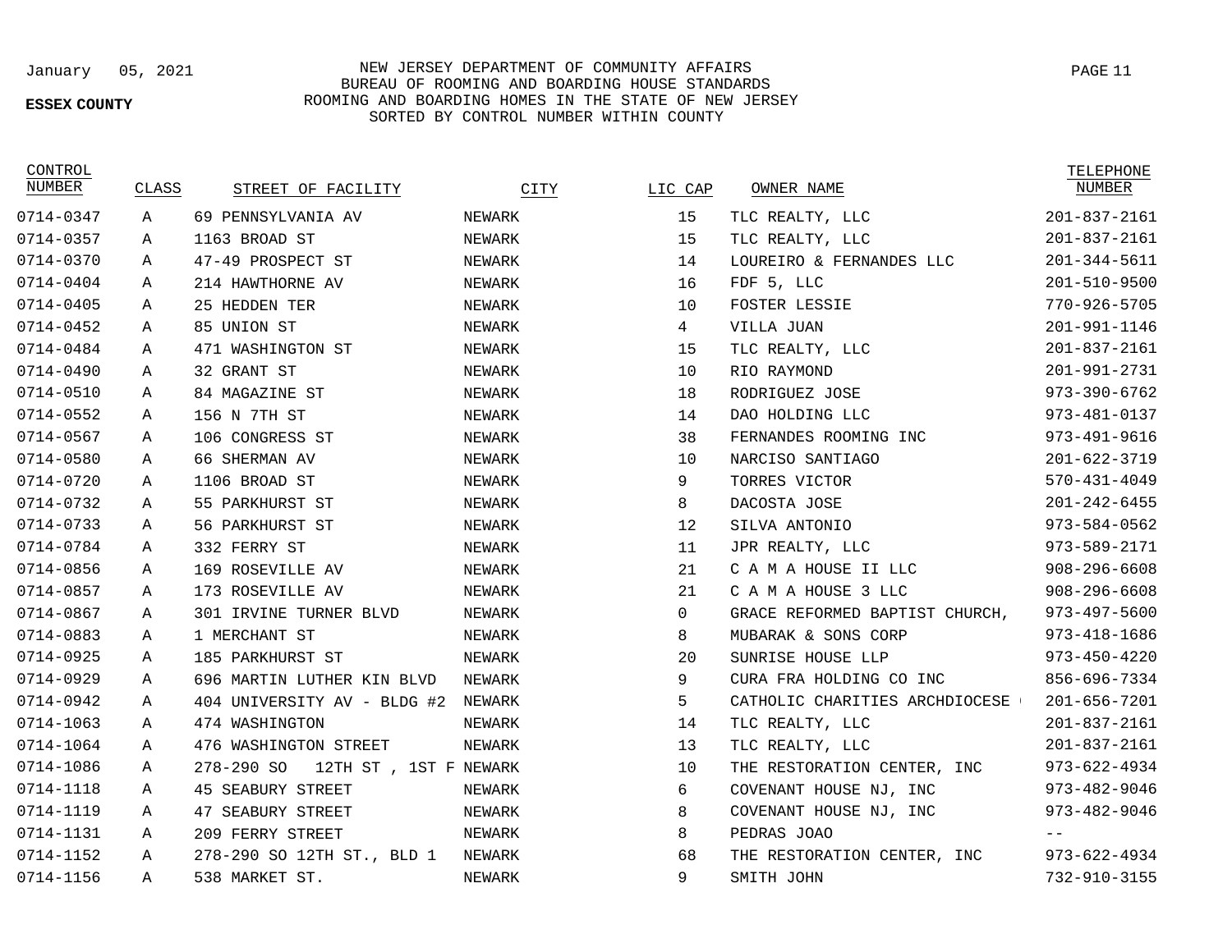January 05, 2021

NEW JERSEY DEPARTMENT OF COMMUNITY AFFAIRS
BUREAU OF ROOMING AND BOARDING HOUSE STANDARDS
ROOMING AND BOARDING HOMES IN THE STATE OF NEW JERSEY
SORTED BY CONTROL NUMBER WITHIN COUNTY

**ESSEX COUNTY**

| CONTROL NUMBER | CLASS | STREET OF FACILITY | CITY | LIC CAP | OWNER NAME | TELEPHONE NUMBER |
|---|---|---|---|---|---|---|
| 0714-0347 | A | 69 PENNSYLVANIA AV | NEWARK | 15 | TLC REALTY, LLC | 201-837-2161 |
| 0714-0357 | A | 1163 BROAD ST | NEWARK | 15 | TLC REALTY, LLC | 201-837-2161 |
| 0714-0370 | A | 47-49 PROSPECT ST | NEWARK | 14 | LOUREIRO & FERNANDES LLC | 201-344-5611 |
| 0714-0404 | A | 214 HAWTHORNE AV | NEWARK | 16 | FDF 5, LLC | 201-510-9500 |
| 0714-0405 | A | 25 HEDDEN TER | NEWARK | 10 | FOSTER LESSIE | 770-926-5705 |
| 0714-0452 | A | 85 UNION ST | NEWARK | 4 | VILLA JUAN | 201-991-1146 |
| 0714-0484 | A | 471 WASHINGTON ST | NEWARK | 15 | TLC REALTY, LLC | 201-837-2161 |
| 0714-0490 | A | 32 GRANT ST | NEWARK | 10 | RIO RAYMOND | 201-991-2731 |
| 0714-0510 | A | 84 MAGAZINE ST | NEWARK | 18 | RODRIGUEZ JOSE | 973-390-6762 |
| 0714-0552 | A | 156 N 7TH ST | NEWARK | 14 | DAO HOLDING LLC | 973-481-0137 |
| 0714-0567 | A | 106 CONGRESS ST | NEWARK | 38 | FERNANDES ROOMING INC | 973-491-9616 |
| 0714-0580 | A | 66 SHERMAN AV | NEWARK | 10 | NARCISO SANTIAGO | 201-622-3719 |
| 0714-0720 | A | 1106 BROAD ST | NEWARK | 9 | TORRES VICTOR | 570-431-4049 |
| 0714-0732 | A | 55 PARKHURST ST | NEWARK | 8 | DACOSTA JOSE | 201-242-6455 |
| 0714-0733 | A | 56 PARKHURST ST | NEWARK | 12 | SILVA ANTONIO | 973-584-0562 |
| 0714-0784 | A | 332 FERRY ST | NEWARK | 11 | JPR REALTY, LLC | 973-589-2171 |
| 0714-0856 | A | 169 ROSEVILLE AV | NEWARK | 21 | C A M A HOUSE II LLC | 908-296-6608 |
| 0714-0857 | A | 173 ROSEVILLE AV | NEWARK | 21 | C A M A HOUSE 3 LLC | 908-296-6608 |
| 0714-0867 | A | 301 IRVINE TURNER BLVD | NEWARK | 0 | GRACE REFORMED BAPTIST CHURCH, | 973-497-5600 |
| 0714-0883 | A | 1 MERCHANT ST | NEWARK | 8 | MUBARAK & SONS CORP | 973-418-1686 |
| 0714-0925 | A | 185 PARKHURST ST | NEWARK | 20 | SUNRISE HOUSE LLP | 973-450-4220 |
| 0714-0929 | A | 696 MARTIN LUTHER KIN BLVD | NEWARK | 9 | CURA FRA HOLDING CO INC | 856-696-7334 |
| 0714-0942 | A | 404 UNIVERSITY AV - BLDG #2 | NEWARK | 5 | CATHOLIC CHARITIES ARCHDIOCESE | 201-656-7201 |
| 0714-1063 | A | 474 WASHINGTON | NEWARK | 14 | TLC REALTY, LLC | 201-837-2161 |
| 0714-1064 | A | 476 WASHINGTON STREET | NEWARK | 13 | TLC REALTY, LLC | 201-837-2161 |
| 0714-1086 | A | 278-290 SO 12TH ST , 1ST F | NEWARK | 10 | THE RESTORATION CENTER, INC | 973-622-4934 |
| 0714-1118 | A | 45 SEABURY STREET | NEWARK | 6 | COVENANT HOUSE NJ, INC | 973-482-9046 |
| 0714-1119 | A | 47 SEABURY STREET | NEWARK | 8 | COVENANT HOUSE NJ, INC | 973-482-9046 |
| 0714-1131 | A | 209 FERRY STREET | NEWARK | 8 | PEDRAS JOAO | -- |
| 0714-1152 | A | 278-290 SO 12TH ST., BLD 1 | NEWARK | 68 | THE RESTORATION CENTER, INC | 973-622-4934 |
| 0714-1156 | A | 538 MARKET ST. | NEWARK | 9 | SMITH JOHN | 732-910-3155 |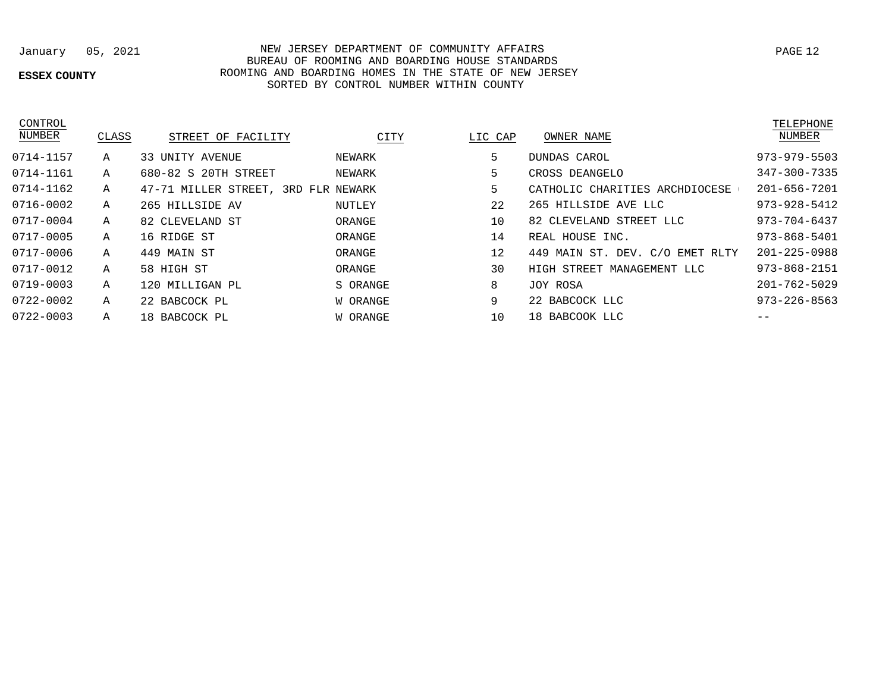January 05, 2021

NEW JERSEY DEPARTMENT OF COMMUNITY AFFAIRS
BUREAU OF ROOMING AND BOARDING HOUSE STANDARDS
ROOMING AND BOARDING HOMES IN THE STATE OF NEW JERSEY
SORTED BY CONTROL NUMBER WITHIN COUNTY

**ESSEX COUNTY**

| CONTROL NUMBER | CLASS | STREET OF FACILITY | CITY | LIC CAP | OWNER NAME | TELEPHONE NUMBER |
|---|---|---|---|---|---|---|
| 0714-1157 | A | 33 UNITY AVENUE | NEWARK | 5 | DUNDAS CAROL | 973-979-5503 |
| 0714-1161 | A | 680-82 S 20TH STREET | NEWARK | 5 | CROSS DEANGELO | 347-300-7335 |
| 0714-1162 | A | 47-71 MILLER STREET, 3RD FLR | NEWARK | 5 | CATHOLIC CHARITIES ARCHDIOCESE ( | 201-656-7201 |
| 0716-0002 | A | 265 HILLSIDE AV | NUTLEY | 22 | 265 HILLSIDE AVE LLC | 973-928-5412 |
| 0717-0004 | A | 82 CLEVELAND ST | ORANGE | 10 | 82 CLEVELAND STREET LLC | 973-704-6437 |
| 0717-0005 | A | 16 RIDGE ST | ORANGE | 14 | REAL HOUSE INC. | 973-868-5401 |
| 0717-0006 | A | 449 MAIN ST | ORANGE | 12 | 449 MAIN ST. DEV. C/O EMET RLTY | 201-225-0988 |
| 0717-0012 | A | 58 HIGH ST | ORANGE | 30 | HIGH STREET MANAGEMENT LLC | 973-868-2151 |
| 0719-0003 | A | 120 MILLIGAN PL | S ORANGE | 8 | JOY ROSA | 201-762-5029 |
| 0722-0002 | A | 22 BABCOCK PL | W ORANGE | 9 | 22 BABCOCK LLC | 973-226-8563 |
| 0722-0003 | A | 18 BABCOCK PL | W ORANGE | 10 | 18 BABCOOK LLC | -- |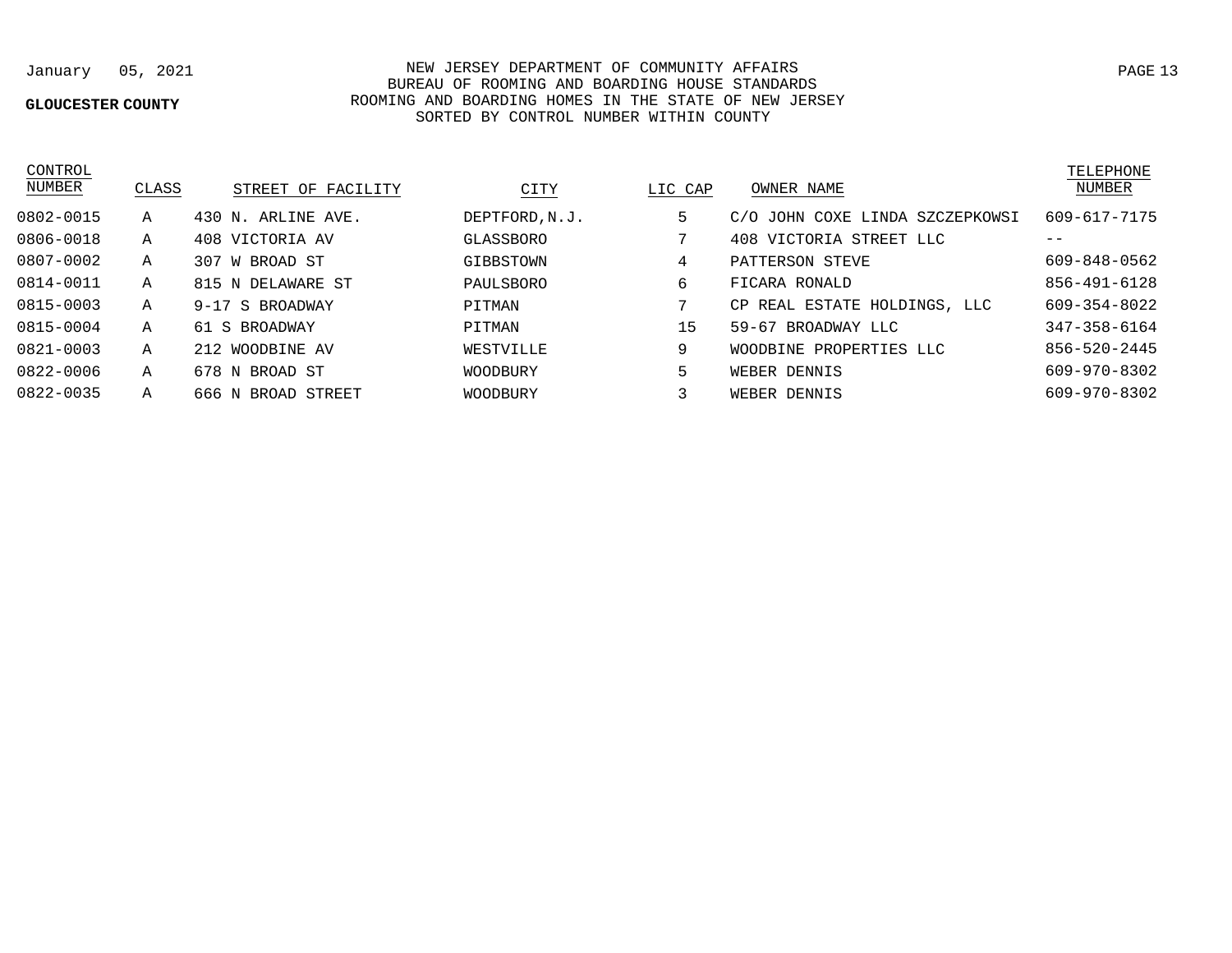January 05, 2021

**GLOUCESTER COUNTY**

NEW JERSEY DEPARTMENT OF COMMUNITY AFFAIRS
BUREAU OF ROOMING AND BOARDING HOUSE STANDARDS
ROOMING AND BOARDING HOMES IN THE STATE OF NEW JERSEY
SORTED BY CONTROL NUMBER WITHIN COUNTY

| CONTROL NUMBER | CLASS | STREET OF FACILITY | CITY | LIC CAP | OWNER NAME | TELEPHONE NUMBER |
|---|---|---|---|---|---|---|
| 0802-0015 | A | 430 N. ARLINE AVE. | DEPTFORD,N.J. | 5 | C/O JOHN COXE LINDA SZCZEPKOWSI | 609-617-7175 |
| 0806-0018 | A | 408 VICTORIA AV | GLASSBORO | 7 | 408 VICTORIA STREET LLC | -- |
| 0807-0002 | A | 307 W BROAD ST | GIBBSTOWN | 4 | PATTERSON STEVE | 609-848-0562 |
| 0814-0011 | A | 815 N DELAWARE ST | PAULSBORO | 6 | FICARA RONALD | 856-491-6128 |
| 0815-0003 | A | 9-17 S BROADWAY | PITMAN | 7 | CP REAL ESTATE HOLDINGS, LLC | 609-354-8022 |
| 0815-0004 | A | 61 S BROADWAY | PITMAN | 15 | 59-67 BROADWAY LLC | 347-358-6164 |
| 0821-0003 | A | 212 WOODBINE AV | WESTVILLE | 9 | WOODBINE PROPERTIES LLC | 856-520-2445 |
| 0822-0006 | A | 678 N BROAD ST | WOODBURY | 5 | WEBER DENNIS | 609-970-8302 |
| 0822-0035 | A | 666 N BROAD STREET | WOODBURY | 3 | WEBER DENNIS | 609-970-8302 |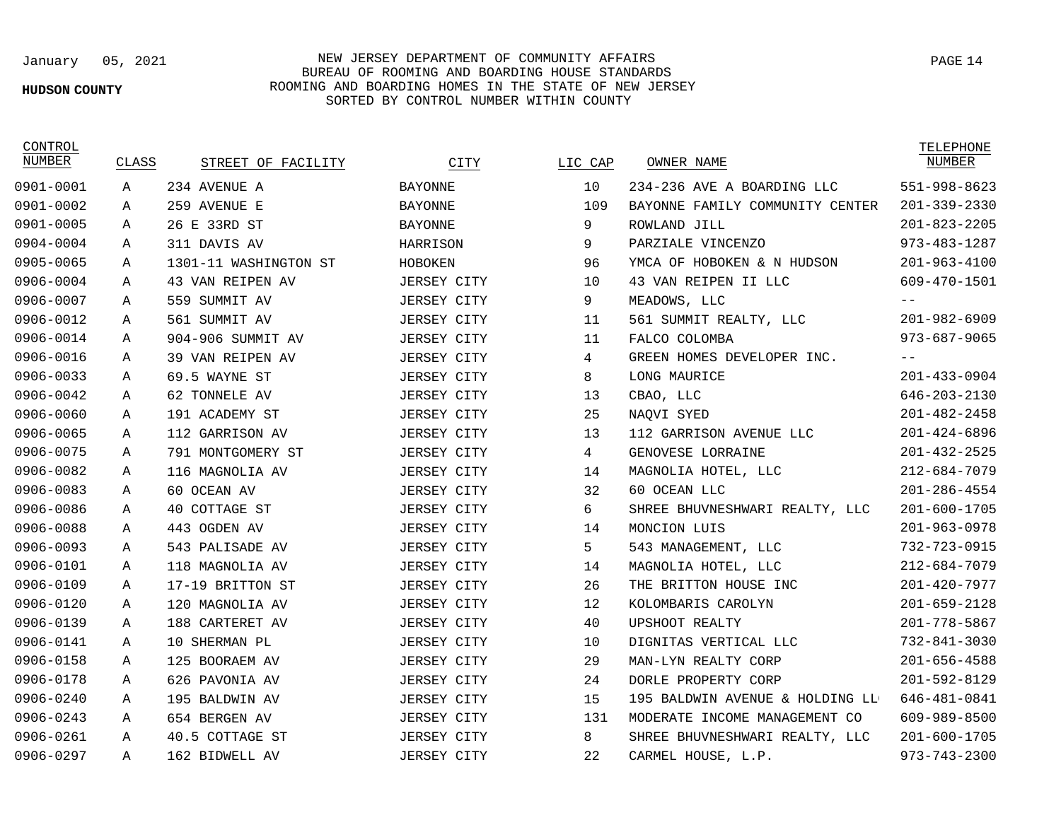January 05, 2021

**HUDSON COUNTY**

NEW JERSEY DEPARTMENT OF COMMUNITY AFFAIRS
BUREAU OF ROOMING AND BOARDING HOUSE STANDARDS
ROOMING AND BOARDING HOMES IN THE STATE OF NEW JERSEY
SORTED BY CONTROL NUMBER WITHIN COUNTY

| CONTROL NUMBER | CLASS | STREET OF FACILITY | CITY | LIC CAP | OWNER NAME | TELEPHONE NUMBER |
|---|---|---|---|---|---|---|
| 0901-0001 | A | 234 AVENUE A | BAYONNE | 10 | 234-236 AVE A BOARDING LLC | 551-998-8623 |
| 0901-0002 | A | 259 AVENUE E | BAYONNE | 109 | BAYONNE FAMILY COMMUNITY CENTER | 201-339-2330 |
| 0901-0005 | A | 26 E 33RD ST | BAYONNE | 9 | ROWLAND JILL | 201-823-2205 |
| 0904-0004 | A | 311 DAVIS AV | HARRISON | 9 | PARZIALE VINCENZO | 973-483-1287 |
| 0905-0065 | A | 1301-11 WASHINGTON ST | HOBOKEN | 96 | YMCA OF HOBOKEN & N HUDSON | 201-963-4100 |
| 0906-0004 | A | 43 VAN REIPEN AV | JERSEY CITY | 10 | 43 VAN REIPEN II LLC | 609-470-1501 |
| 0906-0007 | A | 559 SUMMIT AV | JERSEY CITY | 9 | MEADOWS, LLC | -- |
| 0906-0012 | A | 561 SUMMIT AV | JERSEY CITY | 11 | 561 SUMMIT REALTY, LLC | 201-982-6909 |
| 0906-0014 | A | 904-906 SUMMIT AV | JERSEY CITY | 11 | FALCO COLOMBA | 973-687-9065 |
| 0906-0016 | A | 39 VAN REIPEN AV | JERSEY CITY | 4 | GREEN HOMES DEVELOPER INC. | -- |
| 0906-0033 | A | 69.5 WAYNE ST | JERSEY CITY | 8 | LONG MAURICE | 201-433-0904 |
| 0906-0042 | A | 62 TONNELE AV | JERSEY CITY | 13 | CBAO, LLC | 646-203-2130 |
| 0906-0060 | A | 191 ACADEMY ST | JERSEY CITY | 25 | NAQVI SYED | 201-482-2458 |
| 0906-0065 | A | 112 GARRISON AV | JERSEY CITY | 13 | 112 GARRISON AVENUE LLC | 201-424-6896 |
| 0906-0075 | A | 791 MONTGOMERY ST | JERSEY CITY | 4 | GENOVESE LORRAINE | 201-432-2525 |
| 0906-0082 | A | 116 MAGNOLIA AV | JERSEY CITY | 14 | MAGNOLIA HOTEL, LLC | 212-684-7079 |
| 0906-0083 | A | 60 OCEAN AV | JERSEY CITY | 32 | 60 OCEAN LLC | 201-286-4554 |
| 0906-0086 | A | 40 COTTAGE ST | JERSEY CITY | 6 | SHREE BHUVNESHWARI REALTY, LLC | 201-600-1705 |
| 0906-0088 | A | 443 OGDEN AV | JERSEY CITY | 14 | MONCION LUIS | 201-963-0978 |
| 0906-0093 | A | 543 PALISADE AV | JERSEY CITY | 5 | 543 MANAGEMENT, LLC | 732-723-0915 |
| 0906-0101 | A | 118 MAGNOLIA AV | JERSEY CITY | 14 | MAGNOLIA HOTEL, LLC | 212-684-7079 |
| 0906-0109 | A | 17-19 BRITTON ST | JERSEY CITY | 26 | THE BRITTON HOUSE INC | 201-420-7977 |
| 0906-0120 | A | 120 MAGNOLIA AV | JERSEY CITY | 12 | KOLOMBARIS CAROLYN | 201-659-2128 |
| 0906-0139 | A | 188 CARTERET AV | JERSEY CITY | 40 | UPSHOOT REALTY | 201-778-5867 |
| 0906-0141 | A | 10 SHERMAN PL | JERSEY CITY | 10 | DIGNITAS VERTICAL LLC | 732-841-3030 |
| 0906-0158 | A | 125 BOORAEM AV | JERSEY CITY | 29 | MAN-LYN REALTY CORP | 201-656-4588 |
| 0906-0178 | A | 626 PAVONIA AV | JERSEY CITY | 24 | DORLE PROPERTY CORP | 201-592-8129 |
| 0906-0240 | A | 195 BALDWIN AV | JERSEY CITY | 15 | 195 BALDWIN AVENUE & HOLDING LL | 646-481-0841 |
| 0906-0243 | A | 654 BERGEN AV | JERSEY CITY | 131 | MODERATE INCOME MANAGEMENT CO | 609-989-8500 |
| 0906-0261 | A | 40.5 COTTAGE ST | JERSEY CITY | 8 | SHREE BHUVNESHWARI REALTY, LLC | 201-600-1705 |
| 0906-0297 | A | 162 BIDWELL AV | JERSEY CITY | 22 | CARMEL HOUSE, L.P. | 973-743-2300 |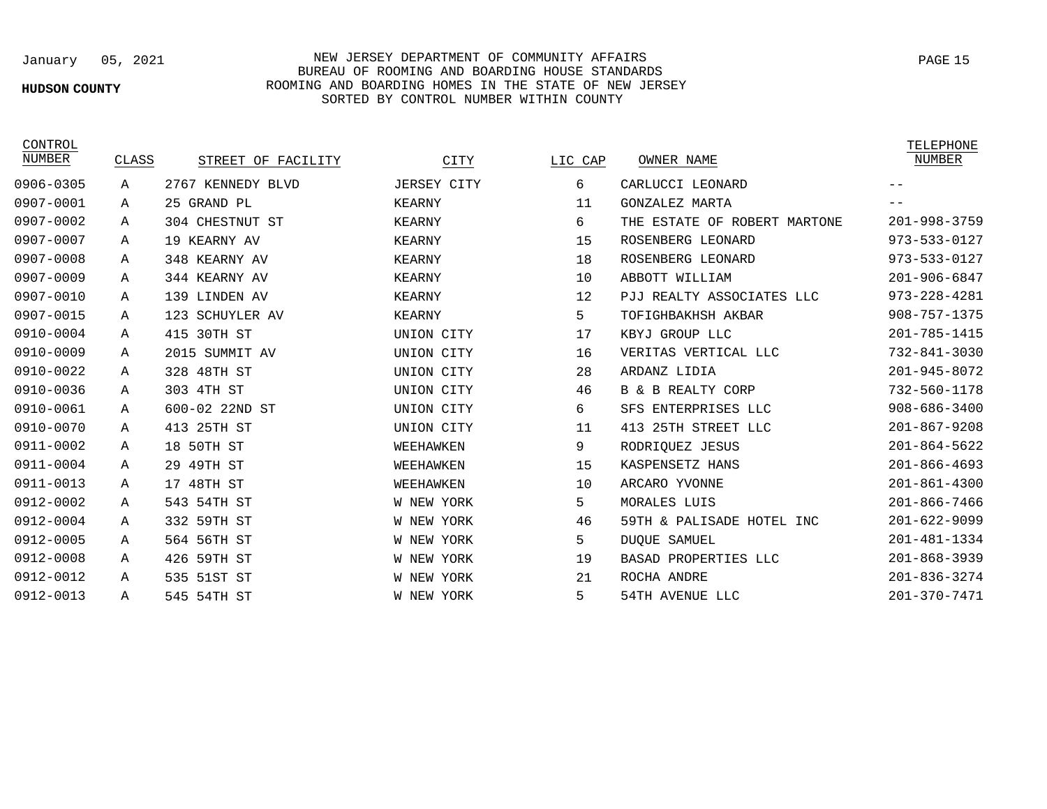January 05, 2021

NEW JERSEY DEPARTMENT OF COMMUNITY AFFAIRS
BUREAU OF ROOMING AND BOARDING HOUSE STANDARDS
ROOMING AND BOARDING HOMES IN THE STATE OF NEW JERSEY
SORTED BY CONTROL NUMBER WITHIN COUNTY

**HUDSON COUNTY**

| CONTROL NUMBER | CLASS | STREET OF FACILITY | CITY | LIC CAP | OWNER NAME | TELEPHONE NUMBER |
|---|---|---|---|---|---|---|
| 0906-0305 | A | 2767 KENNEDY BLVD | JERSEY CITY | 6 | CARLUCCI LEONARD | -- |
| 0907-0001 | A | 25 GRAND PL | KEARNY | 11 | GONZALEZ MARTA | -- |
| 0907-0002 | A | 304 CHESTNUT ST | KEARNY | 6 | THE ESTATE OF ROBERT MARTONE | 201-998-3759 |
| 0907-0007 | A | 19 KEARNY AV | KEARNY | 15 | ROSENBERG LEONARD | 973-533-0127 |
| 0907-0008 | A | 348 KEARNY AV | KEARNY | 18 | ROSENBERG LEONARD | 973-533-0127 |
| 0907-0009 | A | 344 KEARNY AV | KEARNY | 10 | ABBOTT WILLIAM | 201-906-6847 |
| 0907-0010 | A | 139 LINDEN AV | KEARNY | 12 | PJJ REALTY ASSOCIATES LLC | 973-228-4281 |
| 0907-0015 | A | 123 SCHUYLER AV | KEARNY | 5 | TOFIGHBAKHSH AKBAR | 908-757-1375 |
| 0910-0004 | A | 415 30TH ST | UNION CITY | 17 | KBYJ GROUP LLC | 201-785-1415 |
| 0910-0009 | A | 2015 SUMMIT AV | UNION CITY | 16 | VERITAS VERTICAL LLC | 732-841-3030 |
| 0910-0022 | A | 328 48TH ST | UNION CITY | 28 | ARDANZ LIDIA | 201-945-8072 |
| 0910-0036 | A | 303 4TH ST | UNION CITY | 46 | B & B REALTY CORP | 732-560-1178 |
| 0910-0061 | A | 600-02 22ND ST | UNION CITY | 6 | SFS ENTERPRISES LLC | 908-686-3400 |
| 0910-0070 | A | 413 25TH ST | UNION CITY | 11 | 413 25TH STREET LLC | 201-867-9208 |
| 0911-0002 | A | 18 50TH ST | WEEHAWKEN | 9 | RODRIQUEZ JESUS | 201-864-5622 |
| 0911-0004 | A | 29 49TH ST | WEEHAWKEN | 15 | KASPENSETZ HANS | 201-866-4693 |
| 0911-0013 | A | 17 48TH ST | WEEHAWKEN | 10 | ARCARO YVONNE | 201-861-4300 |
| 0912-0002 | A | 543 54TH ST | W NEW YORK | 5 | MORALES LUIS | 201-866-7466 |
| 0912-0004 | A | 332 59TH ST | W NEW YORK | 46 | 59TH & PALISADE HOTEL INC | 201-622-9099 |
| 0912-0005 | A | 564 56TH ST | W NEW YORK | 5 | DUQUE SAMUEL | 201-481-1334 |
| 0912-0008 | A | 426 59TH ST | W NEW YORK | 19 | BASAD PROPERTIES LLC | 201-868-3939 |
| 0912-0012 | A | 535 51ST ST | W NEW YORK | 21 | ROCHA ANDRE | 201-836-3274 |
| 0912-0013 | A | 545 54TH ST | W NEW YORK | 5 | 54TH AVENUE LLC | 201-370-7471 |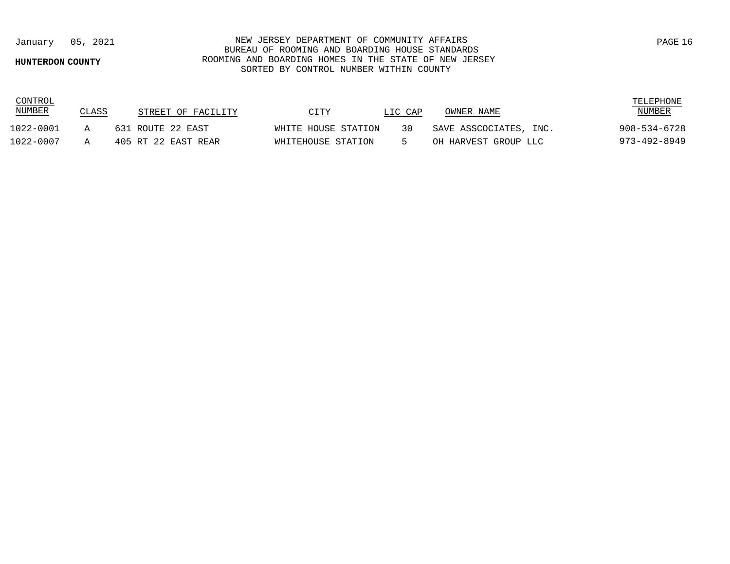**HUNTERDON COUNTY**

NEW JERSEY DEPARTMENT OF COMMUNITY AFFAIRS
BUREAU OF ROOMING AND BOARDING HOUSE STANDARDS
ROOMING AND BOARDING HOMES IN THE STATE OF NEW JERSEY
SORTED BY CONTROL NUMBER WITHIN COUNTY

| CONTROL NUMBER | CLASS | STREET OF FACILITY | CITY | LIC CAP | OWNER NAME | TELEPHONE NUMBER |
|---|---|---|---|---|---|---|
| 1022-0001 | A | 631 ROUTE 22 EAST | WHITE HOUSE STATION | 30 | SAVE ASSCOCIATES, INC. | 908-534-6728 |
| 1022-0007 | A | 405 RT 22 EAST REAR | WHITEHOUSE STATION | 5 | OH HARVEST GROUP LLC | 973-492-8949 |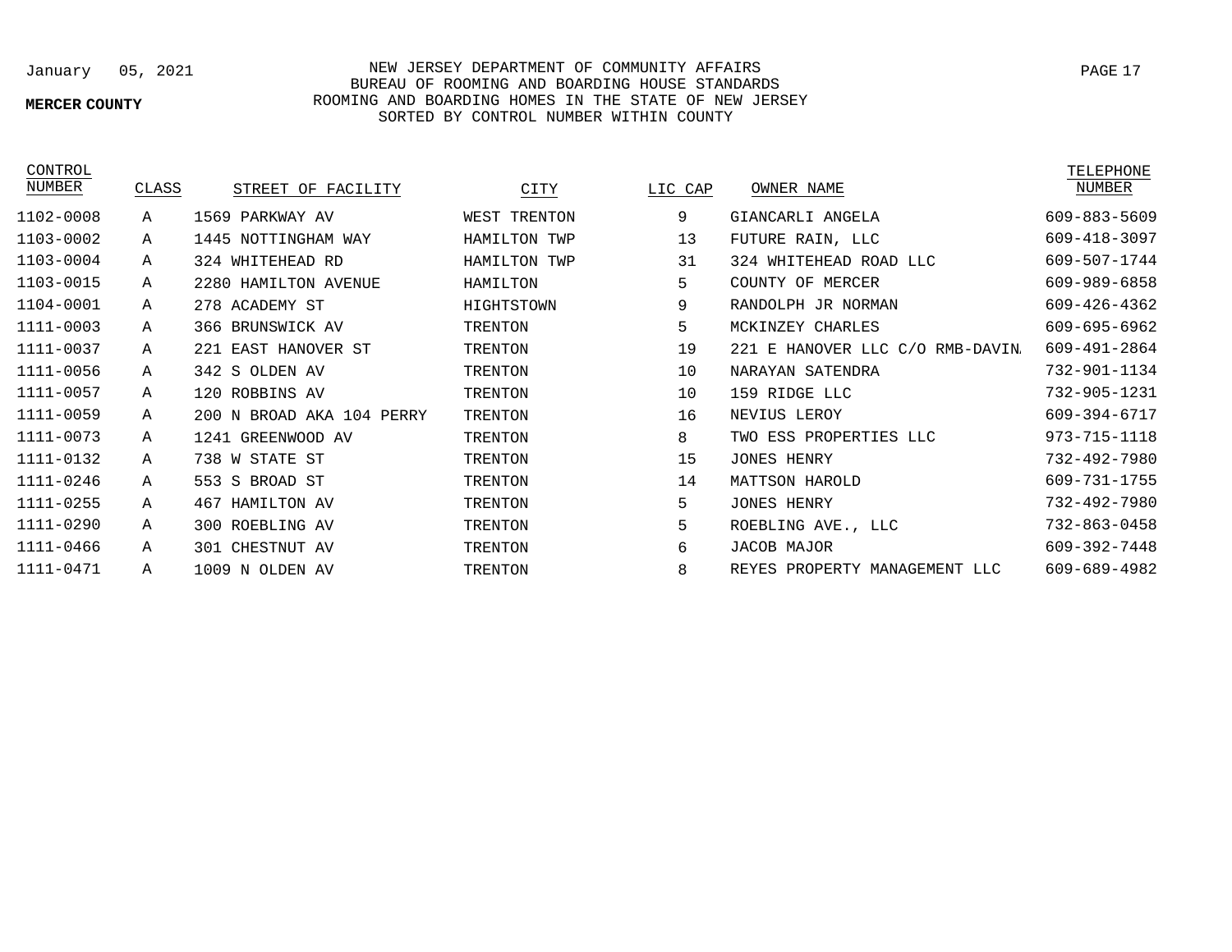January 05, 2021

**MERCER COUNTY**

NEW JERSEY DEPARTMENT OF COMMUNITY AFFAIRS
BUREAU OF ROOMING AND BOARDING HOUSE STANDARDS
ROOMING AND BOARDING HOMES IN THE STATE OF NEW JERSEY
SORTED BY CONTROL NUMBER WITHIN COUNTY

| CONTROL NUMBER | CLASS | STREET OF FACILITY | CITY | LIC CAP | OWNER NAME | TELEPHONE NUMBER |
|---|---|---|---|---|---|---|
| 1102-0008 | A | 1569 PARKWAY AV | WEST TRENTON | 9 | GIANCARLI ANGELA | 609-883-5609 |
| 1103-0002 | A | 1445 NOTTINGHAM WAY | HAMILTON TWP | 13 | FUTURE RAIN, LLC | 609-418-3097 |
| 1103-0004 | A | 324 WHITEHEAD RD | HAMILTON TWP | 31 | 324 WHITEHEAD ROAD LLC | 609-507-1744 |
| 1103-0015 | A | 2280 HAMILTON AVENUE | HAMILTON | 5 | COUNTY OF MERCER | 609-989-6858 |
| 1104-0001 | A | 278 ACADEMY ST | HIGHTSTOWN | 9 | RANDOLPH JR NORMAN | 609-426-4362 |
| 1111-0003 | A | 366 BRUNSWICK AV | TRENTON | 5 | MCKINZEY CHARLES | 609-695-6962 |
| 1111-0037 | A | 221 EAST HANOVER ST | TRENTON | 19 | 221 E HANOVER LLC C/O RMB-DAVIN | 609-491-2864 |
| 1111-0056 | A | 342 S OLDEN AV | TRENTON | 10 | NARAYAN SATENDRA | 732-901-1134 |
| 1111-0057 | A | 120 ROBBINS AV | TRENTON | 10 | 159 RIDGE LLC | 732-905-1231 |
| 1111-0059 | A | 200 N BROAD AKA 104 PERRY | TRENTON | 16 | NEVIUS LEROY | 609-394-6717 |
| 1111-0073 | A | 1241 GREENWOOD AV | TRENTON | 8 | TWO ESS PROPERTIES LLC | 973-715-1118 |
| 1111-0132 | A | 738 W STATE ST | TRENTON | 15 | JONES HENRY | 732-492-7980 |
| 1111-0246 | A | 553 S BROAD ST | TRENTON | 14 | MATTSON HAROLD | 609-731-1755 |
| 1111-0255 | A | 467 HAMILTON AV | TRENTON | 5 | JONES HENRY | 732-492-7980 |
| 1111-0290 | A | 300 ROEBLING AV | TRENTON | 5 | ROEBLING AVE., LLC | 732-863-0458 |
| 1111-0466 | A | 301 CHESTNUT AV | TRENTON | 6 | JACOB MAJOR | 609-392-7448 |
| 1111-0471 | A | 1009 N OLDEN AV | TRENTON | 8 | REYES PROPERTY MANAGEMENT LLC | 609-689-4982 |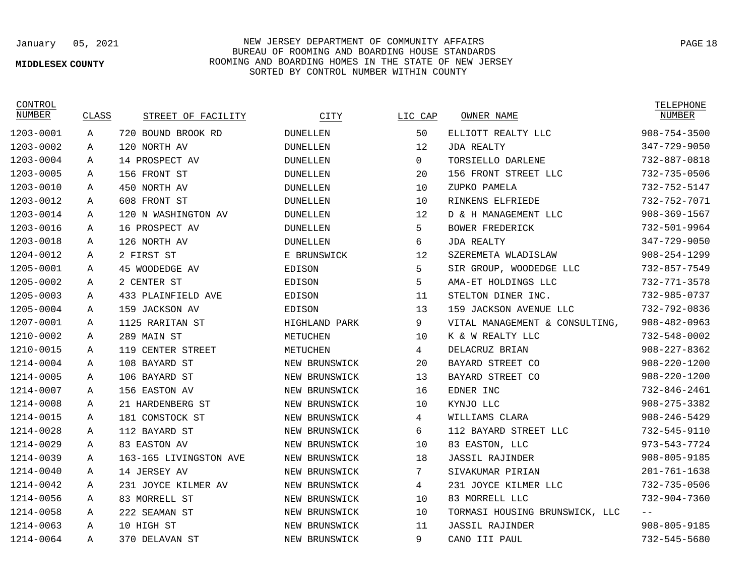NEW JERSEY DEPARTMENT OF COMMUNITY AFFAIRS
BUREAU OF ROOMING AND BOARDING HOUSE STANDARDS
ROOMING AND BOARDING HOMES IN THE STATE OF NEW JERSEY
SORTED BY CONTROL NUMBER WITHIN COUNTY

January 05, 2021

**MIDDLESEX COUNTY**

| CONTROL NUMBER | CLASS | STREET OF FACILITY | CITY | LIC CAP | OWNER NAME | TELEPHONE NUMBER |
|---|---|---|---|---|---|---|
| 1203-0001 | A | 720 BOUND BROOK RD | DUNELLEN | 50 | ELLIOTT REALTY LLC | 908-754-3500 |
| 1203-0002 | A | 120 NORTH AV | DUNELLEN | 12 | JDA REALTY | 347-729-9050 |
| 1203-0004 | A | 14 PROSPECT AV | DUNELLEN | 0 | TORSIELLO DARLENE | 732-887-0818 |
| 1203-0005 | A | 156 FRONT ST | DUNELLEN | 20 | 156 FRONT STREET LLC | 732-735-0506 |
| 1203-0010 | A | 450 NORTH AV | DUNELLEN | 10 | ZUPKO PAMELA | 732-752-5147 |
| 1203-0012 | A | 608 FRONT ST | DUNELLEN | 10 | RINKENS ELFRIEDE | 732-752-7071 |
| 1203-0014 | A | 120 N WASHINGTON AV | DUNELLEN | 12 | D & H MANAGEMENT LLC | 908-369-1567 |
| 1203-0016 | A | 16 PROSPECT AV | DUNELLEN | 5 | BOWER FREDERICK | 732-501-9964 |
| 1203-0018 | A | 126 NORTH AV | DUNELLEN | 6 | JDA REALTY | 347-729-9050 |
| 1204-0012 | A | 2 FIRST ST | E BRUNSWICK | 12 | SZEREMETA WLADISLAW | 908-254-1299 |
| 1205-0001 | A | 45 WOODEDGE AV | EDISON | 5 | SIR GROUP, WOODEDGE LLC | 732-857-7549 |
| 1205-0002 | A | 2 CENTER ST | EDISON | 5 | AMA-ET HOLDINGS LLC | 732-771-3578 |
| 1205-0003 | A | 433 PLAINFIELD AVE | EDISON | 11 | STELTON DINER INC. | 732-985-0737 |
| 1205-0004 | A | 159 JACKSON AV | EDISON | 13 | 159 JACKSON AVENUE LLC | 732-792-0836 |
| 1207-0001 | A | 1125 RARITAN ST | HIGHLAND PARK | 9 | VITAL MANAGEMENT & CONSULTING, | 908-482-0963 |
| 1210-0002 | A | 289 MAIN ST | METUCHEN | 10 | K & W REALTY LLC | 732-548-0002 |
| 1210-0015 | A | 119 CENTER STREET | METUCHEN | 4 | DELACRUZ BRIAN | 908-227-8362 |
| 1214-0004 | A | 108 BAYARD ST | NEW BRUNSWICK | 20 | BAYARD STREET CO | 908-220-1200 |
| 1214-0005 | A | 106 BAYARD ST | NEW BRUNSWICK | 13 | BAYARD STREET CO | 908-220-1200 |
| 1214-0007 | A | 156 EASTON AV | NEW BRUNSWICK | 16 | EDNER INC | 732-846-2461 |
| 1214-0008 | A | 21 HARDENBERG ST | NEW BRUNSWICK | 10 | KYNJO LLC | 908-275-3382 |
| 1214-0015 | A | 181 COMSTOCK ST | NEW BRUNSWICK | 4 | WILLIAMS CLARA | 908-246-5429 |
| 1214-0028 | A | 112 BAYARD ST | NEW BRUNSWICK | 6 | 112 BAYARD STREET LLC | 732-545-9110 |
| 1214-0029 | A | 83 EASTON AV | NEW BRUNSWICK | 10 | 83 EASTON, LLC | 973-543-7724 |
| 1214-0039 | A | 163-165 LIVINGSTON AVE | NEW BRUNSWICK | 18 | JASSIL RAJINDER | 908-805-9185 |
| 1214-0040 | A | 14 JERSEY AV | NEW BRUNSWICK | 7 | SIVAKUMAR PIRIAN | 201-761-1638 |
| 1214-0042 | A | 231 JOYCE KILMER AV | NEW BRUNSWICK | 4 | 231 JOYCE KILMER LLC | 732-735-0506 |
| 1214-0056 | A | 83 MORRELL ST | NEW BRUNSWICK | 10 | 83 MORRELL LLC | 732-904-7360 |
| 1214-0058 | A | 222 SEAMAN ST | NEW BRUNSWICK | 10 | TORMASI HOUSING BRUNSWICK, LLC | -- |
| 1214-0063 | A | 10 HIGH ST | NEW BRUNSWICK | 11 | JASSIL RAJINDER | 908-805-9185 |
| 1214-0064 | A | 370 DELAVAN ST | NEW BRUNSWICK | 9 | CANO III PAUL | 732-545-5680 |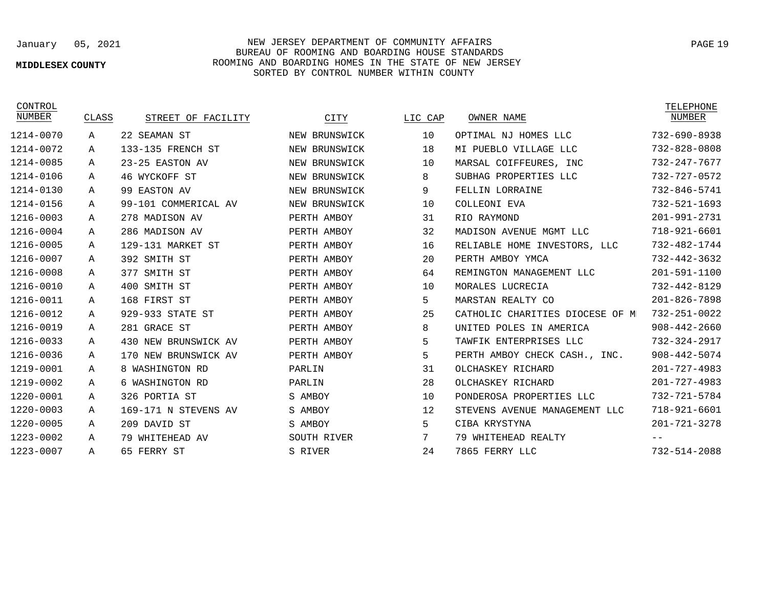NEW JERSEY DEPARTMENT OF COMMUNITY AFFAIRS
BUREAU OF ROOMING AND BOARDING HOUSE STANDARDS
ROOMING AND BOARDING HOMES IN THE STATE OF NEW JERSEY
SORTED BY CONTROL NUMBER WITHIN COUNTY

January 05, 2021

**MIDDLESEX COUNTY**

| CONTROL NUMBER | CLASS | STREET OF FACILITY | CITY | LIC CAP | OWNER NAME | TELEPHONE NUMBER |
|---|---|---|---|---|---|---|
| 1214-0070 | A | 22 SEAMAN ST | NEW BRUNSWICK | 10 | OPTIMAL NJ HOMES LLC | 732-690-8938 |
| 1214-0072 | A | 133-135 FRENCH ST | NEW BRUNSWICK | 18 | MI PUEBLO VILLAGE LLC | 732-828-0808 |
| 1214-0085 | A | 23-25 EASTON AV | NEW BRUNSWICK | 10 | MARSAL COIFFEURES, INC | 732-247-7677 |
| 1214-0106 | A | 46 WYCKOFF ST | NEW BRUNSWICK | 8 | SUBHAG PROPERTIES LLC | 732-727-0572 |
| 1214-0130 | A | 99 EASTON AV | NEW BRUNSWICK | 9 | FELLIN LORRAINE | 732-846-5741 |
| 1214-0156 | A | 99-101 COMMERICAL AV | NEW BRUNSWICK | 10 | COLLEONI EVA | 732-521-1693 |
| 1216-0003 | A | 278 MADISON AV | PERTH AMBOY | 31 | RIO RAYMOND | 201-991-2731 |
| 1216-0004 | A | 286 MADISON AV | PERTH AMBOY | 32 | MADISON AVENUE MGMT LLC | 718-921-6601 |
| 1216-0005 | A | 129-131 MARKET ST | PERTH AMBOY | 16 | RELIABLE HOME INVESTORS, LLC | 732-482-1744 |
| 1216-0007 | A | 392 SMITH ST | PERTH AMBOY | 20 | PERTH AMBOY YMCA | 732-442-3632 |
| 1216-0008 | A | 377 SMITH ST | PERTH AMBOY | 64 | REMINGTON MANAGEMENT LLC | 201-591-1100 |
| 1216-0010 | A | 400 SMITH ST | PERTH AMBOY | 10 | MORALES LUCRECIA | 732-442-8129 |
| 1216-0011 | A | 168 FIRST ST | PERTH AMBOY | 5 | MARSTAN REALTY CO | 201-826-7898 |
| 1216-0012 | A | 929-933 STATE ST | PERTH AMBOY | 25 | CATHOLIC CHARITIES DIOCESE OF M | 732-251-0022 |
| 1216-0019 | A | 281 GRACE ST | PERTH AMBOY | 8 | UNITED POLES IN AMERICA | 908-442-2660 |
| 1216-0033 | A | 430 NEW BRUNSWICK AV | PERTH AMBOY | 5 | TAWFIK ENTERPRISES LLC | 732-324-2917 |
| 1216-0036 | A | 170 NEW BRUNSWICK AV | PERTH AMBOY | 5 | PERTH AMBOY CHECK CASH., INC. | 908-442-5074 |
| 1219-0001 | A | 8 WASHINGTON RD | PARLIN | 31 | OLCHASKEY RICHARD | 201-727-4983 |
| 1219-0002 | A | 6 WASHINGTON RD | PARLIN | 28 | OLCHASKEY RICHARD | 201-727-4983 |
| 1220-0001 | A | 326 PORTIA ST | S AMBOY | 10 | PONDEROSA PROPERTIES LLC | 732-721-5784 |
| 1220-0003 | A | 169-171 N STEVENS AV | S AMBOY | 12 | STEVENS AVENUE MANAGEMENT LLC | 718-921-6601 |
| 1220-0005 | A | 209 DAVID ST | S AMBOY | 5 | CIBA KRYSTYNA | 201-721-3278 |
| 1223-0002 | A | 79 WHITEHEAD AV | SOUTH RIVER | 7 | 79 WHITEHEAD REALTY | -- |
| 1223-0007 | A | 65 FERRY ST | S RIVER | 24 | 7865 FERRY LLC | 732-514-2088 |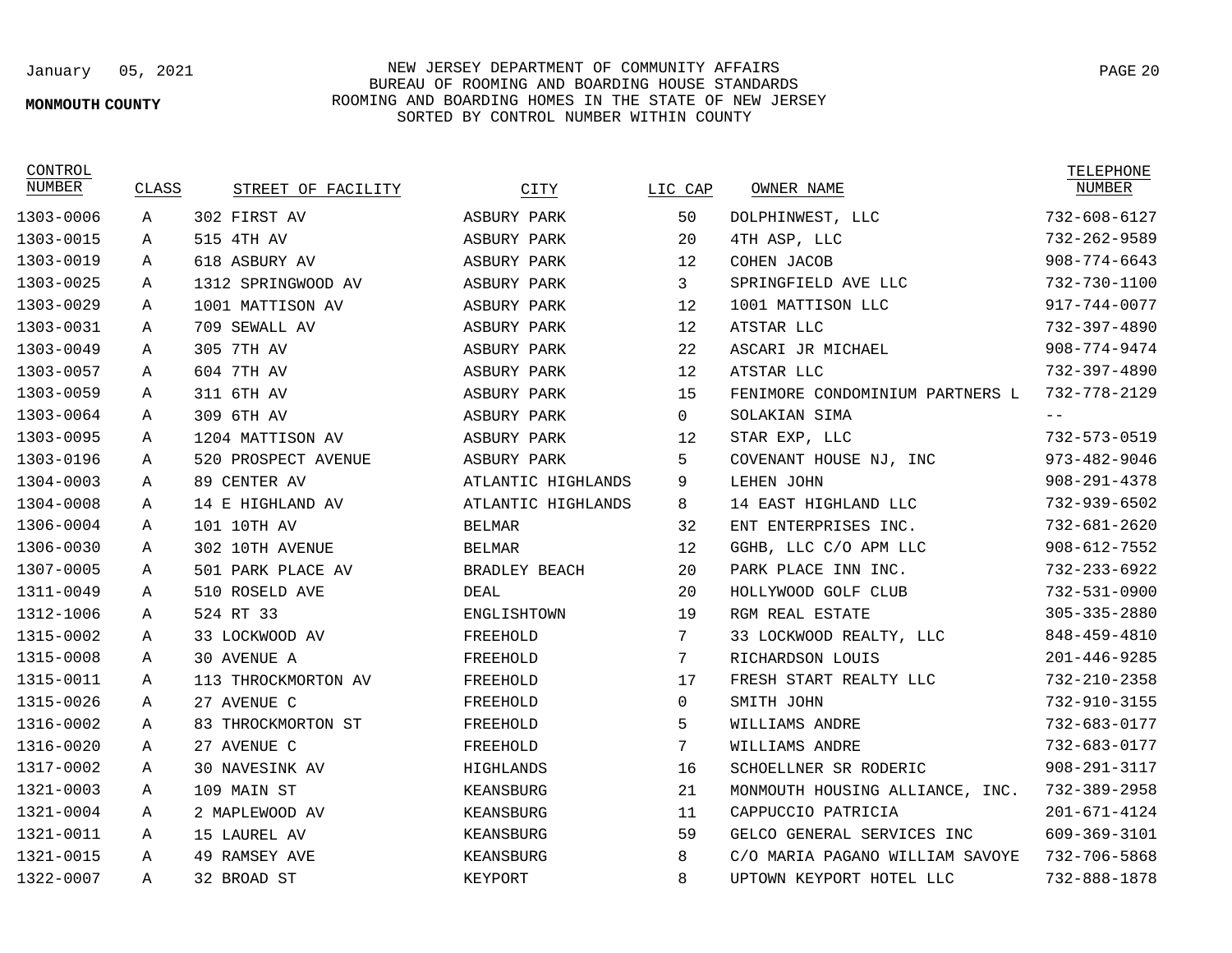January 05, 2021

**MONMOUTH COUNTY**

NEW JERSEY DEPARTMENT OF COMMUNITY AFFAIRS
BUREAU OF ROOMING AND BOARDING HOUSE STANDARDS
ROOMING AND BOARDING HOMES IN THE STATE OF NEW JERSEY
SORTED BY CONTROL NUMBER WITHIN COUNTY

| CONTROL NUMBER | CLASS | STREET OF FACILITY | CITY | LIC CAP | OWNER NAME | TELEPHONE NUMBER |
|---|---|---|---|---|---|---|
| 1303-0006 | A | 302 FIRST AV | ASBURY PARK | 50 | DOLPHINWEST, LLC | 732-608-6127 |
| 1303-0015 | A | 515 4TH AV | ASBURY PARK | 20 | 4TH ASP, LLC | 732-262-9589 |
| 1303-0019 | A | 618 ASBURY AV | ASBURY PARK | 12 | COHEN JACOB | 908-774-6643 |
| 1303-0025 | A | 1312 SPRINGWOOD AV | ASBURY PARK | 3 | SPRINGFIELD AVE LLC | 732-730-1100 |
| 1303-0029 | A | 1001 MATTISON AV | ASBURY PARK | 12 | 1001 MATTISON LLC | 917-744-0077 |
| 1303-0031 | A | 709 SEWALL AV | ASBURY PARK | 12 | ATSTAR LLC | 732-397-4890 |
| 1303-0049 | A | 305 7TH AV | ASBURY PARK | 22 | ASCARI JR MICHAEL | 908-774-9474 |
| 1303-0057 | A | 604 7TH AV | ASBURY PARK | 12 | ATSTAR LLC | 732-397-4890 |
| 1303-0059 | A | 311 6TH AV | ASBURY PARK | 15 | FENIMORE CONDOMINIUM PARTNERS L | 732-778-2129 |
| 1303-0064 | A | 309 6TH AV | ASBURY PARK | 0 | SOLAKIAN SIMA | -- |
| 1303-0095 | A | 1204 MATTISON AV | ASBURY PARK | 12 | STAR EXP, LLC | 732-573-0519 |
| 1303-0196 | A | 520 PROSPECT AVENUE | ASBURY PARK | 5 | COVENANT HOUSE NJ, INC | 973-482-9046 |
| 1304-0003 | A | 89 CENTER AV | ATLANTIC HIGHLANDS | 9 | LEHEN JOHN | 908-291-4378 |
| 1304-0008 | A | 14 E HIGHLAND AV | ATLANTIC HIGHLANDS | 8 | 14 EAST HIGHLAND LLC | 732-939-6502 |
| 1306-0004 | A | 101 10TH AV | BELMAR | 32 | ENT ENTERPRISES INC. | 732-681-2620 |
| 1306-0030 | A | 302 10TH AVENUE | BELMAR | 12 | GGHB, LLC C/O APM LLC | 908-612-7552 |
| 1307-0005 | A | 501 PARK PLACE AV | BRADLEY BEACH | 20 | PARK PLACE INN INC. | 732-233-6922 |
| 1311-0049 | A | 510 ROSELD AVE | DEAL | 20 | HOLLYWOOD GOLF CLUB | 732-531-0900 |
| 1312-1006 | A | 524 RT 33 | ENGLISHTOWN | 19 | RGM REAL ESTATE | 305-335-2880 |
| 1315-0002 | A | 33 LOCKWOOD AV | FREEHOLD | 7 | 33 LOCKWOOD REALTY, LLC | 848-459-4810 |
| 1315-0008 | A | 30 AVENUE A | FREEHOLD | 7 | RICHARDSON LOUIS | 201-446-9285 |
| 1315-0011 | A | 113 THROCKMORTON AV | FREEHOLD | 17 | FRESH START REALTY LLC | 732-210-2358 |
| 1315-0026 | A | 27 AVENUE C | FREEHOLD | 0 | SMITH JOHN | 732-910-3155 |
| 1316-0002 | A | 83 THROCKMORTON ST | FREEHOLD | 5 | WILLIAMS ANDRE | 732-683-0177 |
| 1316-0020 | A | 27 AVENUE C | FREEHOLD | 7 | WILLIAMS ANDRE | 732-683-0177 |
| 1317-0002 | A | 30 NAVESINK AV | HIGHLANDS | 16 | SCHOELLNER SR RODERIC | 908-291-3117 |
| 1321-0003 | A | 109 MAIN ST | KEANSBURG | 21 | MONMOUTH HOUSING ALLIANCE, INC. | 732-389-2958 |
| 1321-0004 | A | 2 MAPLEWOOD AV | KEANSBURG | 11 | CAPPUCCIO PATRICIA | 201-671-4124 |
| 1321-0011 | A | 15 LAUREL AV | KEANSBURG | 59 | GELCO GENERAL SERVICES INC | 609-369-3101 |
| 1321-0015 | A | 49 RAMSEY AVE | KEANSBURG | 8 | C/O MARIA PAGANO WILLIAM SAVOYE | 732-706-5868 |
| 1322-0007 | A | 32 BROAD ST | KEYPORT | 8 | UPTOWN KEYPORT HOTEL LLC | 732-888-1878 |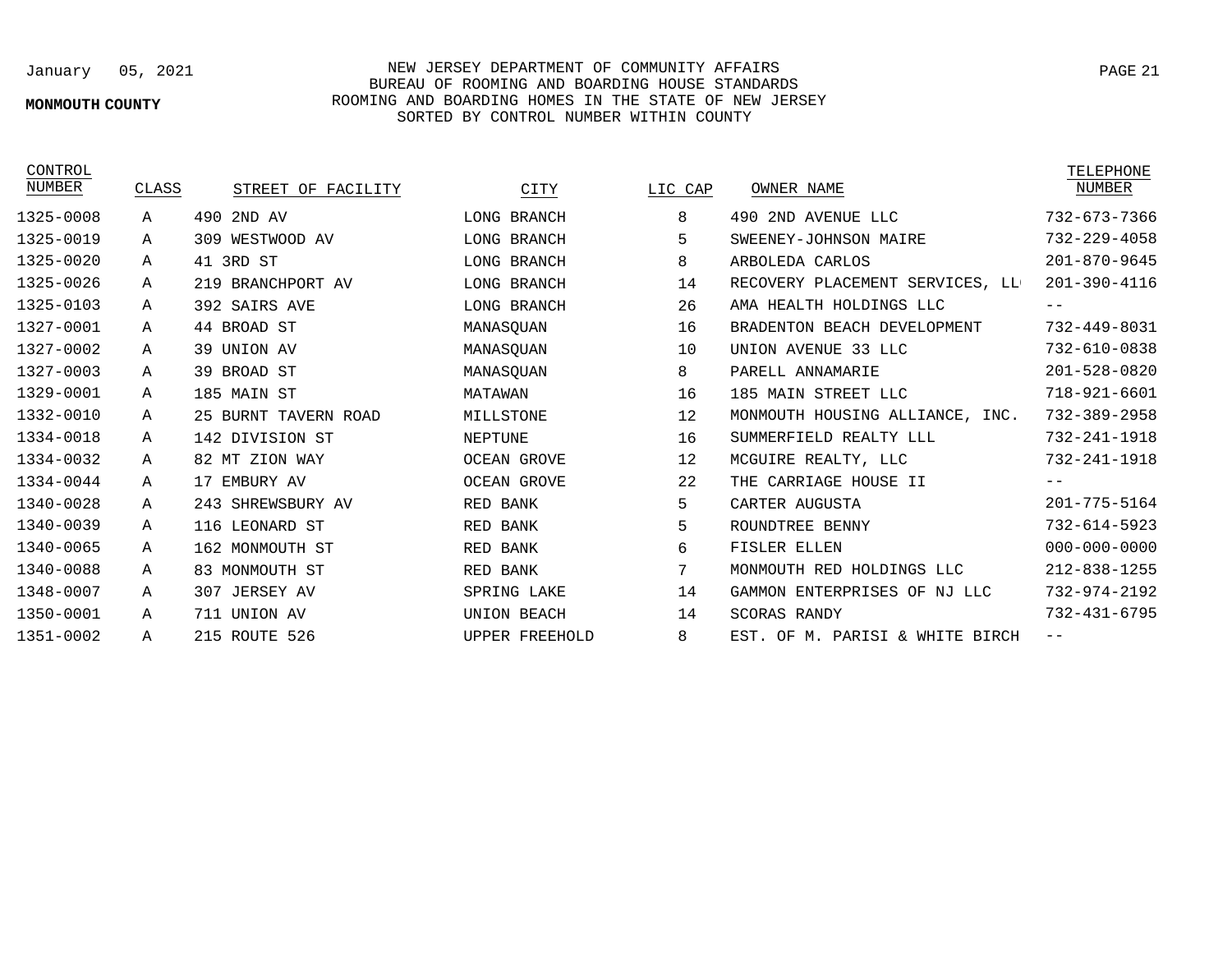January 05, 2021

**MONMOUTH COUNTY**

NEW JERSEY DEPARTMENT OF COMMUNITY AFFAIRS
BUREAU OF ROOMING AND BOARDING HOUSE STANDARDS
ROOMING AND BOARDING HOMES IN THE STATE OF NEW JERSEY
SORTED BY CONTROL NUMBER WITHIN COUNTY

| CONTROL NUMBER | CLASS | STREET OF FACILITY | CITY | LIC CAP | OWNER NAME | TELEPHONE NUMBER |
|---|---|---|---|---|---|---|
| 1325-0008 | A | 490 2ND AV | LONG BRANCH | 8 | 490 2ND AVENUE LLC | 732-673-7366 |
| 1325-0019 | A | 309 WESTWOOD AV | LONG BRANCH | 5 | SWEENEY-JOHNSON MAIRE | 732-229-4058 |
| 1325-0020 | A | 41 3RD ST | LONG BRANCH | 8 | ARBOLEDA CARLOS | 201-870-9645 |
| 1325-0026 | A | 219 BRANCHPORT AV | LONG BRANCH | 14 | RECOVERY PLACEMENT SERVICES, LL | 201-390-4116 |
| 1325-0103 | A | 392 SAIRS AVE | LONG BRANCH | 26 | AMA HEALTH HOLDINGS LLC | -- |
| 1327-0001 | A | 44 BROAD ST | MANASQUAN | 16 | BRADENTON BEACH DEVELOPMENT | 732-449-8031 |
| 1327-0002 | A | 39 UNION AV | MANASQUAN | 10 | UNION AVENUE 33 LLC | 732-610-0838 |
| 1327-0003 | A | 39 BROAD ST | MANASQUAN | 8 | PARELL ANNAMARIE | 201-528-0820 |
| 1329-0001 | A | 185 MAIN ST | MATAWAN | 16 | 185 MAIN STREET LLC | 718-921-6601 |
| 1332-0010 | A | 25 BURNT TAVERN ROAD | MILLSTONE | 12 | MONMOUTH HOUSING ALLIANCE, INC. | 732-389-2958 |
| 1334-0018 | A | 142 DIVISION ST | NEPTUNE | 16 | SUMMERFIELD REALTY LLL | 732-241-1918 |
| 1334-0032 | A | 82 MT ZION WAY | OCEAN GROVE | 12 | MCGUIRE REALTY, LLC | 732-241-1918 |
| 1334-0044 | A | 17 EMBURY AV | OCEAN GROVE | 22 | THE CARRIAGE HOUSE II | -- |
| 1340-0028 | A | 243 SHREWSBURY AV | RED BANK | 5 | CARTER AUGUSTA | 201-775-5164 |
| 1340-0039 | A | 116 LEONARD ST | RED BANK | 5 | ROUNDTREE BENNY | 732-614-5923 |
| 1340-0065 | A | 162 MONMOUTH ST | RED BANK | 6 | FISLER ELLEN | 000-000-0000 |
| 1340-0088 | A | 83 MONMOUTH ST | RED BANK | 7 | MONMOUTH RED HOLDINGS LLC | 212-838-1255 |
| 1348-0007 | A | 307 JERSEY AV | SPRING LAKE | 14 | GAMMON ENTERPRISES OF NJ LLC | 732-974-2192 |
| 1350-0001 | A | 711 UNION AV | UNION BEACH | 14 | SCORAS RANDY | 732-431-6795 |
| 1351-0002 | A | 215 ROUTE 526 | UPPER FREEHOLD | 8 | EST. OF M. PARISI & WHITE BIRCH | -- |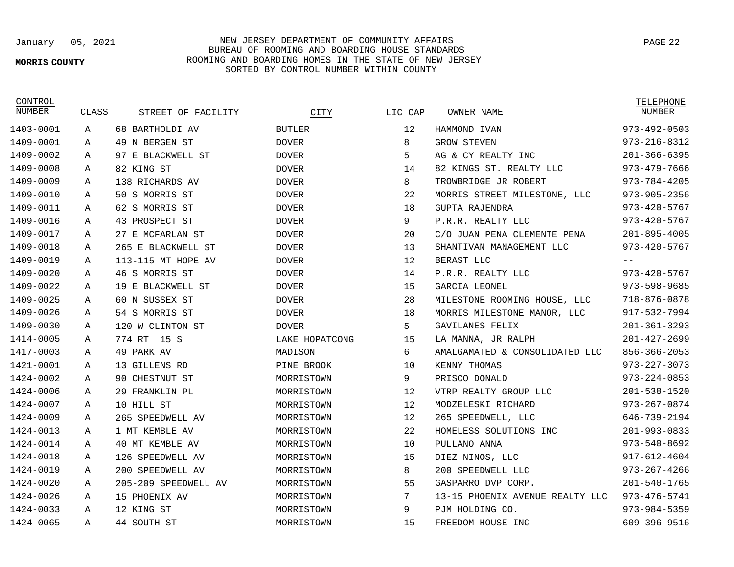January 05, 2021

**MORRIS COUNTY**

NEW JERSEY DEPARTMENT OF COMMUNITY AFFAIRS
BUREAU OF ROOMING AND BOARDING HOUSE STANDARDS
ROOMING AND BOARDING HOMES IN THE STATE OF NEW JERSEY
SORTED BY CONTROL NUMBER WITHIN COUNTY

| CONTROL NUMBER | CLASS | STREET OF FACILITY | CITY | LIC CAP | OWNER NAME | TELEPHONE NUMBER |
|---|---|---|---|---|---|---|
| 1403-0001 | A | 68 BARTHOLDI AV | BUTLER | 12 | HAMMOND IVAN | 973-492-0503 |
| 1409-0001 | A | 49 N BERGEN ST | DOVER | 8 | GROW STEVEN | 973-216-8312 |
| 1409-0002 | A | 97 E BLACKWELL ST | DOVER | 5 | AG & CY REALTY INC | 201-366-6395 |
| 1409-0008 | A | 82 KING ST | DOVER | 14 | 82 KINGS ST. REALTY LLC | 973-479-7666 |
| 1409-0009 | A | 138 RICHARDS AV | DOVER | 8 | TROWBRIDGE JR ROBERT | 973-784-4205 |
| 1409-0010 | A | 50 S MORRIS ST | DOVER | 22 | MORRIS STREET MILESTONE, LLC | 973-905-2356 |
| 1409-0011 | A | 62 S MORRIS ST | DOVER | 18 | GUPTA RAJENDRA | 973-420-5767 |
| 1409-0016 | A | 43 PROSPECT ST | DOVER | 9 | P.R.R. REALTY LLC | 973-420-5767 |
| 1409-0017 | A | 27 E MCFARLAN ST | DOVER | 20 | C/O JUAN PENA CLEMENTE PENA | 201-895-4005 |
| 1409-0018 | A | 265 E BLACKWELL ST | DOVER | 13 | SHANTIVAN MANAGEMENT LLC | 973-420-5767 |
| 1409-0019 | A | 113-115 MT HOPE AV | DOVER | 12 | BERAST LLC | -- |
| 1409-0020 | A | 46 S MORRIS ST | DOVER | 14 | P.R.R. REALTY LLC | 973-420-5767 |
| 1409-0022 | A | 19 E BLACKWELL ST | DOVER | 15 | GARCIA LEONEL | 973-598-9685 |
| 1409-0025 | A | 60 N SUSSEX ST | DOVER | 28 | MILESTONE ROOMING HOUSE, LLC | 718-876-0878 |
| 1409-0026 | A | 54 S MORRIS ST | DOVER | 18 | MORRIS MILESTONE MANOR, LLC | 917-532-7994 |
| 1409-0030 | A | 120 W CLINTON ST | DOVER | 5 | GAVILANES FELIX | 201-361-3293 |
| 1414-0005 | A | 774 RT 15 S | LAKE HOPATCONG | 15 | LA MANNA, JR RALPH | 201-427-2699 |
| 1417-0003 | A | 49 PARK AV | MADISON | 6 | AMALGAMATED & CONSOLIDATED LLC | 856-366-2053 |
| 1421-0001 | A | 13 GILLENS RD | PINE BROOK | 10 | KENNY THOMAS | 973-227-3073 |
| 1424-0002 | A | 90 CHESTNUT ST | MORRISTOWN | 9 | PRISCO DONALD | 973-224-0853 |
| 1424-0006 | A | 29 FRANKLIN PL | MORRISTOWN | 12 | VTRP REALTY GROUP LLC | 201-538-1520 |
| 1424-0007 | A | 10 HILL ST | MORRISTOWN | 12 | MODZELESKI RICHARD | 973-267-0874 |
| 1424-0009 | A | 265 SPEEDWELL AV | MORRISTOWN | 12 | 265 SPEEDWELL, LLC | 646-739-2194 |
| 1424-0013 | A | 1 MT KEMBLE AV | MORRISTOWN | 22 | HOMELESS SOLUTIONS INC | 201-993-0833 |
| 1424-0014 | A | 40 MT KEMBLE AV | MORRISTOWN | 10 | PULLANO ANNA | 973-540-8692 |
| 1424-0018 | A | 126 SPEEDWELL AV | MORRISTOWN | 15 | DIEZ NINOS, LLC | 917-612-4604 |
| 1424-0019 | A | 200 SPEEDWELL AV | MORRISTOWN | 8 | 200 SPEEDWELL LLC | 973-267-4266 |
| 1424-0020 | A | 205-209 SPEEDWELL AV | MORRISTOWN | 55 | GASPARRO DVP CORP. | 201-540-1765 |
| 1424-0026 | A | 15 PHOENIX AV | MORRISTOWN | 7 | 13-15 PHOENIX AVENUE REALTY LLC | 973-476-5741 |
| 1424-0033 | A | 12 KING ST | MORRISTOWN | 9 | PJM HOLDING CO. | 973-984-5359 |
| 1424-0065 | A | 44 SOUTH ST | MORRISTOWN | 15 | FREEDOM HOUSE INC | 609-396-9516 |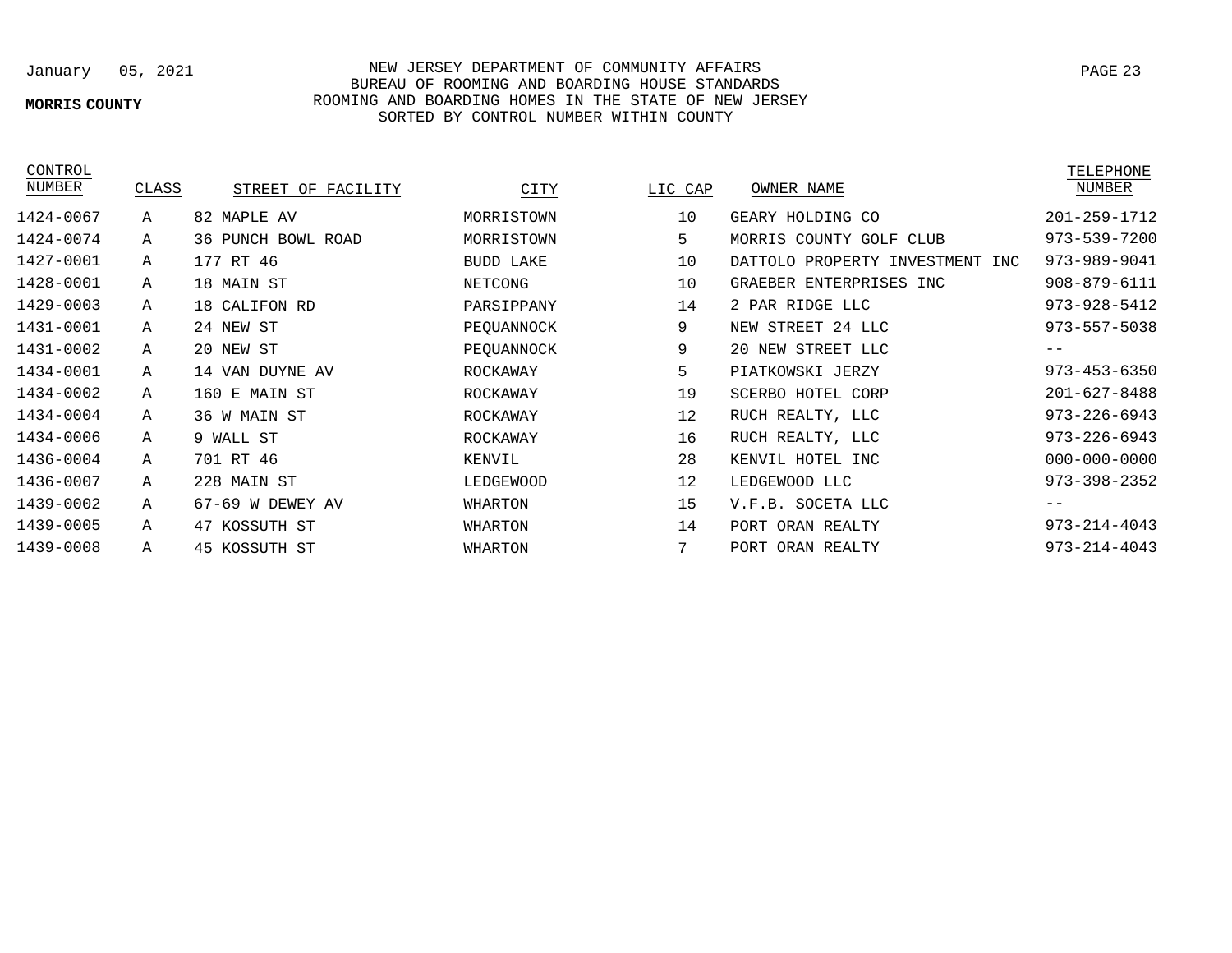**MORRIS COUNTY**

NEW JERSEY DEPARTMENT OF COMMUNITY AFFAIRS
BUREAU OF ROOMING AND BOARDING HOUSE STANDARDS
ROOMING AND BOARDING HOMES IN THE STATE OF NEW JERSEY
SORTED BY CONTROL NUMBER WITHIN COUNTY

| CONTROL NUMBER | CLASS | STREET OF FACILITY | CITY | LIC CAP | OWNER NAME | TELEPHONE NUMBER |
|---|---|---|---|---|---|---|
| 1424-0067 | A | 82 MAPLE AV | MORRISTOWN | 10 | GEARY HOLDING CO | 201-259-1712 |
| 1424-0074 | A | 36 PUNCH BOWL ROAD | MORRISTOWN | 5 | MORRIS COUNTY GOLF CLUB | 973-539-7200 |
| 1427-0001 | A | 177 RT 46 | BUDD LAKE | 10 | DATTOLO PROPERTY INVESTMENT INC | 973-989-9041 |
| 1428-0001 | A | 18 MAIN ST | NETCONG | 10 | GRAEBER ENTERPRISES INC | 908-879-6111 |
| 1429-0003 | A | 18 CALIFON RD | PARSIPPANY | 14 | 2 PAR RIDGE LLC | 973-928-5412 |
| 1431-0001 | A | 24 NEW ST | PEQUANNOCK | 9 | NEW STREET 24 LLC | 973-557-5038 |
| 1431-0002 | A | 20 NEW ST | PEQUANNOCK | 9 | 20 NEW STREET LLC | -- |
| 1434-0001 | A | 14 VAN DUYNE AV | ROCKAWAY | 5 | PIATKOWSKI JERZY | 973-453-6350 |
| 1434-0002 | A | 160 E MAIN ST | ROCKAWAY | 19 | SCERBO HOTEL CORP | 201-627-8488 |
| 1434-0004 | A | 36 W MAIN ST | ROCKAWAY | 12 | RUCH REALTY, LLC | 973-226-6943 |
| 1434-0006 | A | 9 WALL ST | ROCKAWAY | 16 | RUCH REALTY, LLC | 973-226-6943 |
| 1436-0004 | A | 701 RT 46 | KENVIL | 28 | KENVIL HOTEL INC | 000-000-0000 |
| 1436-0007 | A | 228 MAIN ST | LEDGEWOOD | 12 | LEDGEWOOD LLC | 973-398-2352 |
| 1439-0002 | A | 67-69 W DEWEY AV | WHARTON | 15 | V.F.B. SOCETA LLC | -- |
| 1439-0005 | A | 47 KOSSUTH ST | WHARTON | 14 | PORT ORAN REALTY | 973-214-4043 |
| 1439-0008 | A | 45 KOSSUTH ST | WHARTON | 7 | PORT ORAN REALTY | 973-214-4043 |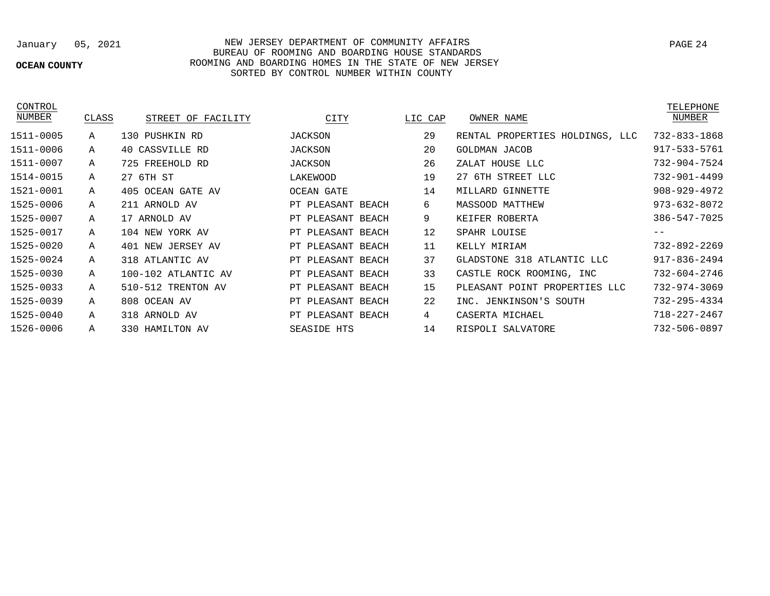January 05, 2021

NEW JERSEY DEPARTMENT OF COMMUNITY AFFAIRS
BUREAU OF ROOMING AND BOARDING HOUSE STANDARDS
ROOMING AND BOARDING HOMES IN THE STATE OF NEW JERSEY
SORTED BY CONTROL NUMBER WITHIN COUNTY

**OCEAN COUNTY**

| CONTROL NUMBER | CLASS | STREET OF FACILITY | CITY | LIC CAP | OWNER NAME | TELEPHONE NUMBER |
|---|---|---|---|---|---|---|
| 1511-0005 | A | 130 PUSHKIN RD | JACKSON | 29 | RENTAL PROPERTIES HOLDINGS, LLC | 732-833-1868 |
| 1511-0006 | A | 40 CASSVILLE RD | JACKSON | 20 | GOLDMAN JACOB | 917-533-5761 |
| 1511-0007 | A | 725 FREEHOLD RD | JACKSON | 26 | ZALAT HOUSE LLC | 732-904-7524 |
| 1514-0015 | A | 27 6TH ST | LAKEWOOD | 19 | 27 6TH STREET LLC | 732-901-4499 |
| 1521-0001 | A | 405 OCEAN GATE AV | OCEAN GATE | 14 | MILLARD GINNETTE | 908-929-4972 |
| 1525-0006 | A | 211 ARNOLD AV | PT PLEASANT BEACH | 6 | MASSOOD MATTHEW | 973-632-8072 |
| 1525-0007 | A | 17 ARNOLD AV | PT PLEASANT BEACH | 9 | KEIFER ROBERTA | 386-547-7025 |
| 1525-0017 | A | 104 NEW YORK AV | PT PLEASANT BEACH | 12 | SPAHR LOUISE | -- |
| 1525-0020 | A | 401 NEW JERSEY AV | PT PLEASANT BEACH | 11 | KELLY MIRIAM | 732-892-2269 |
| 1525-0024 | A | 318 ATLANTIC AV | PT PLEASANT BEACH | 37 | GLADSTONE 318 ATLANTIC LLC | 917-836-2494 |
| 1525-0030 | A | 100-102 ATLANTIC AV | PT PLEASANT BEACH | 33 | CASTLE ROCK ROOMING, INC | 732-604-2746 |
| 1525-0033 | A | 510-512 TRENTON AV | PT PLEASANT BEACH | 15 | PLEASANT POINT PROPERTIES LLC | 732-974-3069 |
| 1525-0039 | A | 808 OCEAN AV | PT PLEASANT BEACH | 22 | INC. JENKINSON'S SOUTH | 732-295-4334 |
| 1525-0040 | A | 318 ARNOLD AV | PT PLEASANT BEACH | 4 | CASERTA MICHAEL | 718-227-2467 |
| 1526-0006 | A | 330 HAMILTON AV | SEASIDE HTS | 14 | RISPOLI SALVATORE | 732-506-0897 |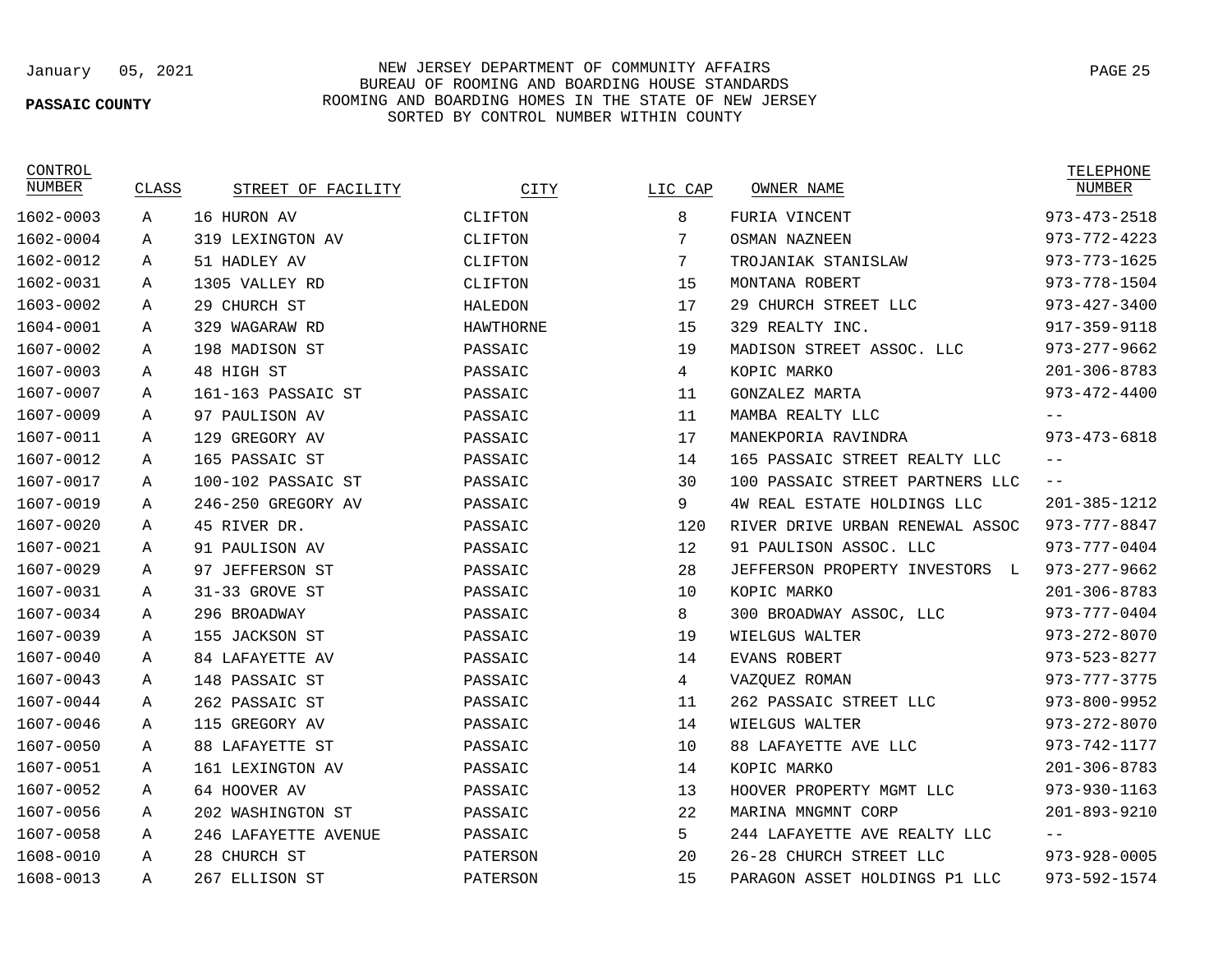January 05, 2021

**PASSAIC COUNTY**

NEW JERSEY DEPARTMENT OF COMMUNITY AFFAIRS
BUREAU OF ROOMING AND BOARDING HOUSE STANDARDS
ROOMING AND BOARDING HOMES IN THE STATE OF NEW JERSEY
SORTED BY CONTROL NUMBER WITHIN COUNTY

| CONTROL NUMBER | CLASS | STREET OF FACILITY | CITY | LIC CAP | OWNER NAME | TELEPHONE NUMBER |
|---|---|---|---|---|---|---|
| 1602-0003 | A | 16 HURON AV | CLIFTON | 8 | FURIA VINCENT | 973-473-2518 |
| 1602-0004 | A | 319 LEXINGTON AV | CLIFTON | 7 | OSMAN NAZNEEN | 973-772-4223 |
| 1602-0012 | A | 51 HADLEY AV | CLIFTON | 7 | TROJANIAK STANISLAW | 973-773-1625 |
| 1602-0031 | A | 1305 VALLEY RD | CLIFTON | 15 | MONTANA ROBERT | 973-778-1504 |
| 1603-0002 | A | 29 CHURCH ST | HALEDON | 17 | 29 CHURCH STREET LLC | 973-427-3400 |
| 1604-0001 | A | 329 WAGARAW RD | HAWTHORNE | 15 | 329 REALTY INC. | 917-359-9118 |
| 1607-0002 | A | 198 MADISON ST | PASSAIC | 19 | MADISON STREET ASSOC. LLC | 973-277-9662 |
| 1607-0003 | A | 48 HIGH ST | PASSAIC | 4 | KOPIC MARKO | 201-306-8783 |
| 1607-0007 | A | 161-163 PASSAIC ST | PASSAIC | 11 | GONZALEZ MARTA | 973-472-4400 |
| 1607-0009 | A | 97 PAULISON AV | PASSAIC | 11 | MAMBA REALTY LLC | -- |
| 1607-0011 | A | 129 GREGORY AV | PASSAIC | 17 | MANEKPORIA RAVINDRA | 973-473-6818 |
| 1607-0012 | A | 165 PASSAIC ST | PASSAIC | 14 | 165 PASSAIC STREET REALTY LLC | -- |
| 1607-0017 | A | 100-102 PASSAIC ST | PASSAIC | 30 | 100 PASSAIC STREET PARTNERS LLC | -- |
| 1607-0019 | A | 246-250 GREGORY AV | PASSAIC | 9 | 4W REAL ESTATE HOLDINGS LLC | 201-385-1212 |
| 1607-0020 | A | 45 RIVER DR. | PASSAIC | 120 | RIVER DRIVE URBAN RENEWAL ASSOC | 973-777-8847 |
| 1607-0021 | A | 91 PAULISON AV | PASSAIC | 12 | 91 PAULISON ASSOC. LLC | 973-777-0404 |
| 1607-0029 | A | 97 JEFFERSON ST | PASSAIC | 28 | JEFFERSON PROPERTY INVESTORS L | 973-277-9662 |
| 1607-0031 | A | 31-33 GROVE ST | PASSAIC | 10 | KOPIC MARKO | 201-306-8783 |
| 1607-0034 | A | 296 BROADWAY | PASSAIC | 8 | 300 BROADWAY ASSOC, LLC | 973-777-0404 |
| 1607-0039 | A | 155 JACKSON ST | PASSAIC | 19 | WIELGUS WALTER | 973-272-8070 |
| 1607-0040 | A | 84 LAFAYETTE AV | PASSAIC | 14 | EVANS ROBERT | 973-523-8277 |
| 1607-0043 | A | 148 PASSAIC ST | PASSAIC | 4 | VAZQUEZ ROMAN | 973-777-3775 |
| 1607-0044 | A | 262 PASSAIC ST | PASSAIC | 11 | 262 PASSAIC STREET LLC | 973-800-9952 |
| 1607-0046 | A | 115 GREGORY AV | PASSAIC | 14 | WIELGUS WALTER | 973-272-8070 |
| 1607-0050 | A | 88 LAFAYETTE ST | PASSAIC | 10 | 88 LAFAYETTE AVE LLC | 973-742-1177 |
| 1607-0051 | A | 161 LEXINGTON AV | PASSAIC | 14 | KOPIC MARKO | 201-306-8783 |
| 1607-0052 | A | 64 HOOVER AV | PASSAIC | 13 | HOOVER PROPERTY MGMT LLC | 973-930-1163 |
| 1607-0056 | A | 202 WASHINGTON ST | PASSAIC | 22 | MARINA MNGMNT CORP | 201-893-9210 |
| 1607-0058 | A | 246 LAFAYETTE AVENUE | PASSAIC | 5 | 244 LAFAYETTE AVE REALTY LLC | -- |
| 1608-0010 | A | 28 CHURCH ST | PATERSON | 20 | 26-28 CHURCH STREET LLC | 973-928-0005 |
| 1608-0013 | A | 267 ELLISON ST | PATERSON | 15 | PARAGON ASSET HOLDINGS P1 LLC | 973-592-1574 |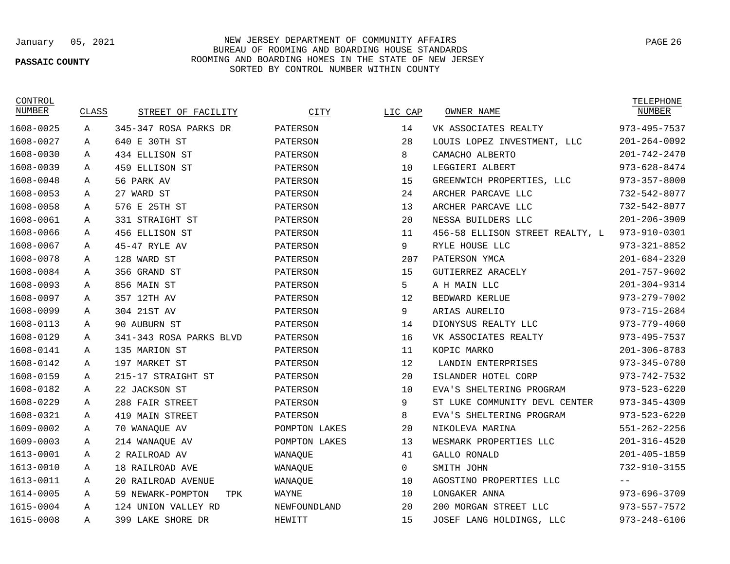January 05, 2021

**PASSAIC COUNTY**

NEW JERSEY DEPARTMENT OF COMMUNITY AFFAIRS
BUREAU OF ROOMING AND BOARDING HOUSE STANDARDS
ROOMING AND BOARDING HOMES IN THE STATE OF NEW JERSEY
SORTED BY CONTROL NUMBER WITHIN COUNTY

| CONTROL NUMBER | CLASS | STREET OF FACILITY | CITY | LIC CAP | OWNER NAME | TELEPHONE NUMBER |
|---|---|---|---|---|---|---|
| 1608-0025 | A | 345-347 ROSA PARKS DR | PATERSON | 14 | VK ASSOCIATES REALTY | 973-495-7537 |
| 1608-0027 | A | 640 E 30TH ST | PATERSON | 28 | LOUIS LOPEZ INVESTMENT, LLC | 201-264-0092 |
| 1608-0030 | A | 434 ELLISON ST | PATERSON | 8 | CAMACHO ALBERTO | 201-742-2470 |
| 1608-0039 | A | 459 ELLISON ST | PATERSON | 10 | LEGGIERI ALBERT | 973-628-8474 |
| 1608-0048 | A | 56 PARK AV | PATERSON | 15 | GREENWICH PROPERTIES, LLC | 973-357-8000 |
| 1608-0053 | A | 27 WARD ST | PATERSON | 24 | ARCHER PARCAVE LLC | 732-542-8077 |
| 1608-0058 | A | 576 E 25TH ST | PATERSON | 13 | ARCHER PARCAVE LLC | 732-542-8077 |
| 1608-0061 | A | 331 STRAIGHT ST | PATERSON | 20 | NESSA BUILDERS LLC | 201-206-3909 |
| 1608-0066 | A | 456 ELLISON ST | PATERSON | 11 | 456-58 ELLISON STREET REALTY, L | 973-910-0301 |
| 1608-0067 | A | 45-47 RYLE AV | PATERSON | 9 | RYLE HOUSE LLC | 973-321-8852 |
| 1608-0078 | A | 128 WARD ST | PATERSON | 207 | PATERSON YMCA | 201-684-2320 |
| 1608-0084 | A | 356 GRAND ST | PATERSON | 15 | GUTIERREZ ARACELY | 201-757-9602 |
| 1608-0093 | A | 856 MAIN ST | PATERSON | 5 | A H MAIN LLC | 201-304-9314 |
| 1608-0097 | A | 357 12TH AV | PATERSON | 12 | BEDWARD KERLUE | 973-279-7002 |
| 1608-0099 | A | 304 21ST AV | PATERSON | 9 | ARIAS AURELIO | 973-715-2684 |
| 1608-0113 | A | 90 AUBURN ST | PATERSON | 14 | DIONYSUS REALTY LLC | 973-779-4060 |
| 1608-0129 | A | 341-343 ROSA PARKS BLVD | PATERSON | 16 | VK ASSOCIATES REALTY | 973-495-7537 |
| 1608-0141 | A | 135 MARION ST | PATERSON | 11 | KOPIC MARKO | 201-306-8783 |
| 1608-0142 | A | 197 MARKET ST | PATERSON | 12 | LANDIN ENTERPRISES | 973-345-0780 |
| 1608-0159 | A | 215-17 STRAIGHT ST | PATERSON | 20 | ISLANDER HOTEL CORP | 973-742-7532 |
| 1608-0182 | A | 22 JACKSON ST | PATERSON | 10 | EVA'S SHELTERING PROGRAM | 973-523-6220 |
| 1608-0229 | A | 288 FAIR STREET | PATERSON | 9 | ST LUKE COMMUNITY DEVL CENTER | 973-345-4309 |
| 1608-0321 | A | 419 MAIN STREET | PATERSON | 8 | EVA'S SHELTERING PROGRAM | 973-523-6220 |
| 1609-0002 | A | 70 WANAQUE AV | POMPTON LAKES | 20 | NIKOLEVA MARINA | 551-262-2256 |
| 1609-0003 | A | 214 WANAQUE AV | POMPTON LAKES | 13 | WESMARK PROPERTIES LLC | 201-316-4520 |
| 1613-0001 | A | 2 RAILROAD AV | WANAQUE | 41 | GALLO RONALD | 201-405-1859 |
| 1613-0010 | A | 18 RAILROAD AVE | WANAQUE | 0 | SMITH JOHN | 732-910-3155 |
| 1613-0011 | A | 20 RAILROAD AVENUE | WANAQUE | 10 | AGOSTINO PROPERTIES LLC | -- |
| 1614-0005 | A | 59 NEWARK-POMPTON TPK | WAYNE | 10 | LONGAKER ANNA | 973-696-3709 |
| 1615-0004 | A | 124 UNION VALLEY RD | NEWFOUNDLAND | 20 | 200 MORGAN STREET LLC | 973-557-7572 |
| 1615-0008 | A | 399 LAKE SHORE DR | HEWITT | 15 | JOSEF LANG HOLDINGS, LLC | 973-248-6106 |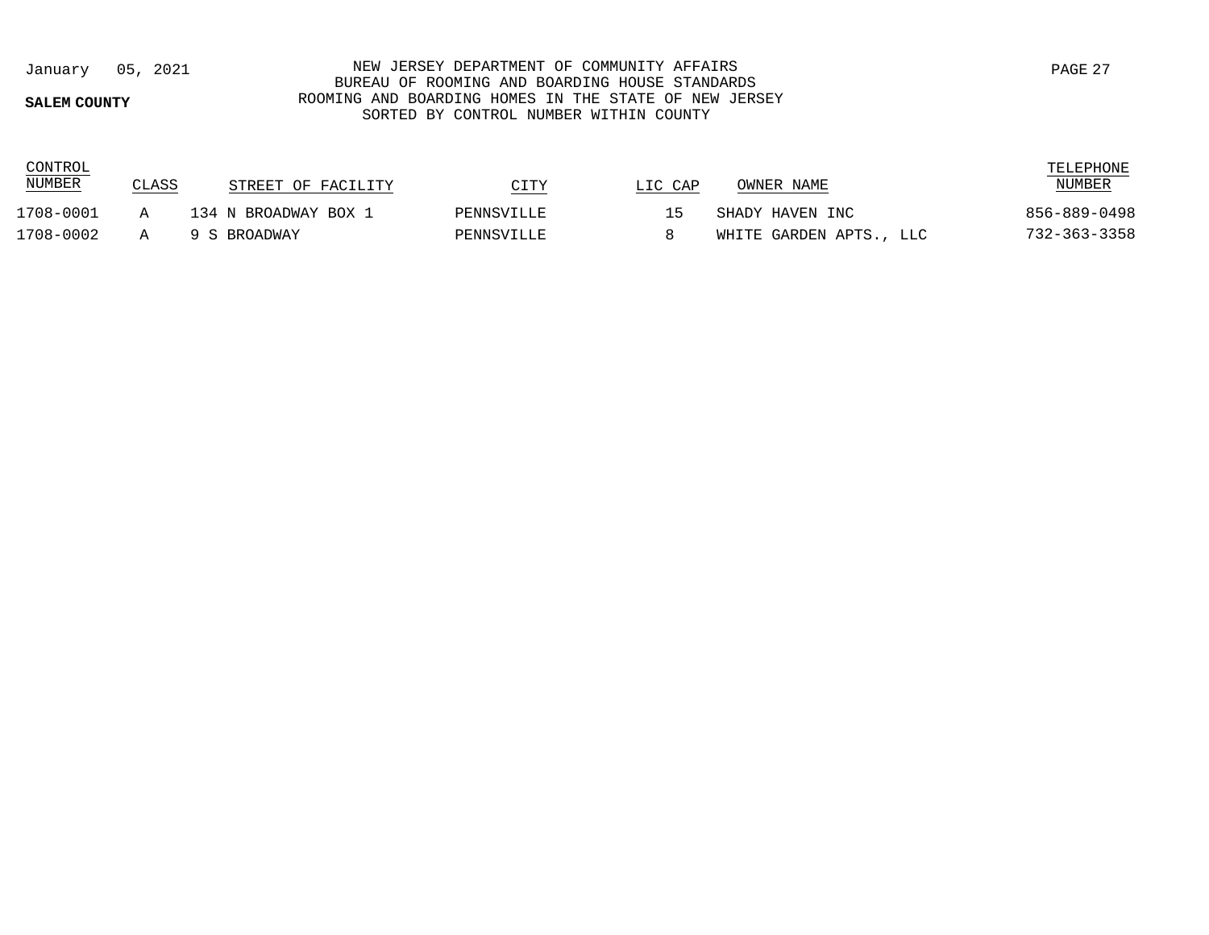**SALEM COUNTY**

NEW JERSEY DEPARTMENT OF COMMUNITY AFFAIRS
BUREAU OF ROOMING AND BOARDING HOUSE STANDARDS
ROOMING AND BOARDING HOMES IN THE STATE OF NEW JERSEY
SORTED BY CONTROL NUMBER WITHIN COUNTY

January 05, 2021

| CONTROL NUMBER | CLASS | STREET OF FACILITY | CITY | LIC CAP | OWNER NAME | TELEPHONE NUMBER |
|---|---|---|---|---|---|---|
| 1708-0001 | A | 134 N BROADWAY BOX 1 | PENNSVILLE | 15 | SHADY HAVEN INC | 856-889-0498 |
| 1708-0002 | A | 9 S BROADWAY | PENNSVILLE | 8 | WHITE GARDEN APTS., LLC | 732-363-3358 |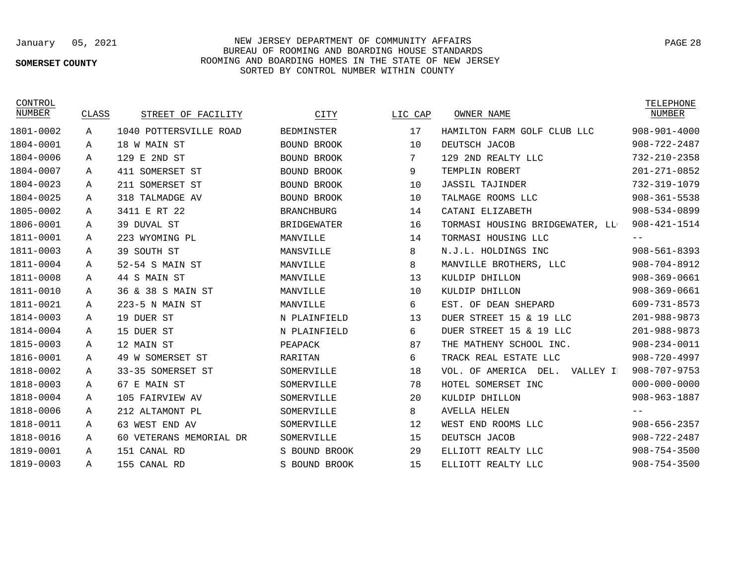January 05, 2021

**SOMERSET COUNTY**

NEW JERSEY DEPARTMENT OF COMMUNITY AFFAIRS
BUREAU OF ROOMING AND BOARDING HOUSE STANDARDS
ROOMING AND BOARDING HOMES IN THE STATE OF NEW JERSEY
SORTED BY CONTROL NUMBER WITHIN COUNTY

| CONTROL NUMBER | CLASS | STREET OF FACILITY | CITY | LIC CAP | OWNER NAME | TELEPHONE NUMBER |
|---|---|---|---|---|---|---|
| 1801-0002 | A | 1040 POTTERSVILLE ROAD | BEDMINSTER | 17 | HAMILTON FARM GOLF CLUB LLC | 908-901-4000 |
| 1804-0001 | A | 18 W MAIN ST | BOUND BROOK | 10 | DEUTSCH JACOB | 908-722-2487 |
| 1804-0006 | A | 129 E 2ND ST | BOUND BROOK | 7 | 129 2ND REALTY LLC | 732-210-2358 |
| 1804-0007 | A | 411 SOMERSET ST | BOUND BROOK | 9 | TEMPLIN ROBERT | 201-271-0852 |
| 1804-0023 | A | 211 SOMERSET ST | BOUND BROOK | 10 | JASSIL TAJINDER | 732-319-1079 |
| 1804-0025 | A | 318 TALMADGE AV | BOUND BROOK | 10 | TALMAGE ROOMS LLC | 908-361-5538 |
| 1805-0002 | A | 3411 E RT 22 | BRANCHBURG | 14 | CATANI ELIZABETH | 908-534-0899 |
| 1806-0001 | A | 39 DUVAL ST | BRIDGEWATER | 16 | TORMASI HOUSING BRIDGEWATER, LL | 908-421-1514 |
| 1811-0001 | A | 223 WYOMING PL | MANVILLE | 14 | TORMASI HOUSING LLC | -- |
| 1811-0003 | A | 39 SOUTH ST | MANSVILLE | 8 | N.J.L. HOLDINGS INC | 908-561-8393 |
| 1811-0004 | A | 52-54 S MAIN ST | MANVILLE | 8 | MANVILLE BROTHERS, LLC | 908-704-8912 |
| 1811-0008 | A | 44 S MAIN ST | MANVILLE | 13 | KULDIP DHILLON | 908-369-0661 |
| 1811-0010 | A | 36 & 38 S MAIN ST | MANVILLE | 10 | KULDIP DHILLON | 908-369-0661 |
| 1811-0021 | A | 223-5 N MAIN ST | MANVILLE | 6 | EST. OF DEAN SHEPARD | 609-731-8573 |
| 1814-0003 | A | 19 DUER ST | N PLAINFIELD | 13 | DUER STREET 15 & 19 LLC | 201-988-9873 |
| 1814-0004 | A | 15 DUER ST | N PLAINFIELD | 6 | DUER STREET 15 & 19 LLC | 201-988-9873 |
| 1815-0003 | A | 12 MAIN ST | PEAPACK | 87 | THE MATHENY SCHOOL INC. | 908-234-0011 |
| 1816-0001 | A | 49 W SOMERSET ST | RARITAN | 6 | TRACK REAL ESTATE LLC | 908-720-4997 |
| 1818-0002 | A | 33-35 SOMERSET ST | SOMERVILLE | 18 | VOL. OF AMERICA DEL. VALLEY I | 908-707-9753 |
| 1818-0003 | A | 67 E MAIN ST | SOMERVILLE | 78 | HOTEL SOMERSET INC | 000-000-0000 |
| 1818-0004 | A | 105 FAIRVIEW AV | SOMERVILLE | 20 | KULDIP DHILLON | 908-963-1887 |
| 1818-0006 | A | 212 ALTAMONT PL | SOMERVILLE | 8 | AVELLA HELEN | -- |
| 1818-0011 | A | 63 WEST END AV | SOMERVILLE | 12 | WEST END ROOMS LLC | 908-656-2357 |
| 1818-0016 | A | 60 VETERANS MEMORIAL DR | SOMERVILLE | 15 | DEUTSCH JACOB | 908-722-2487 |
| 1819-0001 | A | 151 CANAL RD | S BOUND BROOK | 29 | ELLIOTT REALTY LLC | 908-754-3500 |
| 1819-0003 | A | 155 CANAL RD | S BOUND BROOK | 15 | ELLIOTT REALTY LLC | 908-754-3500 |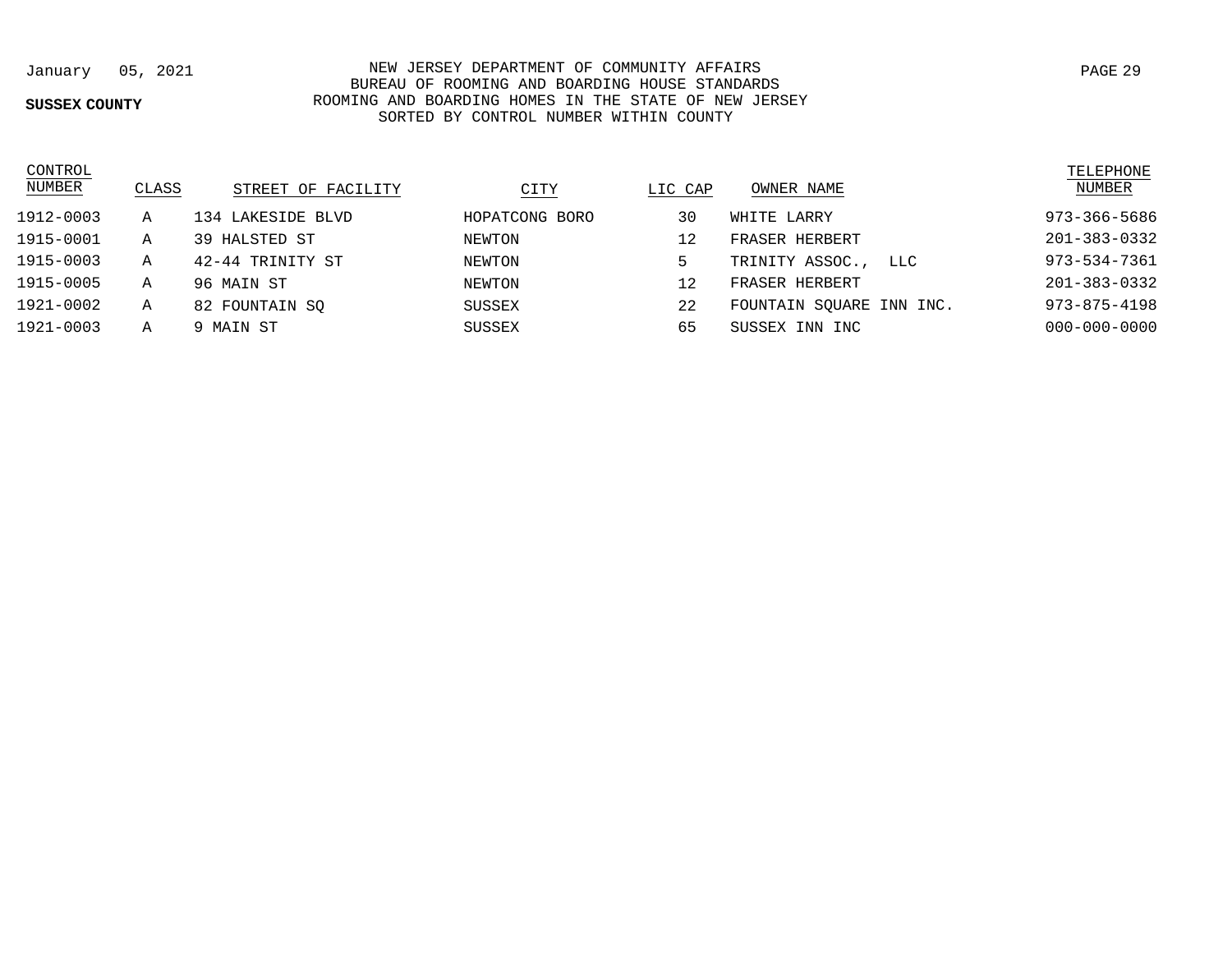January 05, 2021

**SUSSEX COUNTY**

NEW JERSEY DEPARTMENT OF COMMUNITY AFFAIRS
BUREAU OF ROOMING AND BOARDING HOUSE STANDARDS
ROOMING AND BOARDING HOMES IN THE STATE OF NEW JERSEY
SORTED BY CONTROL NUMBER WITHIN COUNTY

| CONTROL NUMBER | CLASS | STREET OF FACILITY | CITY | LIC CAP | OWNER NAME | TELEPHONE NUMBER |
|---|---|---|---|---|---|---|
| 1912-0003 | A | 134 LAKESIDE BLVD | HOPATCONG BORO | 30 | WHITE LARRY | 973-366-5686 |
| 1915-0001 | A | 39 HALSTED ST | NEWTON | 12 | FRASER HERBERT | 201-383-0332 |
| 1915-0003 | A | 42-44 TRINITY ST | NEWTON | 5 | TRINITY ASSOC., LLC | 973-534-7361 |
| 1915-0005 | A | 96 MAIN ST | NEWTON | 12 | FRASER HERBERT | 201-383-0332 |
| 1921-0002 | A | 82 FOUNTAIN SQ | SUSSEX | 22 | FOUNTAIN SQUARE INN INC. | 973-875-4198 |
| 1921-0003 | A | 9 MAIN ST | SUSSEX | 65 | SUSSEX INN INC | 000-000-0000 |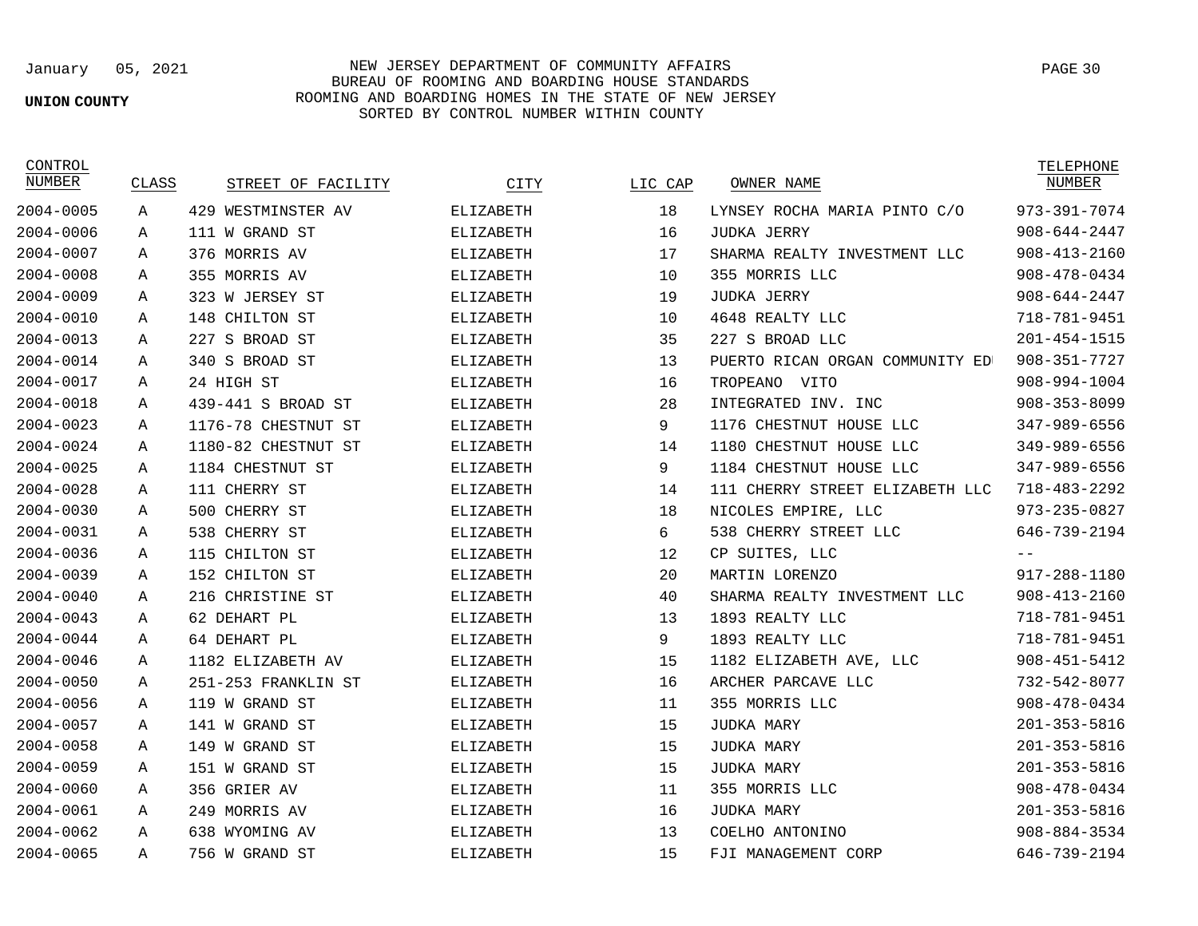**UNION COUNTY**

NEW JERSEY DEPARTMENT OF COMMUNITY AFFAIRS
BUREAU OF ROOMING AND BOARDING HOUSE STANDARDS
ROOMING AND BOARDING HOMES IN THE STATE OF NEW JERSEY
SORTED BY CONTROL NUMBER WITHIN COUNTY

January 05, 2021

| CONTROL NUMBER | CLASS | STREET OF FACILITY | CITY | LIC CAP | OWNER NAME | TELEPHONE NUMBER |
|---|---|---|---|---|---|---|
| 2004-0005 | A | 429 WESTMINSTER AV | ELIZABETH | 18 | LYNSEY ROCHA MARIA PINTO C/O | 973-391-7074 |
| 2004-0006 | A | 111 W GRAND ST | ELIZABETH | 16 | JUDKA JERRY | 908-644-2447 |
| 2004-0007 | A | 376 MORRIS AV | ELIZABETH | 17 | SHARMA REALTY INVESTMENT LLC | 908-413-2160 |
| 2004-0008 | A | 355 MORRIS AV | ELIZABETH | 10 | 355 MORRIS LLC | 908-478-0434 |
| 2004-0009 | A | 323 W JERSEY ST | ELIZABETH | 19 | JUDKA JERRY | 908-644-2447 |
| 2004-0010 | A | 148 CHILTON ST | ELIZABETH | 10 | 4648 REALTY LLC | 718-781-9451 |
| 2004-0013 | A | 227 S BROAD ST | ELIZABETH | 35 | 227 S BROAD LLC | 201-454-1515 |
| 2004-0014 | A | 340 S BROAD ST | ELIZABETH | 13 | PUERTO RICAN ORGAN COMMUNITY ED | 908-351-7727 |
| 2004-0017 | A | 24 HIGH ST | ELIZABETH | 16 | TROPEANO VITO | 908-994-1004 |
| 2004-0018 | A | 439-441 S BROAD ST | ELIZABETH | 28 | INTEGRATED INV. INC | 908-353-8099 |
| 2004-0023 | A | 1176-78 CHESTNUT ST | ELIZABETH | 9 | 1176 CHESTNUT HOUSE LLC | 347-989-6556 |
| 2004-0024 | A | 1180-82 CHESTNUT ST | ELIZABETH | 14 | 1180 CHESTNUT HOUSE LLC | 349-989-6556 |
| 2004-0025 | A | 1184 CHESTNUT ST | ELIZABETH | 9 | 1184 CHESTNUT HOUSE LLC | 347-989-6556 |
| 2004-0028 | A | 111 CHERRY ST | ELIZABETH | 14 | 111 CHERRY STREET ELIZABETH LLC | 718-483-2292 |
| 2004-0030 | A | 500 CHERRY ST | ELIZABETH | 18 | NICOLES EMPIRE, LLC | 973-235-0827 |
| 2004-0031 | A | 538 CHERRY ST | ELIZABETH | 6 | 538 CHERRY STREET LLC | 646-739-2194 |
| 2004-0036 | A | 115 CHILTON ST | ELIZABETH | 12 | CP SUITES, LLC | -- |
| 2004-0039 | A | 152 CHILTON ST | ELIZABETH | 20 | MARTIN LORENZO | 917-288-1180 |
| 2004-0040 | A | 216 CHRISTINE ST | ELIZABETH | 40 | SHARMA REALTY INVESTMENT LLC | 908-413-2160 |
| 2004-0043 | A | 62 DEHART PL | ELIZABETH | 13 | 1893 REALTY LLC | 718-781-9451 |
| 2004-0044 | A | 64 DEHART PL | ELIZABETH | 9 | 1893 REALTY LLC | 718-781-9451 |
| 2004-0046 | A | 1182 ELIZABETH AV | ELIZABETH | 15 | 1182 ELIZABETH AVE, LLC | 908-451-5412 |
| 2004-0050 | A | 251-253 FRANKLIN ST | ELIZABETH | 16 | ARCHER PARCAVE LLC | 732-542-8077 |
| 2004-0056 | A | 119 W GRAND ST | ELIZABETH | 11 | 355 MORRIS LLC | 908-478-0434 |
| 2004-0057 | A | 141 W GRAND ST | ELIZABETH | 15 | JUDKA MARY | 201-353-5816 |
| 2004-0058 | A | 149 W GRAND ST | ELIZABETH | 15 | JUDKA MARY | 201-353-5816 |
| 2004-0059 | A | 151 W GRAND ST | ELIZABETH | 15 | JUDKA MARY | 201-353-5816 |
| 2004-0060 | A | 356 GRIER AV | ELIZABETH | 11 | 355 MORRIS LLC | 908-478-0434 |
| 2004-0061 | A | 249 MORRIS AV | ELIZABETH | 16 | JUDKA MARY | 201-353-5816 |
| 2004-0062 | A | 638 WYOMING AV | ELIZABETH | 13 | COELHO ANTONINO | 908-884-3534 |
| 2004-0065 | A | 756 W GRAND ST | ELIZABETH | 15 | FJI MANAGEMENT CORP | 646-739-2194 |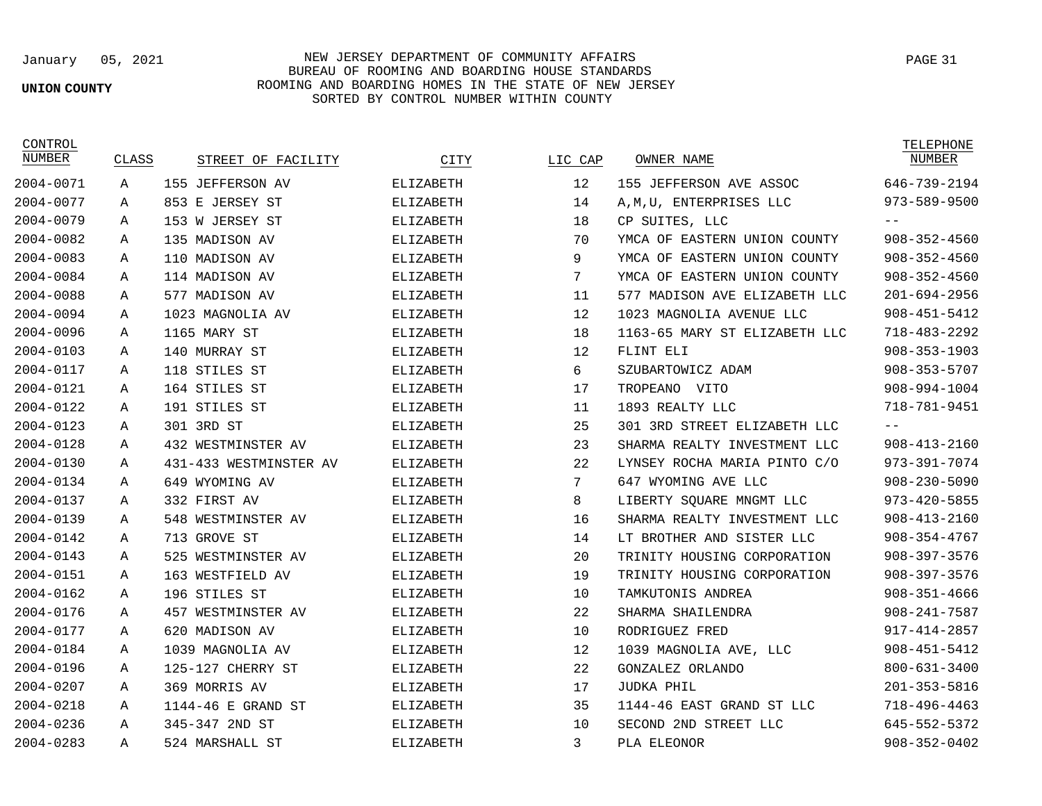NEW JERSEY DEPARTMENT OF COMMUNITY AFFAIRS
BUREAU OF ROOMING AND BOARDING HOUSE STANDARDS
ROOMING AND BOARDING HOMES IN THE STATE OF NEW JERSEY
SORTED BY CONTROL NUMBER WITHIN COUNTY

**UNION COUNTY**

| CONTROL NUMBER | CLASS | STREET OF FACILITY | CITY | LIC CAP | OWNER NAME | TELEPHONE NUMBER |
|---|---|---|---|---|---|---|
| 2004-0071 | A | 155 JEFFERSON AV | ELIZABETH | 12 | 155 JEFFERSON AVE ASSOC | 646-739-2194 |
| 2004-0077 | A | 853 E JERSEY ST | ELIZABETH | 14 | A,M,U, ENTERPRISES LLC | 973-589-9500 |
| 2004-0079 | A | 153 W JERSEY ST | ELIZABETH | 18 | CP SUITES, LLC | -- |
| 2004-0082 | A | 135 MADISON AV | ELIZABETH | 70 | YMCA OF EASTERN UNION COUNTY | 908-352-4560 |
| 2004-0083 | A | 110 MADISON AV | ELIZABETH | 9 | YMCA OF EASTERN UNION COUNTY | 908-352-4560 |
| 2004-0084 | A | 114 MADISON AV | ELIZABETH | 7 | YMCA OF EASTERN UNION COUNTY | 908-352-4560 |
| 2004-0088 | A | 577 MADISON AV | ELIZABETH | 11 | 577 MADISON AVE ELIZABETH LLC | 201-694-2956 |
| 2004-0094 | A | 1023 MAGNOLIA AV | ELIZABETH | 12 | 1023 MAGNOLIA AVENUE LLC | 908-451-5412 |
| 2004-0096 | A | 1165 MARY ST | ELIZABETH | 18 | 1163-65 MARY ST ELIZABETH LLC | 718-483-2292 |
| 2004-0103 | A | 140 MURRAY ST | ELIZABETH | 12 | FLINT ELI | 908-353-1903 |
| 2004-0117 | A | 118 STILES ST | ELIZABETH | 6 | SZUBARTOWICZ ADAM | 908-353-5707 |
| 2004-0121 | A | 164 STILES ST | ELIZABETH | 17 | TROPEANO VITO | 908-994-1004 |
| 2004-0122 | A | 191 STILES ST | ELIZABETH | 11 | 1893 REALTY LLC | 718-781-9451 |
| 2004-0123 | A | 301 3RD ST | ELIZABETH | 25 | 301 3RD STREET ELIZABETH LLC | -- |
| 2004-0128 | A | 432 WESTMINSTER AV | ELIZABETH | 23 | SHARMA REALTY INVESTMENT LLC | 908-413-2160 |
| 2004-0130 | A | 431-433 WESTMINSTER AV | ELIZABETH | 22 | LYNSEY ROCHA MARIA PINTO C/O | 973-391-7074 |
| 2004-0134 | A | 649 WYOMING AV | ELIZABETH | 7 | 647 WYOMING AVE LLC | 908-230-5090 |
| 2004-0137 | A | 332 FIRST AV | ELIZABETH | 8 | LIBERTY SQUARE MNGMT LLC | 973-420-5855 |
| 2004-0139 | A | 548 WESTMINSTER AV | ELIZABETH | 16 | SHARMA REALTY INVESTMENT LLC | 908-413-2160 |
| 2004-0142 | A | 713 GROVE ST | ELIZABETH | 14 | LT BROTHER AND SISTER LLC | 908-354-4767 |
| 2004-0143 | A | 525 WESTMINSTER AV | ELIZABETH | 20 | TRINITY HOUSING CORPORATION | 908-397-3576 |
| 2004-0151 | A | 163 WESTFIELD AV | ELIZABETH | 19 | TRINITY HOUSING CORPORATION | 908-397-3576 |
| 2004-0162 | A | 196 STILES ST | ELIZABETH | 10 | TAMKUTONIS ANDREA | 908-351-4666 |
| 2004-0176 | A | 457 WESTMINSTER AV | ELIZABETH | 22 | SHARMA SHAILENDRA | 908-241-7587 |
| 2004-0177 | A | 620 MADISON AV | ELIZABETH | 10 | RODRIGUEZ FRED | 917-414-2857 |
| 2004-0184 | A | 1039 MAGNOLIA AV | ELIZABETH | 12 | 1039 MAGNOLIA AVE, LLC | 908-451-5412 |
| 2004-0196 | A | 125-127 CHERRY ST | ELIZABETH | 22 | GONZALEZ ORLANDO | 800-631-3400 |
| 2004-0207 | A | 369 MORRIS AV | ELIZABETH | 17 | JUDKA PHIL | 201-353-5816 |
| 2004-0218 | A | 1144-46 E GRAND ST | ELIZABETH | 35 | 1144-46 EAST GRAND ST LLC | 718-496-4463 |
| 2004-0236 | A | 345-347 2ND ST | ELIZABETH | 10 | SECOND 2ND STREET LLC | 645-552-5372 |
| 2004-0283 | A | 524 MARSHALL ST | ELIZABETH | 3 | PLA ELEONOR | 908-352-0402 |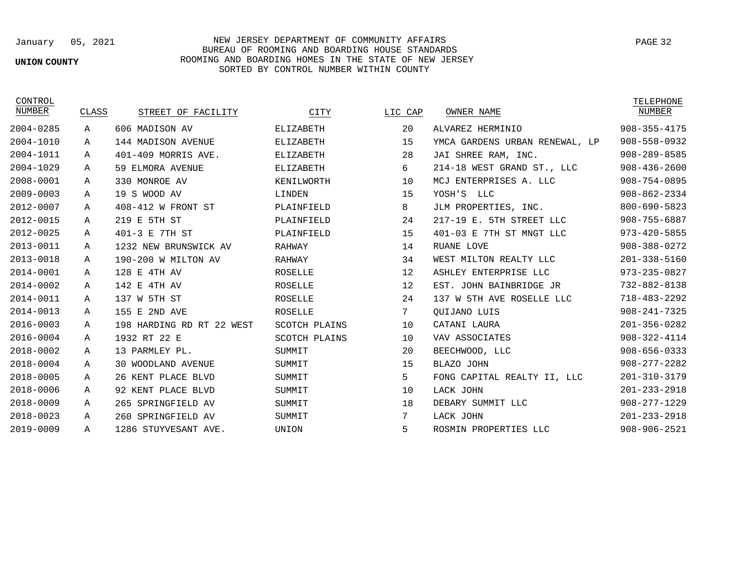January 05, 2021

**UNION COUNTY**

NEW JERSEY DEPARTMENT OF COMMUNITY AFFAIRS
BUREAU OF ROOMING AND BOARDING HOUSE STANDARDS
ROOMING AND BOARDING HOMES IN THE STATE OF NEW JERSEY
SORTED BY CONTROL NUMBER WITHIN COUNTY

| CONTROL NUMBER | CLASS | STREET OF FACILITY | CITY | LIC CAP | OWNER NAME | TELEPHONE NUMBER |
|---|---|---|---|---|---|---|
| 2004-0285 | A | 606 MADISON AV | ELIZABETH | 20 | ALVAREZ HERMINIO | 908-355-4175 |
| 2004-1010 | A | 144 MADISON AVENUE | ELIZABETH | 15 | YMCA GARDENS URBAN RENEWAL, LP | 908-558-0932 |
| 2004-1011 | A | 401-409 MORRIS AVE. | ELIZABETH | 28 | JAI SHREE RAM, INC. | 908-289-8585 |
| 2004-1029 | A | 59 ELMORA AVENUE | ELIZABETH | 6 | 214-18 WEST GRAND ST., LLC | 908-436-2600 |
| 2008-0001 | A | 330 MONROE AV | KENILWORTH | 10 | MCJ ENTERPRISES A. LLC | 908-754-0895 |
| 2009-0003 | A | 19 S WOOD AV | LINDEN | 15 | YOSH'S LLC | 908-862-2334 |
| 2012-0007 | A | 408-412 W FRONT ST | PLAINFIELD | 8 | JLM PROPERTIES, INC. | 800-690-5823 |
| 2012-0015 | A | 219 E 5TH ST | PLAINFIELD | 24 | 217-19 E. 5TH STREET LLC | 908-755-6887 |
| 2012-0025 | A | 401-3 E 7TH ST | PLAINFIELD | 15 | 401-03 E 7TH ST MNGT LLC | 973-420-5855 |
| 2013-0011 | A | 1232 NEW BRUNSWICK AV | RAHWAY | 14 | RUANE LOVE | 908-388-0272 |
| 2013-0018 | A | 190-200 W MILTON AV | RAHWAY | 34 | WEST MILTON REALTY LLC | 201-338-5160 |
| 2014-0001 | A | 128 E 4TH AV | ROSELLE | 12 | ASHLEY ENTERPRISE LLC | 973-235-0827 |
| 2014-0002 | A | 142 E 4TH AV | ROSELLE | 12 | EST. JOHN BAINBRIDGE JR | 732-882-8138 |
| 2014-0011 | A | 137 W 5TH ST | ROSELLE | 24 | 137 W 5TH AVE ROSELLE LLC | 718-483-2292 |
| 2014-0013 | A | 155 E 2ND AVE | ROSELLE | 7 | QUIJANO LUIS | 908-241-7325 |
| 2016-0003 | A | 198 HARDING RD RT 22 WEST | SCOTCH PLAINS | 10 | CATANI LAURA | 201-356-0282 |
| 2016-0004 | A | 1932 RT 22 E | SCOTCH PLAINS | 10 | VAV ASSOCIATES | 908-322-4114 |
| 2018-0002 | A | 13 PARMLEY PL. | SUMMIT | 20 | BEECHWOOD, LLC | 908-656-0333 |
| 2018-0004 | A | 30 WOODLAND AVENUE | SUMMIT | 15 | BLAZO JOHN | 908-277-2282 |
| 2018-0005 | A | 26 KENT PLACE BLVD | SUMMIT | 5 | FONG CAPITAL REALTY II, LLC | 201-310-3179 |
| 2018-0006 | A | 92 KENT PLACE BLVD | SUMMIT | 10 | LACK JOHN | 201-233-2918 |
| 2018-0009 | A | 265 SPRINGFIELD AV | SUMMIT | 18 | DEBARY SUMMIT LLC | 908-277-1229 |
| 2018-0023 | A | 260 SPRINGFIELD AV | SUMMIT | 7 | LACK JOHN | 201-233-2918 |
| 2019-0009 | A | 1286 STUYVESANT AVE. | UNION | 5 | ROSMIN PROPERTIES LLC | 908-906-2521 |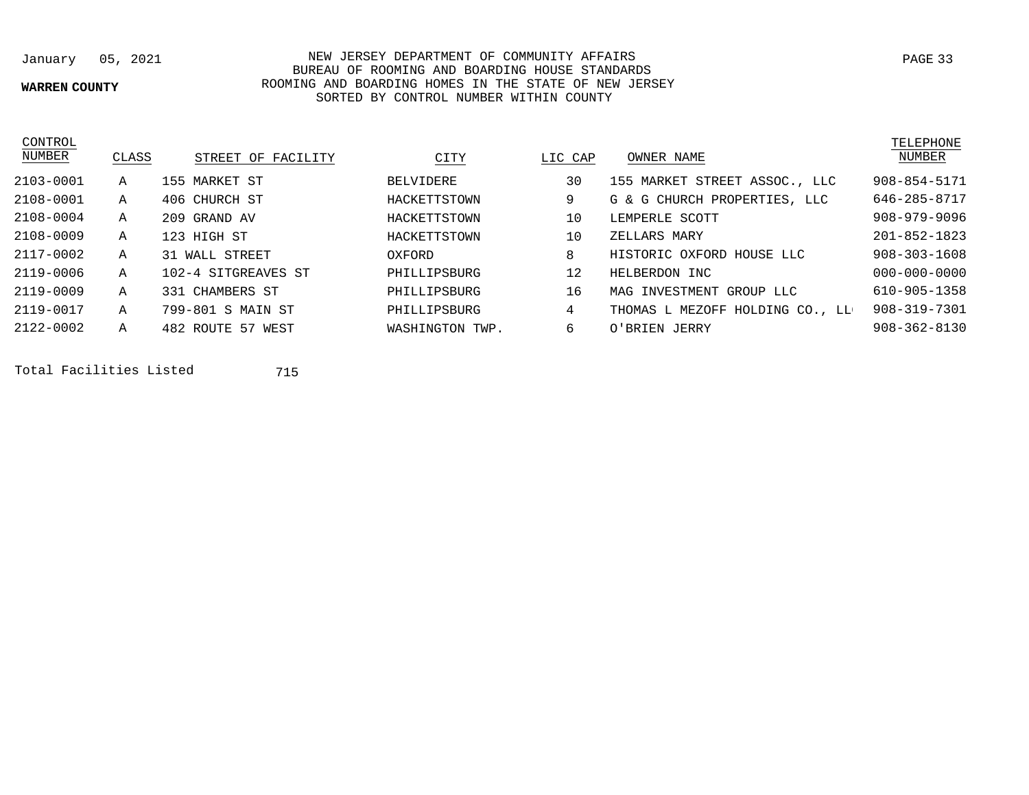January 05, 2021

NEW JERSEY DEPARTMENT OF COMMUNITY AFFAIRS
BUREAU OF ROOMING AND BOARDING HOUSE STANDARDS
ROOMING AND BOARDING HOMES IN THE STATE OF NEW JERSEY
SORTED BY CONTROL NUMBER WITHIN COUNTY

**WARREN COUNTY**

| CONTROL NUMBER | CLASS | STREET OF FACILITY | CITY | LIC CAP | OWNER NAME | TELEPHONE NUMBER |
|---|---|---|---|---|---|---|
| 2103-0001 | A | 155 MARKET ST | BELVIDERE | 30 | 155 MARKET STREET ASSOC., LLC | 908-854-5171 |
| 2108-0001 | A | 406 CHURCH ST | HACKETTSTOWN | 9 | G & G CHURCH PROPERTIES, LLC | 646-285-8717 |
| 2108-0004 | A | 209 GRAND AV | HACKETTSTOWN | 10 | LEMPERLE SCOTT | 908-979-9096 |
| 2108-0009 | A | 123 HIGH ST | HACKETTSTOWN | 10 | ZELLARS MARY | 201-852-1823 |
| 2117-0002 | A | 31 WALL STREET | OXFORD | 8 | HISTORIC OXFORD HOUSE LLC | 908-303-1608 |
| 2119-0006 | A | 102-4 SITGREAVES ST | PHILLIPSBURG | 12 | HELBERDON INC | 000-000-0000 |
| 2119-0009 | A | 331 CHAMBERS ST | PHILLIPSBURG | 16 | MAG INVESTMENT GROUP LLC | 610-905-1358 |
| 2119-0017 | A | 799-801 S MAIN ST | PHILLIPSBURG | 4 | THOMAS L MEZOFF HOLDING CO., LL | 908-319-7301 |
| 2122-0002 | A | 482 ROUTE 57 WEST | WASHINGTON TWP. | 6 | O'BRIEN JERRY | 908-362-8130 |

Total Facilities Listed 715